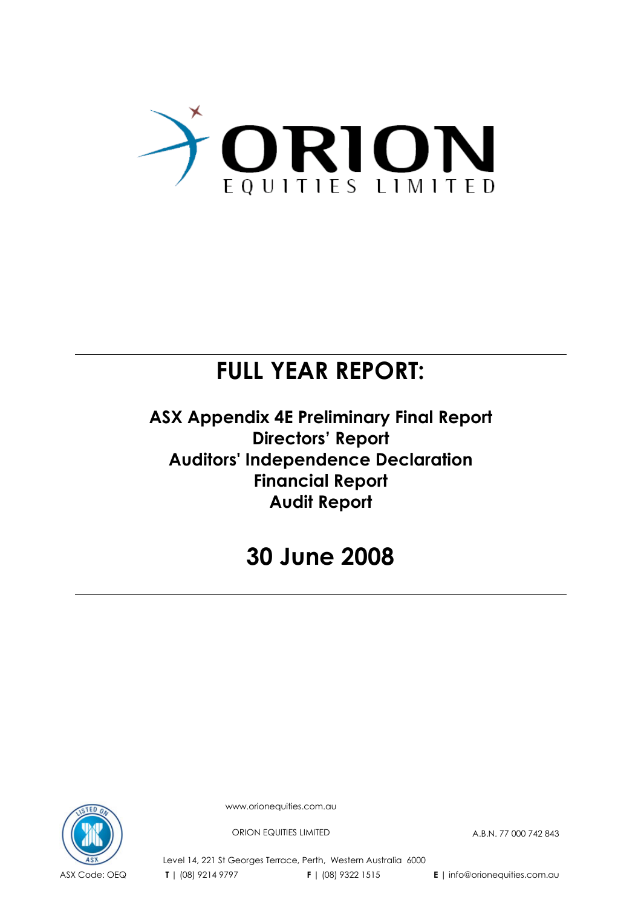# ORION EQUITIES LIMITED

---

# FULL YEAR REPORT:

**ASX Appendix 4E Preliminary Final Report**
**Directors' Report**
**Auditors' Independence Declaration**
**Financial Report**
**Audit Report**

# 30 June 2008

---

www.orionequities.com.au

ORION EQUITIES LIMITED

A.B.N. 77 000 742 843

Level 14, 221 St Georges Terrace, Perth, Western Australia 6000

ASX Code: OEQ

**T** | (08) 9214 9797

**F** | (08) 9322 1515

**E** | info@orionequities.com.au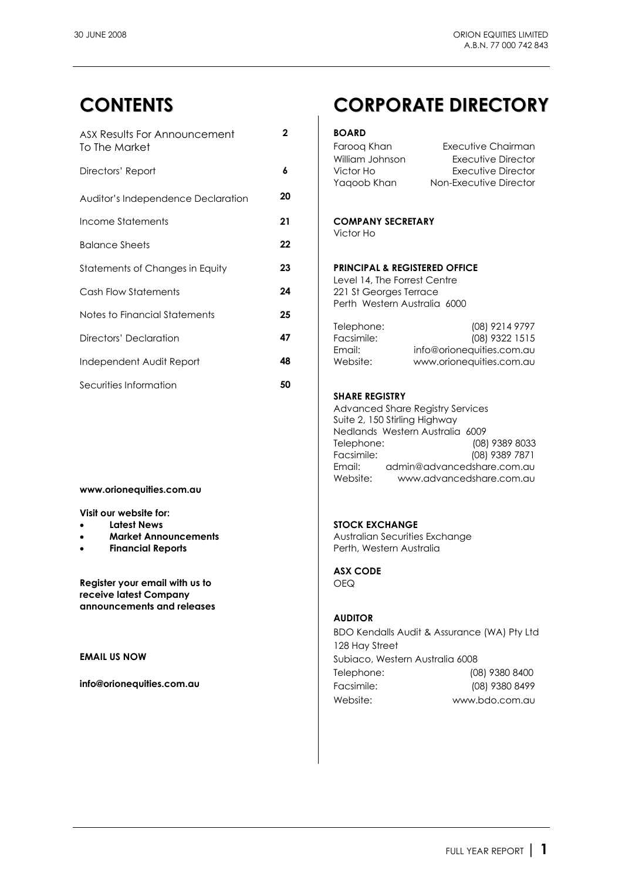# CONTENTS

| | |
|---|---|
| ASX Results For Announcement To The Market | 2 |
| Directors' Report | 6 |
| Auditor's Independence Declaration | 20 |
| Income Statements | 21 |
| Balance Sheets | 22 |
| Statements of Changes in Equity | 23 |
| Cash Flow Statements | 24 |
| Notes to Financial Statements | 25 |
| Directors' Declaration | 47 |
| Independent Audit Report | 48 |
| Securities Information | 50 |

**www.orionequities.com.au**

**Visit our website for:**

- **Latest News**
- **Market Announcements**
- **Financial Reports**

**Register your email with us to receive latest Company announcements and releases**

**EMAIL US NOW**

**info@orionequities.com.au**

# CORPORATE DIRECTORY

**BOARD**

| | |
|---|---|
| Farooq Khan | Executive Chairman |
| William Johnson | Executive Director |
| Victor Ho | Executive Director |
| Yaqoob Khan | Non-Executive Director |

**COMPANY SECRETARY**

Victor Ho

**PRINCIPAL & REGISTERED OFFICE**

Level 14, The Forrest Centre
221 St Georges Terrace
Perth Western Australia 6000

| | |
|---|---|
| Telephone: | (08) 9214 9797 |
| Facsimile: | (08) 9322 1515 |
| Email: | info@orionequities.com.au |
| Website: | www.orionequities.com.au |

**SHARE REGISTRY**

Advanced Share Registry Services
Suite 2, 150 Stirling Highway
Nedlands Western Australia 6009

| | |
|---|---|
| Telephone: | (08) 9389 8033 |
| Facsimile: | (08) 9389 7871 |
| Email: | admin@advancedshare.com.au |
| Website: | www.advancedshare.com.au |

**STOCK EXCHANGE**

Australian Securities Exchange
Perth, Western Australia

**ASX CODE**

OEQ

**AUDITOR**

BDO Kendalls Audit & Assurance (WA) Pty Ltd
128 Hay Street
Subiaco, Western Australia 6008

| | |
|---|---|
| Telephone: | (08) 9380 8400 |
| Facsimile: | (08) 9380 8499 |
| Website: | www.bdo.com.au |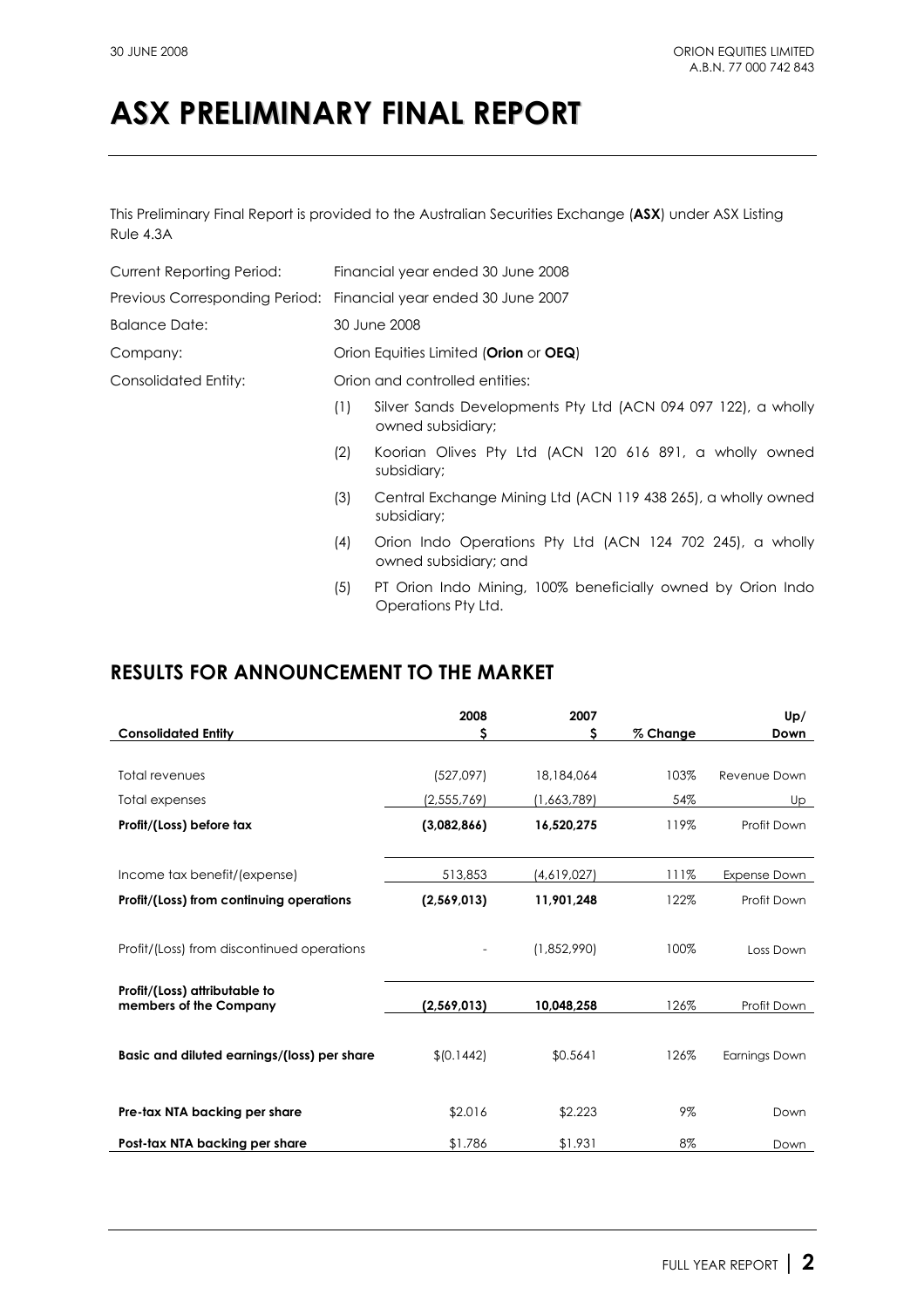# ASX PRELIMINARY FINAL REPORT

This Preliminary Final Report is provided to the Australian Securities Exchange (**ASX**) under ASX Listing Rule 4.3A

| | |
|---|---|
| Current Reporting Period: | Financial year ended 30 June 2008 |
| Previous Corresponding Period: | Financial year ended 30 June 2007 |
| Balance Date: | 30 June 2008 |
| Company: | Orion Equities Limited (**Orion** or **OEQ**) |
| Consolidated Entity: | Orion and controlled entities: |

(1) Silver Sands Developments Pty Ltd (ACN 094 097 122), a wholly owned subsidiary;

(2) Koorian Olives Pty Ltd (ACN 120 616 891, a wholly owned subsidiary;

(3) Central Exchange Mining Ltd (ACN 119 438 265), a wholly owned subsidiary;

(4) Orion Indo Operations Pty Ltd (ACN 124 702 245), a wholly owned subsidiary; and

(5) PT Orion Indo Mining, 100% beneficially owned by Orion Indo Operations Pty Ltd.

## RESULTS FOR ANNOUNCEMENT TO THE MARKET

| Consolidated Entity | 2008 $ | 2007 $ | % Change | Up/ Down |
|---|---|---|---|---|
| Total revenues | (527,097) | 18,184,064 | 103% | Revenue Down |
| Total expenses | (2,555,769) | (1,663,789) | 54% | Up |
| **Profit/(Loss) before tax** | **(3,082,866)** | **16,520,275** | 119% | Profit Down |
| Income tax benefit/(expense) | 513,853 | (4,619,027) | 111% | Expense Down |
| **Profit/(Loss) from continuing operations** | **(2,569,013)** | **11,901,248** | 122% | Profit Down |
| Profit/(Loss) from discontinued operations | - | (1,852,990) | 100% | Loss Down |
| **Profit/(Loss) attributable to members of the Company** | **(2,569,013)** | **10,048,258** | 126% | Profit Down |
| **Basic and diluted earnings/(loss) per share** | $(0.1442) | $0.5641 | 126% | Earnings Down |
| **Pre-tax NTA backing per share** | $2.016 | $2.223 | 9% | Down |
| **Post-tax NTA backing per share** | $1.786 | $1.931 | 8% | Down |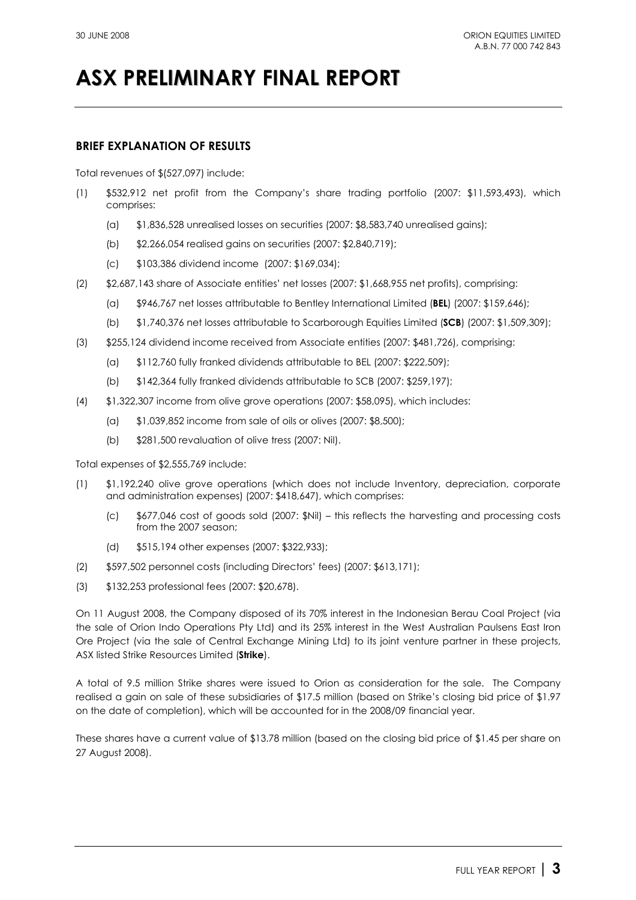# ASX PRELIMINARY FINAL REPORT

## BRIEF EXPLANATION OF RESULTS

Total revenues of $(527,097) include:

(1) $532,912 net profit from the Company's share trading portfolio (2007: $11,593,493), which comprises:

   (a) $1,836,528 unrealised losses on securities (2007: $8,583,740 unrealised gains);

   (b) $2,266,054 realised gains on securities (2007: $2,840,719);

   (c) $103,386 dividend income (2007: $169,034);

(2) $2,687,143 share of Associate entities' net losses (2007: $1,668,955 net profits), comprising:

   (a) $946,767 net losses attributable to Bentley International Limited (**BEL**) (2007: $159,646);

   (b) $1,740,376 net losses attributable to Scarborough Equities Limited (**SCB**) (2007: $1,509,309);

(3) $255,124 dividend income received from Associate entities (2007: $481,726), comprising:

   (a) $112,760 fully franked dividends attributable to BEL (2007: $222,509);

   (b) $142,364 fully franked dividends attributable to SCB (2007: $259,197);

(4) $1,322,307 income from olive grove operations (2007: $58,095), which includes:

   (a) $1,039,852 income from sale of oils or olives (2007: $8,500);

   (b) $281,500 revaluation of olive tress (2007: Nil).

Total expenses of $2,555,769 include:

(1) $1,192,240 olive grove operations (which does not include Inventory, depreciation, corporate and administration expenses) (2007: $418,647), which comprises:

   (c) $677,046 cost of goods sold (2007: $Nil) – this reflects the harvesting and processing costs from the 2007 season;

   (d) $515,194 other expenses (2007: $322,933);

(2) $597,502 personnel costs (including Directors' fees) (2007: $613,171);

(3) $132,253 professional fees (2007: $20,678).

On 11 August 2008, the Company disposed of its 70% interest in the Indonesian Berau Coal Project (via the sale of Orion Indo Operations Pty Ltd) and its 25% interest in the West Australian Paulsens East Iron Ore Project (via the sale of Central Exchange Mining Ltd) to its joint venture partner in these projects, ASX listed Strike Resources Limited (**Strike**).

A total of 9.5 million Strike shares were issued to Orion as consideration for the sale. The Company realised a gain on sale of these subsidiaries of $17.5 million (based on Strike's closing bid price of $1.97 on the date of completion), which will be accounted for in the 2008/09 financial year.

These shares have a current value of $13.78 million (based on the closing bid price of $1.45 per share on 27 August 2008).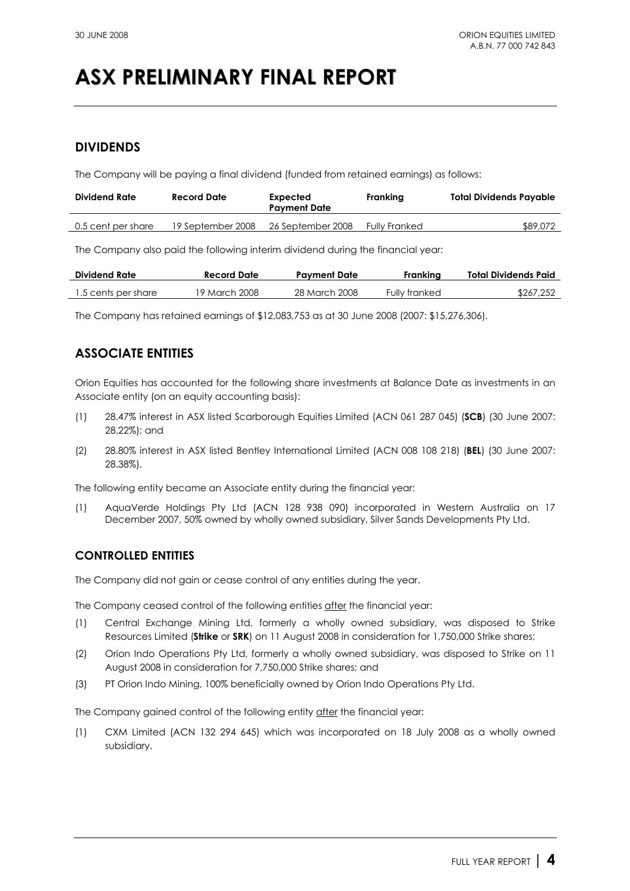# ASX PRELIMINARY FINAL REPORT

## DIVIDENDS

The Company will be paying a final dividend (funded from retained earnings) as follows:

| Dividend Rate | Record Date | Expected Payment Date | Franking | Total Dividends Payable |
|---|---|---|---|---|
| 0.5 cent per share | 19 September 2008 | 26 September 2008 | Fully Franked | $89,072 |

The Company also paid the following interim dividend during the financial year:

| Dividend Rate | Record Date | Payment Date | Franking | Total Dividends Paid |
|---|---|---|---|---|
| 1.5 cents per share | 19 March 2008 | 28 March 2008 | Fully franked | $267,252 |

The Company has retained earnings of $12,083,753 as at 30 June 2008 (2007: $15,276,306).

## ASSOCIATE ENTITIES

Orion Equities has accounted for the following share investments at Balance Date as investments in an Associate entity (on an equity accounting basis):

(1) 28.47% interest in ASX listed Scarborough Equities Limited (ACN 061 287 045) (**SCB**) (30 June 2007: 28.22%); and

(2) 28.80% interest in ASX listed Bentley International Limited (ACN 008 108 218) (**BEL**) (30 June 2007: 28.38%).

The following entity became an Associate entity during the financial year:

(1) AquaVerde Holdings Pty Ltd (ACN 128 938 090) incorporated in Western Australia on 17 December 2007, 50% owned by wholly owned subsidiary, Silver Sands Developments Pty Ltd.

### CONTROLLED ENTITIES

The Company did not gain or cease control of any entities during the year.

The Company ceased control of the following entities after the financial year:

(1) Central Exchange Mining Ltd, formerly a wholly owned subsidiary, was disposed to Strike Resources Limited (**Strike** or **SRK**) on 11 August 2008 in consideration for 1,750,000 Strike shares;

(2) Orion Indo Operations Pty Ltd, formerly a wholly owned subsidiary, was disposed to Strike on 11 August 2008 in consideration for 7,750,000 Strike shares; and

(3) PT Orion Indo Mining, 100% beneficially owned by Orion Indo Operations Pty Ltd.

The Company gained control of the following entity after the financial year:

(1) CXM Limited (ACN 132 294 645) which was incorporated on 18 July 2008 as a wholly owned subsidiary.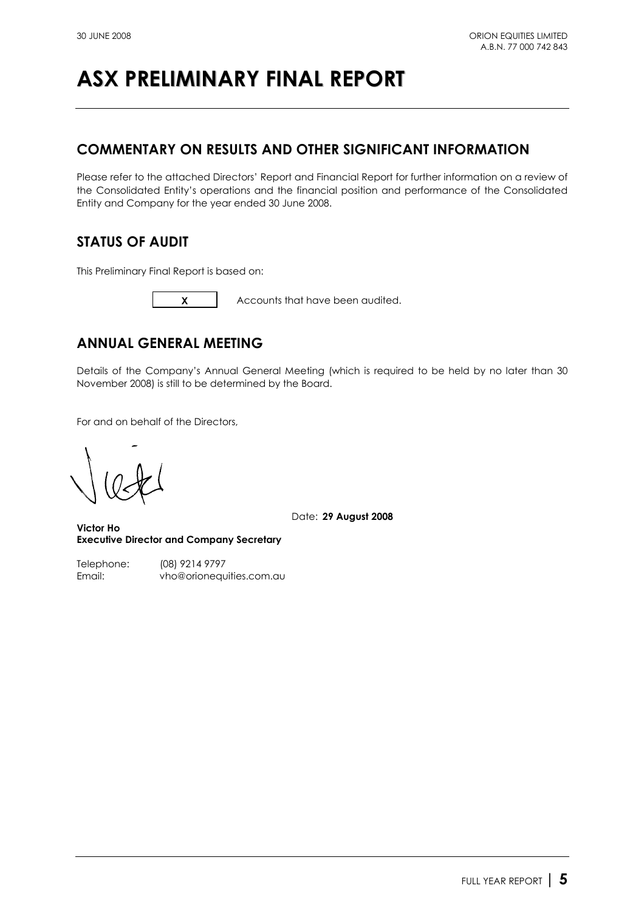# ASX PRELIMINARY FINAL REPORT

## COMMENTARY ON RESULTS AND OTHER SIGNIFICANT INFORMATION

Please refer to the attached Directors' Report and Financial Report for further information on a review of the Consolidated Entity's operations and the financial position and performance of the Consolidated Entity and Company for the year ended 30 June 2008.

## STATUS OF AUDIT

This Preliminary Final Report is based on:

| X | Accounts that have been audited. |
|---|---|

## ANNUAL GENERAL MEETING

Details of the Company's Annual General Meeting (which is required to be held by no later than 30 November 2008) is still to be determined by the Board.

For and on behalf of the Directors,

Date: **29 August 2008**

**Victor Ho**
**Executive Director and Company Secretary**

Telephone: (08) 9214 9797
Email: vho@orionequities.com.au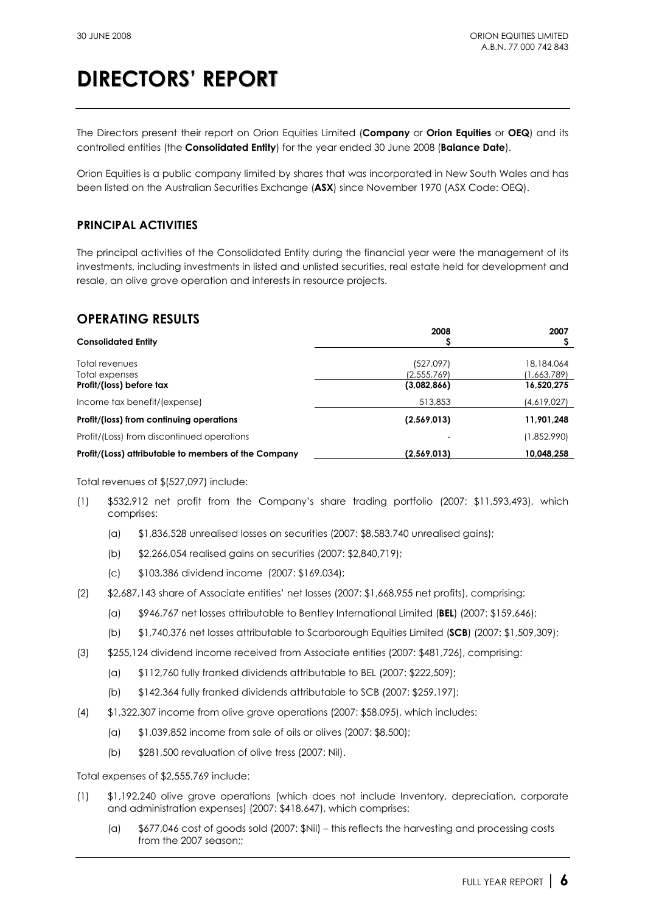# DIRECTORS' REPORT

The Directors present their report on Orion Equities Limited (**Company** or **Orion Equities** or **OEQ**) and its controlled entities (the **Consolidated Entity**) for the year ended 30 June 2008 (**Balance Date**).

Orion Equities is a public company limited by shares that was incorporated in New South Wales and has been listed on the Australian Securities Exchange (**ASX**) since November 1970 (ASX Code: OEQ).

## PRINCIPAL ACTIVITIES

The principal activities of the Consolidated Entity during the financial year were the management of its investments, including investments in listed and unlisted securities, real estate held for development and resale, an olive grove operation and interests in resource projects.

## OPERATING RESULTS

| Consolidated Entity | 2008 $ | 2007 $ |
|---|---|---|
| Total revenues | (527,097) | 18,184,064 |
| Total expenses | (2,555,769) | (1,663,789) |
| **Profit/(loss) before tax** | **(3,082,866)** | **16,520,275** |
| Income tax benefit/(expense) | 513,853 | (4,619,027) |
| **Profit/(loss) from continuing operations** | **(2,569,013)** | **11,901,248** |
| Profit/(Loss) from discontinued operations | - | (1,852,990) |
| **Profit/(Loss) attributable to members of the Company** | **(2,569,013)** | **10,048,258** |

Total revenues of $(527,097) include:

(1) $532,912 net profit from the Company's share trading portfolio (2007: $11,593,493), which comprises:

  (a) $1,836,528 unrealised losses on securities (2007: $8,583,740 unrealised gains);

  (b) $2,266,054 realised gains on securities (2007: $2,840,719);

  (c) $103,386 dividend income (2007: $169,034);

(2) $2,687,143 share of Associate entities' net losses (2007: $1,668,955 net profits), comprising:

  (a) $946,767 net losses attributable to Bentley International Limited (**BEL**) (2007: $159,646);

  (b) $1,740,376 net losses attributable to Scarborough Equities Limited (**SCB**) (2007: $1,509,309);

(3) $255,124 dividend income received from Associate entities (2007: $481,726), comprising:

  (a) $112,760 fully franked dividends attributable to BEL (2007: $222,509);

  (b) $142,364 fully franked dividends attributable to SCB (2007: $259,197);

(4) $1,322,307 income from olive grove operations (2007: $58,095), which includes:

  (a) $1,039,852 income from sale of oils or olives (2007: $8,500);

  (b) $281,500 revaluation of olive tress (2007: Nil).

Total expenses of $2,555,769 include:

(1) $1,192,240 olive grove operations (which does not include Inventory, depreciation, corporate and administration expenses) (2007: $418,647), which comprises:

  (a) $677,046 cost of goods sold (2007: $Nil) – this reflects the harvesting and processing costs from the 2007 season;;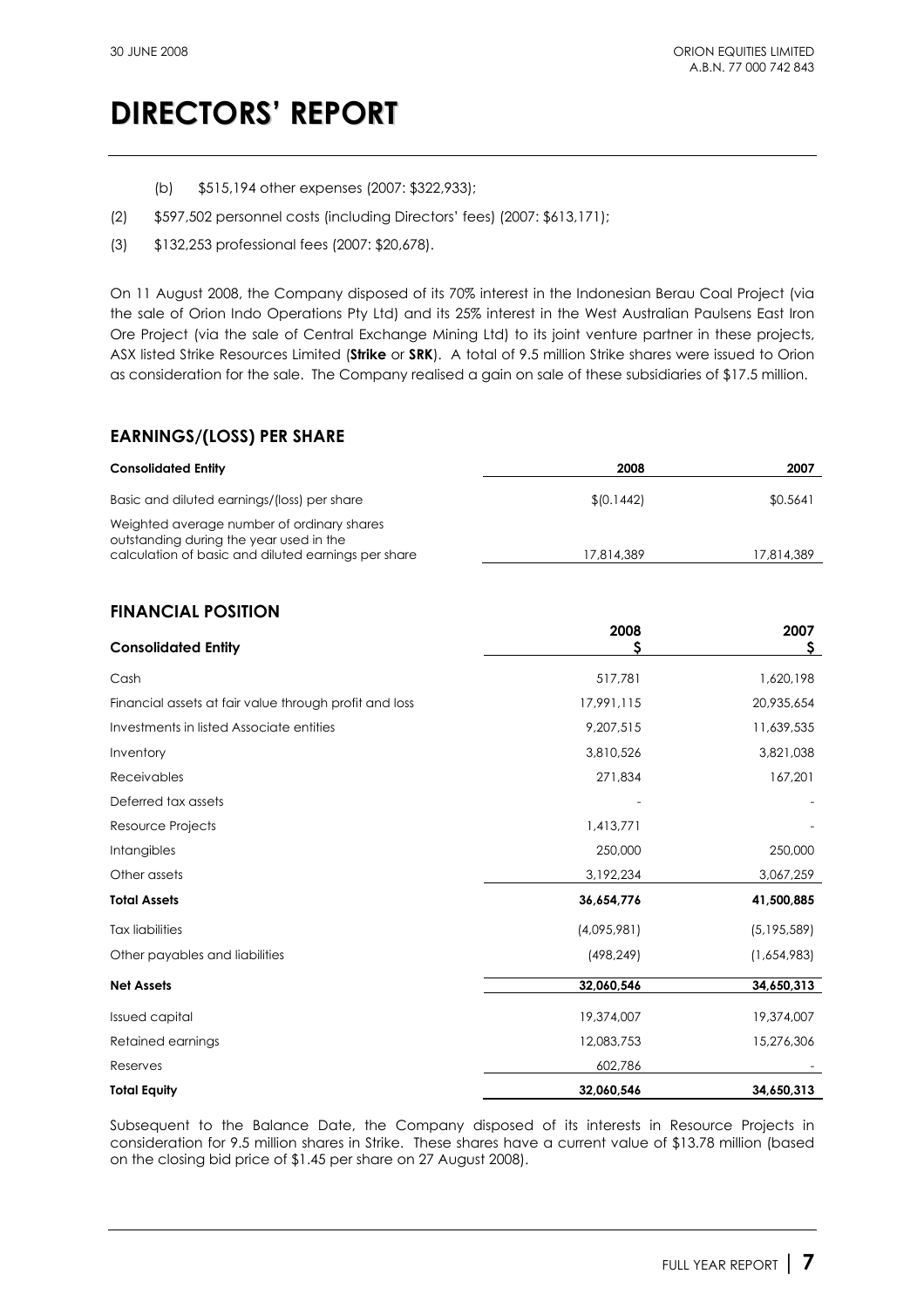# DIRECTORS' REPORT

(b) $515,194 other expenses (2007: $322,933);

(2) $597,502 personnel costs (including Directors' fees) (2007: $613,171);

(3) $132,253 professional fees (2007: $20,678).

On 11 August 2008, the Company disposed of its 70% interest in the Indonesian Berau Coal Project (via the sale of Orion Indo Operations Pty Ltd) and its 25% interest in the West Australian Paulsens East Iron Ore Project (via the sale of Central Exchange Mining Ltd) to its joint venture partner in these projects, ASX listed Strike Resources Limited (**Strike** or **SRK**). A total of 9.5 million Strike shares were issued to Orion as consideration for the sale. The Company realised a gain on sale of these subsidiaries of $17.5 million.

## EARNINGS/(LOSS) PER SHARE

| Consolidated Entity | 2008 | 2007 |
|---|---|---|
| Basic and diluted earnings/(loss) per share | $(0.1442) | $0.5641 |
| Weighted average number of ordinary shares outstanding during the year used in the calculation of basic and diluted earnings per share | 17,814,389 | 17,814,389 |

## FINANCIAL POSITION

| Consolidated Entity | 2008 $ | 2007 $ |
|---|---|---|
| Cash | 517,781 | 1,620,198 |
| Financial assets at fair value through profit and loss | 17,991,115 | 20,935,654 |
| Investments in listed Associate entities | 9,207,515 | 11,639,535 |
| Inventory | 3,810,526 | 3,821,038 |
| Receivables | 271,834 | 167,201 |
| Deferred tax assets | - | - |
| Resource Projects | 1,413,771 | - |
| Intangibles | 250,000 | 250,000 |
| Other assets | 3,192,234 | 3,067,259 |
| **Total Assets** | **36,654,776** | **41,500,885** |
| Tax liabilities | (4,095,981) | (5,195,589) |
| Other payables and liabilities | (498,249) | (1,654,983) |
| **Net Assets** | **32,060,546** | **34,650,313** |
| Issued capital | 19,374,007 | 19,374,007 |
| Retained earnings | 12,083,753 | 15,276,306 |
| Reserves | 602,786 | - |
| **Total Equity** | **32,060,546** | **34,650,313** |

Subsequent to the Balance Date, the Company disposed of its interests in Resource Projects in consideration for 9.5 million shares in Strike. These shares have a current value of $13.78 million (based on the closing bid price of $1.45 per share on 27 August 2008).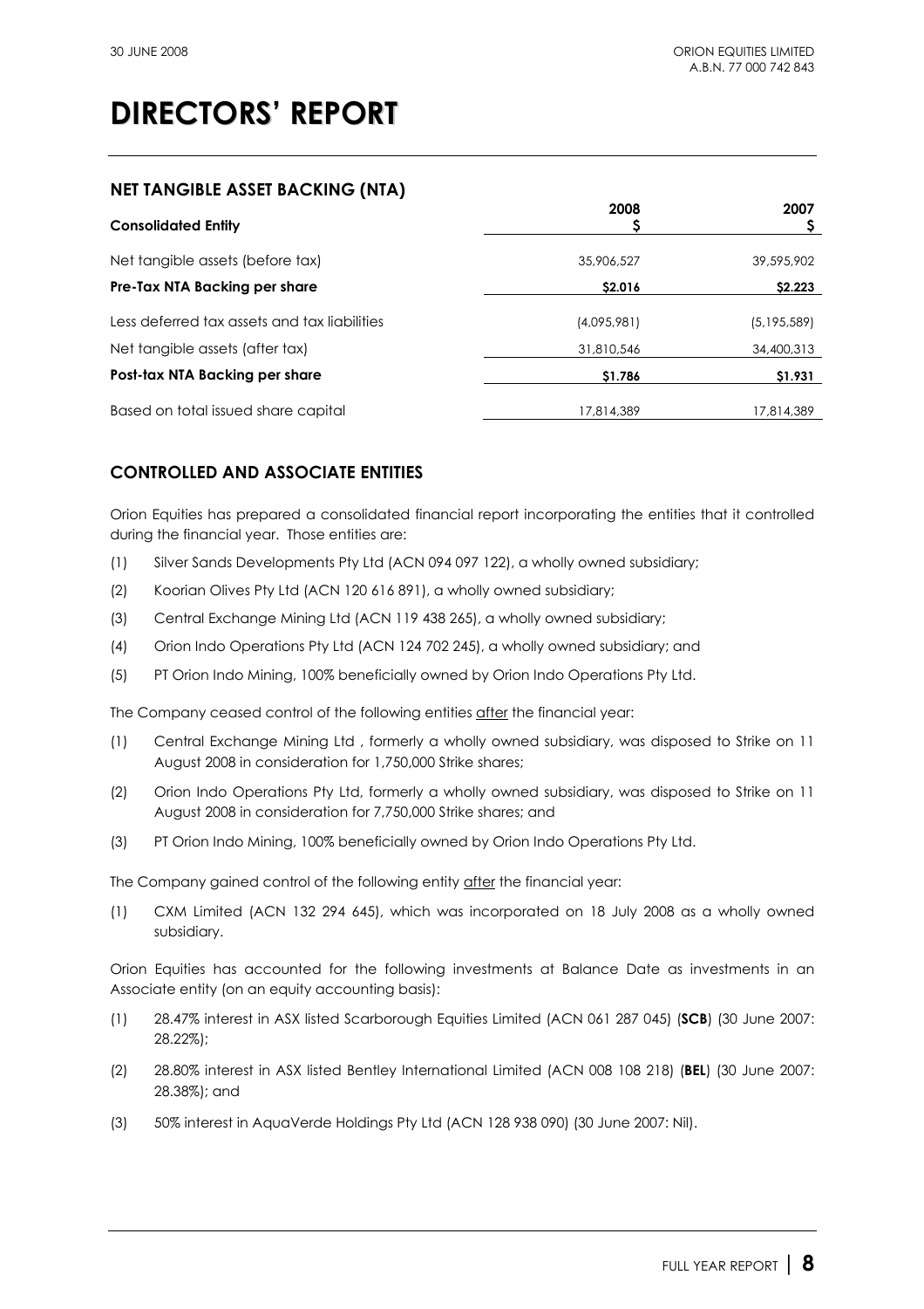# DIRECTORS' REPORT

## NET TANGIBLE ASSET BACKING (NTA)

| Consolidated Entity | 2008 $ | 2007 $ |
|---|---|---|
| Net tangible assets (before tax) | 35,906,527 | 39,595,902 |
| **Pre-Tax NTA Backing per share** | **$2.016** | **$2.223** |
| Less deferred tax assets and tax liabilities | (4,095,981) | (5,195,589) |
| Net tangible assets (after tax) | 31,810,546 | 34,400,313 |
| **Post-tax NTA Backing per share** | **$1.786** | **$1.931** |
| Based on total issued share capital | 17,814,389 | 17,814,389 |

## CONTROLLED AND ASSOCIATE ENTITIES

Orion Equities has prepared a consolidated financial report incorporating the entities that it controlled during the financial year. Those entities are:

(1) Silver Sands Developments Pty Ltd (ACN 094 097 122), a wholly owned subsidiary;

(2) Koorian Olives Pty Ltd (ACN 120 616 891), a wholly owned subsidiary;

(3) Central Exchange Mining Ltd (ACN 119 438 265), a wholly owned subsidiary;

(4) Orion Indo Operations Pty Ltd (ACN 124 702 245), a wholly owned subsidiary; and

(5) PT Orion Indo Mining, 100% beneficially owned by Orion Indo Operations Pty Ltd.

The Company ceased control of the following entities after the financial year:

(1) Central Exchange Mining Ltd , formerly a wholly owned subsidiary, was disposed to Strike on 11 August 2008 in consideration for 1,750,000 Strike shares;

(2) Orion Indo Operations Pty Ltd, formerly a wholly owned subsidiary, was disposed to Strike on 11 August 2008 in consideration for 7,750,000 Strike shares; and

(3) PT Orion Indo Mining, 100% beneficially owned by Orion Indo Operations Pty Ltd.

The Company gained control of the following entity after the financial year:

(1) CXM Limited (ACN 132 294 645), which was incorporated on 18 July 2008 as a wholly owned subsidiary.

Orion Equities has accounted for the following investments at Balance Date as investments in an Associate entity (on an equity accounting basis):

(1) 28.47% interest in ASX listed Scarborough Equities Limited (ACN 061 287 045) (**SCB**) (30 June 2007: 28.22%);

(2) 28.80% interest in ASX listed Bentley International Limited (ACN 008 108 218) (**BEL**) (30 June 2007: 28.38%); and

(3) 50% interest in AquaVerde Holdings Pty Ltd (ACN 128 938 090) (30 June 2007: Nil).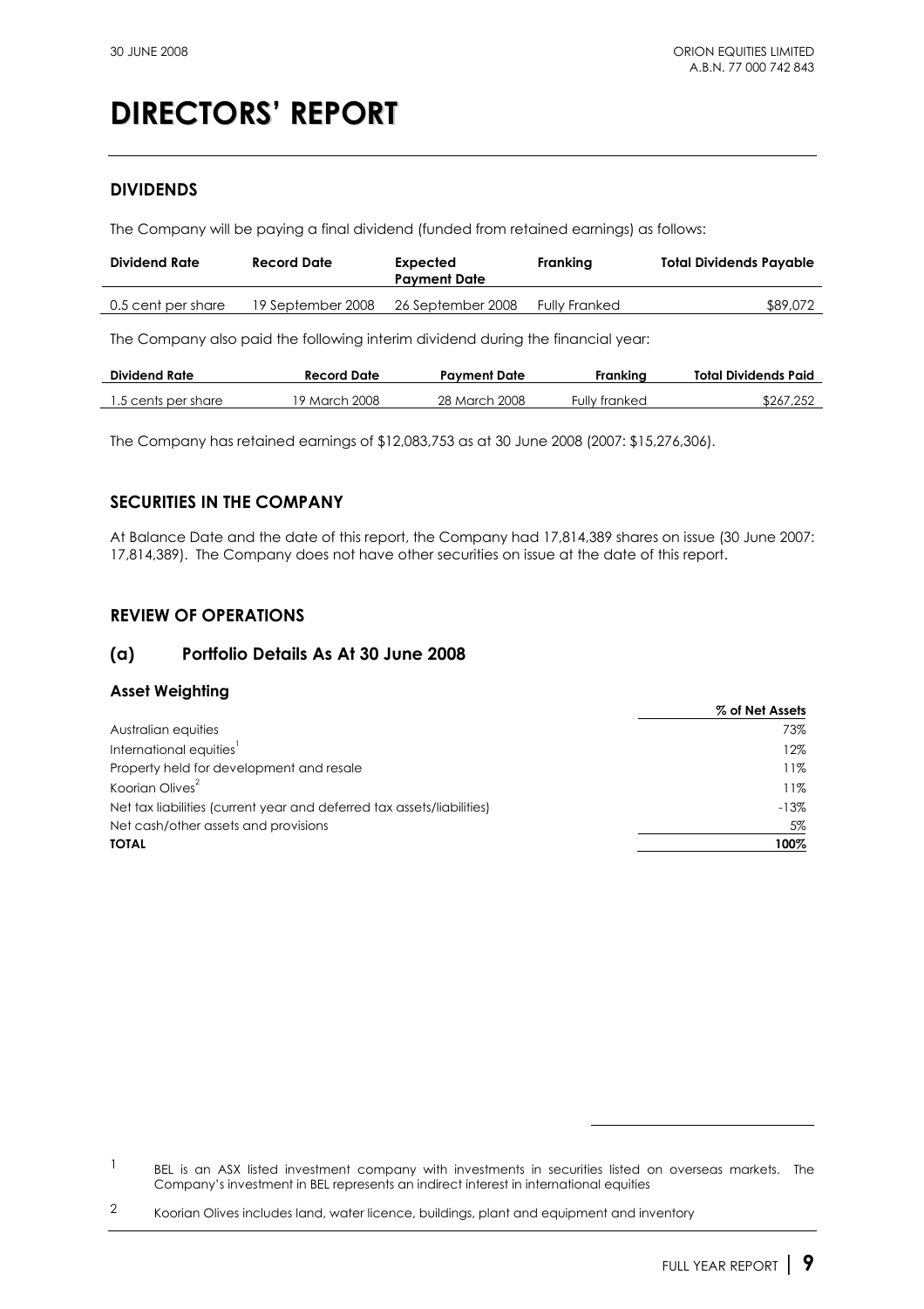# DIRECTORS' REPORT

## DIVIDENDS

The Company will be paying a final dividend (funded from retained earnings) as follows:

| Dividend Rate | Record Date | Expected Payment Date | Franking | Total Dividends Payable |
|---|---|---|---|---|
| 0.5 cent per share | 19 September 2008 | 26 September 2008 | Fully Franked | $89,072 |

The Company also paid the following interim dividend during the financial year:

| Dividend Rate | Record Date | Payment Date | Franking | Total Dividends Paid |
|---|---|---|---|---|
| 1.5 cents per share | 19 March 2008 | 28 March 2008 | Fully franked | $267,252 |

The Company has retained earnings of $12,083,753 as at 30 June 2008 (2007: $15,276,306).

## SECURITIES IN THE COMPANY

At Balance Date and the date of this report, the Company had 17,814,389 shares on issue (30 June 2007: 17,814,389). The Company does not have other securities on issue at the date of this report.

## REVIEW OF OPERATIONS

## (a) Portfolio Details As At 30 June 2008

### Asset Weighting

| | % of Net Assets |
|---|---|
| Australian equities | 73% |
| International equities[1] | 12% |
| Property held for development and resale | 11% |
| Koorian Olives[2] | 11% |
| Net tax liabilities (current year and deferred tax assets/liabilities) | -13% |
| Net cash/other assets and provisions | 5% |
| **TOTAL** | **100%** |

[1] BEL is an ASX listed investment company with investments in securities listed on overseas markets. The Company's investment in BEL represents an indirect interest in international equities

[2] Koorian Olives includes land, water licence, buildings, plant and equipment and inventory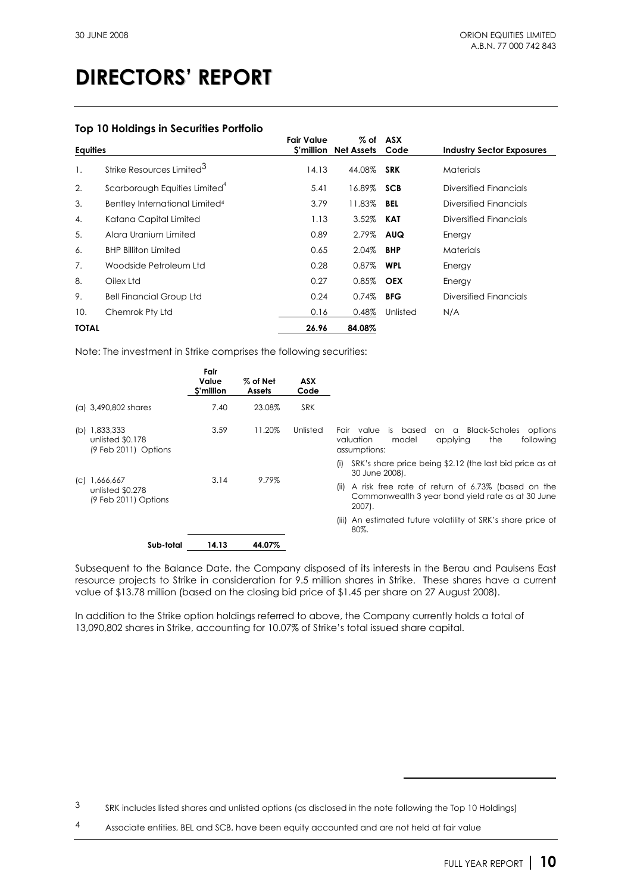# DIRECTORS' REPORT

### Top 10 Holdings in Securities Portfolio

| Equities | | Fair Value $'million | % of Net Assets | ASX Code | Industry Sector Exposures |
|---|---|---|---|---|---|
| 1. | Strike Resources Limited[3] | 14.13 | 44.08% | **SRK** | Materials |
| 2. | Scarborough Equities Limited[4] | 5.41 | 16.89% | **SCB** | Diversified Financials |
| 3. | Bentley International Limited[4] | 3.79 | 11.83% | **BEL** | Diversified Financials |
| 4. | Katana Capital Limited | 1.13 | 3.52% | **KAT** | Diversified Financials |
| 5. | Alara Uranium Limited | 0.89 | 2.79% | **AUQ** | Energy |
| 6. | BHP Billiton Limited | 0.65 | 2.04% | **BHP** | Materials |
| 7. | Woodside Petroleum Ltd | 0.28 | 0.87% | **WPL** | Energy |
| 8. | Oilex Ltd | 0.27 | 0.85% | **OEX** | Energy |
| 9. | Bell Financial Group Ltd | 0.24 | 0.74% | **BFG** | Diversified Financials |
| 10. | Chemrok Pty Ltd | 0.16 | 0.48% | Unlisted | N/A |
| **TOTAL** | | **26.96** | **84.08%** | | |

Note: The investment in Strike comprises the following securities:

| | Fair Value $'million | % of Net Assets | ASX Code | |
|---|---|---|---|---|
| (a) 3,490,802 shares | 7.40 | 23.08% | SRK | |
| (b) 1,833,333 unlisted $0.178 (9 Feb 2011) Options | 3.59 | 11.20% | Unlisted | Fair value is based on a Black-Scholes options valuation model applying the following assumptions: (i) SRK's share price being $2.12 (the last bid price as at 30 June 2008). (ii) A risk free rate of return of 6.73% (based on the Commonwealth 3 year bond yield rate as at 30 June 2007). (iii) An estimated future volatility of SRK's share price of 80%. |
| (c) 1,666,667 unlisted $0.278 (9 Feb 2011) Options | 3.14 | 9.79% | | |
| **Sub-total** | **14.13** | **44.07%** | | |

Subsequent to the Balance Date, the Company disposed of its interests in the Berau and Paulsens East resource projects to Strike in consideration for 9.5 million shares in Strike. These shares have a current value of $13.78 million (based on the closing bid price of $1.45 per share on 27 August 2008).

In addition to the Strike option holdings referred to above, the Company currently holds a total of 13,090,802 shares in Strike, accounting for 10.07% of Strike's total issued share capital.

---

[3] SRK includes listed shares and unlisted options (as disclosed in the note following the Top 10 Holdings)

[4] Associate entities, BEL and SCB, have been equity accounted and are not held at fair value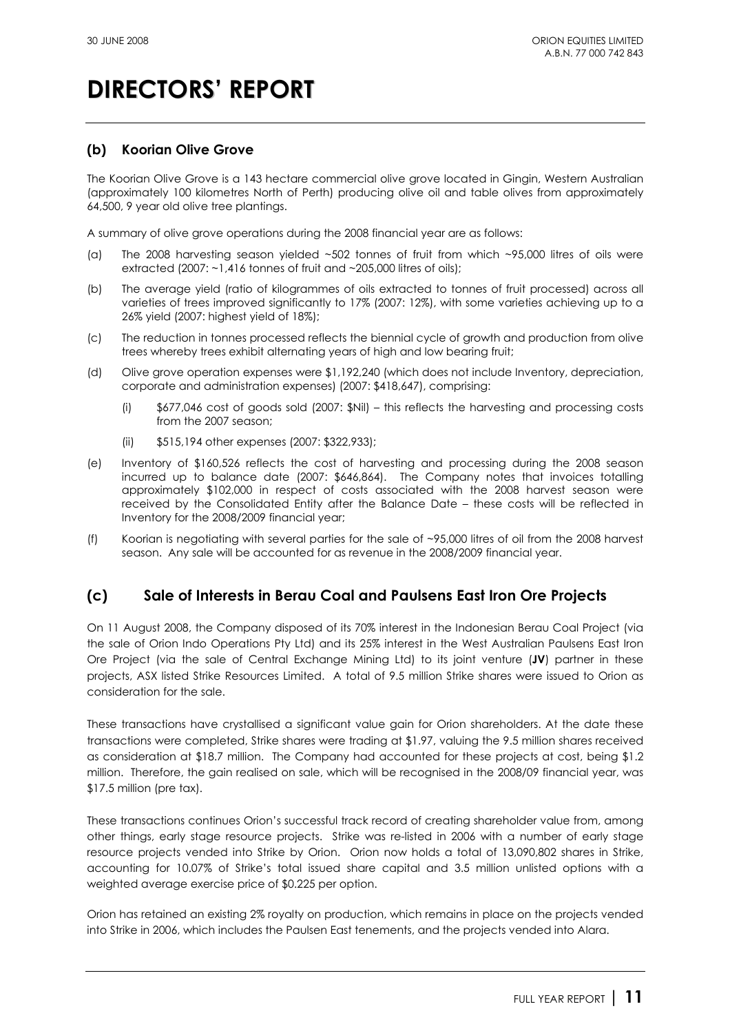# DIRECTORS' REPORT

### (b) Koorian Olive Grove

The Koorian Olive Grove is a 143 hectare commercial olive grove located in Gingin, Western Australian (approximately 100 kilometres North of Perth) producing olive oil and table olives from approximately 64,500, 9 year old olive tree plantings.

A summary of olive grove operations during the 2008 financial year are as follows:

(a) The 2008 harvesting season yielded ~502 tonnes of fruit from which ~95,000 litres of oils were extracted (2007: ~1,416 tonnes of fruit and ~205,000 litres of oils);

(b) The average yield (ratio of kilogrammes of oils extracted to tonnes of fruit processed) across all varieties of trees improved significantly to 17% (2007: 12%), with some varieties achieving up to a 26% yield (2007: highest yield of 18%);

(c) The reduction in tonnes processed reflects the biennial cycle of growth and production from olive trees whereby trees exhibit alternating years of high and low bearing fruit;

(d) Olive grove operation expenses were $1,192,240 (which does not include Inventory, depreciation, corporate and administration expenses) (2007: $418,647), comprising:

   (i) $677,046 cost of goods sold (2007: $Nil) – this reflects the harvesting and processing costs from the 2007 season;

   (ii) $515,194 other expenses (2007: $322,933);

(e) Inventory of $160,526 reflects the cost of harvesting and processing during the 2008 season incurred up to balance date (2007: $646,864). The Company notes that invoices totalling approximately $102,000 in respect of costs associated with the 2008 harvest season were received by the Consolidated Entity after the Balance Date – these costs will be reflected in Inventory for the 2008/2009 financial year;

(f) Koorian is negotiating with several parties for the sale of ~95,000 litres of oil from the 2008 harvest season. Any sale will be accounted for as revenue in the 2008/2009 financial year.

## (c) Sale of Interests in Berau Coal and Paulsens East Iron Ore Projects

On 11 August 2008, the Company disposed of its 70% interest in the Indonesian Berau Coal Project (via the sale of Orion Indo Operations Pty Ltd) and its 25% interest in the West Australian Paulsens East Iron Ore Project (via the sale of Central Exchange Mining Ltd) to its joint venture (**JV**) partner in these projects, ASX listed Strike Resources Limited. A total of 9.5 million Strike shares were issued to Orion as consideration for the sale.

These transactions have crystallised a significant value gain for Orion shareholders. At the date these transactions were completed, Strike shares were trading at $1.97, valuing the 9.5 million shares received as consideration at $18.7 million. The Company had accounted for these projects at cost, being $1.2 million. Therefore, the gain realised on sale, which will be recognised in the 2008/09 financial year, was $17.5 million (pre tax).

These transactions continues Orion's successful track record of creating shareholder value from, among other things, early stage resource projects. Strike was re-listed in 2006 with a number of early stage resource projects vended into Strike by Orion. Orion now holds a total of 13,090,802 shares in Strike, accounting for 10.07% of Strike's total issued share capital and 3.5 million unlisted options with a weighted average exercise price of $0.225 per option.

Orion has retained an existing 2% royalty on production, which remains in place on the projects vended into Strike in 2006, which includes the Paulsen East tenements, and the projects vended into Alara.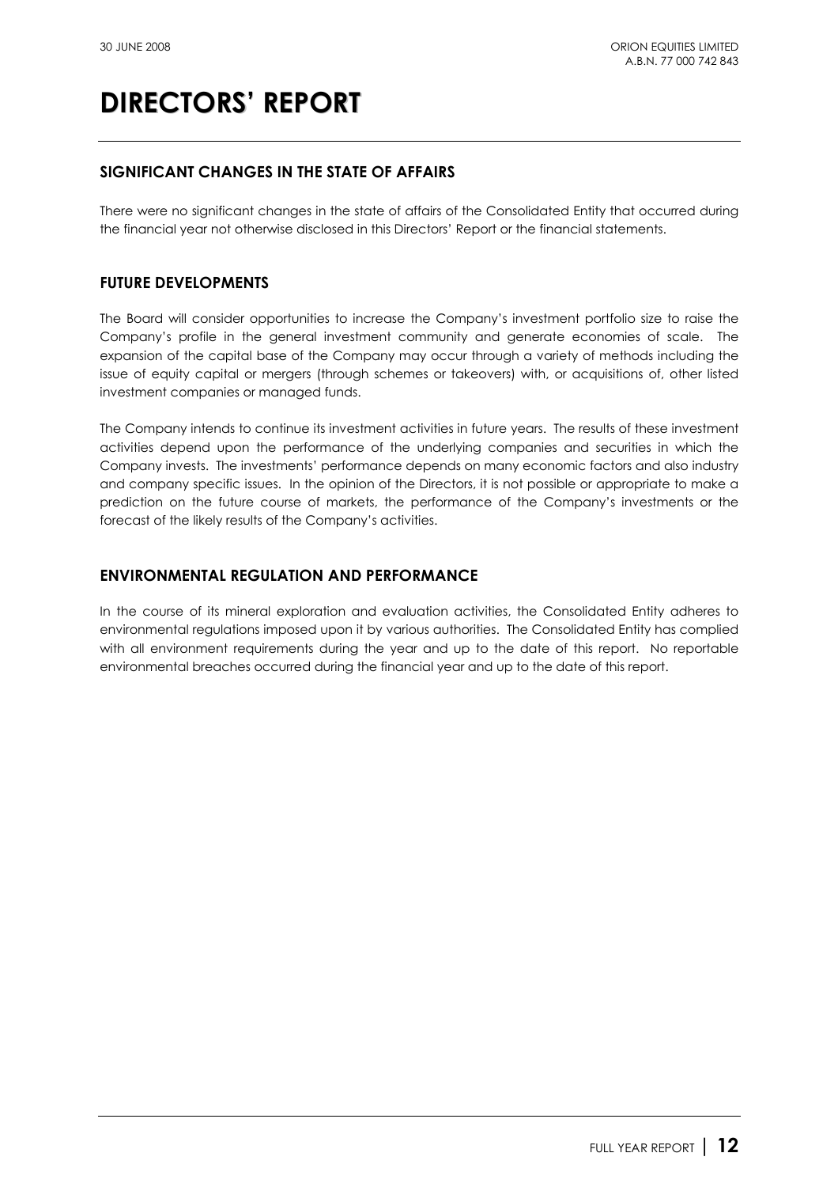# DIRECTORS' REPORT

## SIGNIFICANT CHANGES IN THE STATE OF AFFAIRS

There were no significant changes in the state of affairs of the Consolidated Entity that occurred during the financial year not otherwise disclosed in this Directors' Report or the financial statements.

## FUTURE DEVELOPMENTS

The Board will consider opportunities to increase the Company's investment portfolio size to raise the Company's profile in the general investment community and generate economies of scale. The expansion of the capital base of the Company may occur through a variety of methods including the issue of equity capital or mergers (through schemes or takeovers) with, or acquisitions of, other listed investment companies or managed funds.

The Company intends to continue its investment activities in future years. The results of these investment activities depend upon the performance of the underlying companies and securities in which the Company invests. The investments' performance depends on many economic factors and also industry and company specific issues. In the opinion of the Directors, it is not possible or appropriate to make a prediction on the future course of markets, the performance of the Company's investments or the forecast of the likely results of the Company's activities.

## ENVIRONMENTAL REGULATION AND PERFORMANCE

In the course of its mineral exploration and evaluation activities, the Consolidated Entity adheres to environmental regulations imposed upon it by various authorities. The Consolidated Entity has complied with all environment requirements during the year and up to the date of this report. No reportable environmental breaches occurred during the financial year and up to the date of this report.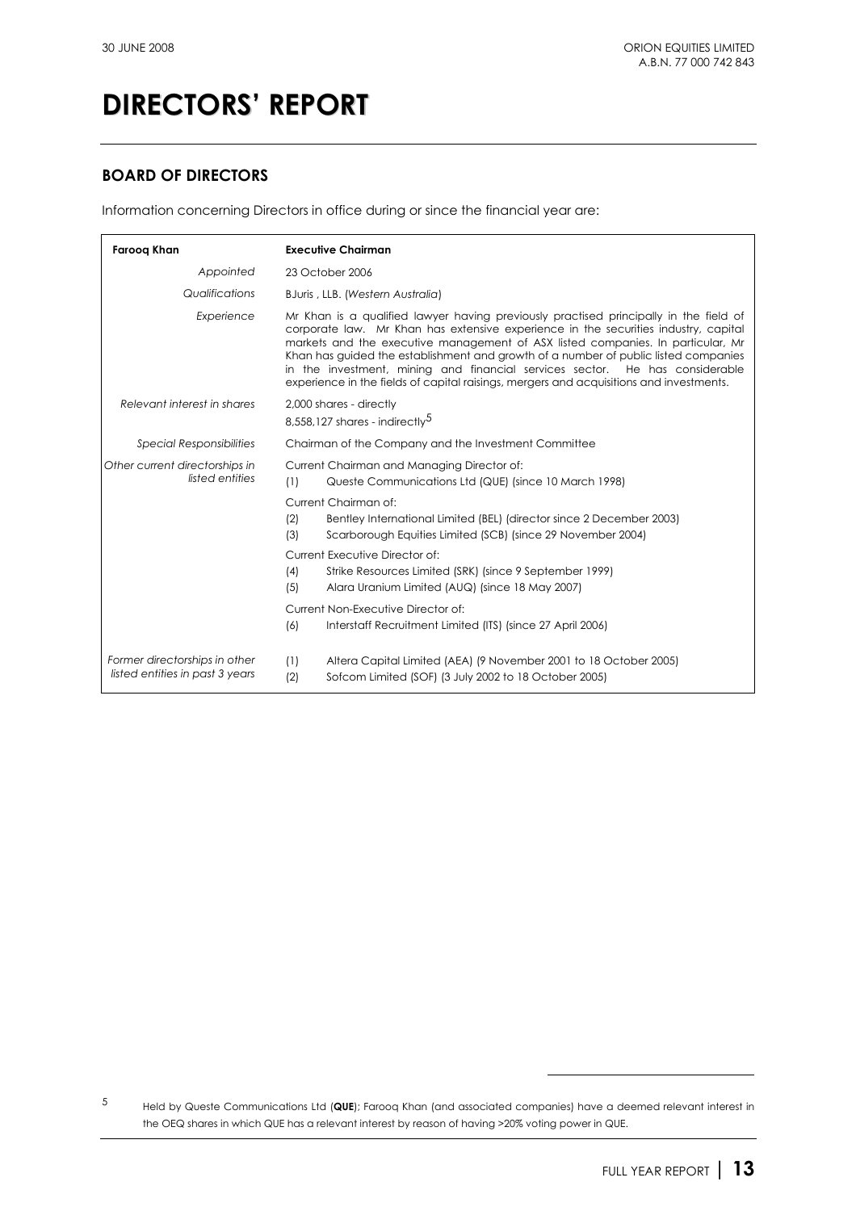# DIRECTORS' REPORT

## BOARD OF DIRECTORS

Information concerning Directors in office during or since the financial year are:

| **Farooq Khan** | **Executive Chairman** |
|---|---|
| *Appointed* | 23 October 2006 |
| *Qualifications* | BJuris , LLB. (*Western Australia*) |
| *Experience* | Mr Khan is a qualified lawyer having previously practised principally in the field of corporate law. Mr Khan has extensive experience in the securities industry, capital markets and the executive management of ASX listed companies. In particular, Mr Khan has guided the establishment and growth of a number of public listed companies in the investment, mining and financial services sector. He has considerable experience in the fields of capital raisings, mergers and acquisitions and investments. |
| *Relevant interest in shares* | 2,000 shares - directly<br>8,558,127 shares - indirectly[5] |
| *Special Responsibilities* | Chairman of the Company and the Investment Committee |
| *Other current directorships in listed entities* | Current Chairman and Managing Director of:<br>(1) Queste Communications Ltd (QUE) (since 10 March 1998)<br>Current Chairman of:<br>(2) Bentley International Limited (BEL) (director since 2 December 2003)<br>(3) Scarborough Equities Limited (SCB) (since 29 November 2004)<br>Current Executive Director of:<br>(4) Strike Resources Limited (SRK) (since 9 September 1999)<br>(5) Alara Uranium Limited (AUQ) (since 18 May 2007)<br>Current Non-Executive Director of:<br>(6) Interstaff Recruitment Limited (ITS) (since 27 April 2006) |
| *Former directorships in other listed entities in past 3 years* | (1) Altera Capital Limited (AEA) (9 November 2001 to 18 October 2005)<br>(2) Sofcom Limited (SOF) (3 July 2002 to 18 October 2005) |

[5] Held by Queste Communications Ltd (**QUE**); Farooq Khan (and associated companies) have a deemed relevant interest in the OEQ shares in which QUE has a relevant interest by reason of having >20% voting power in QUE.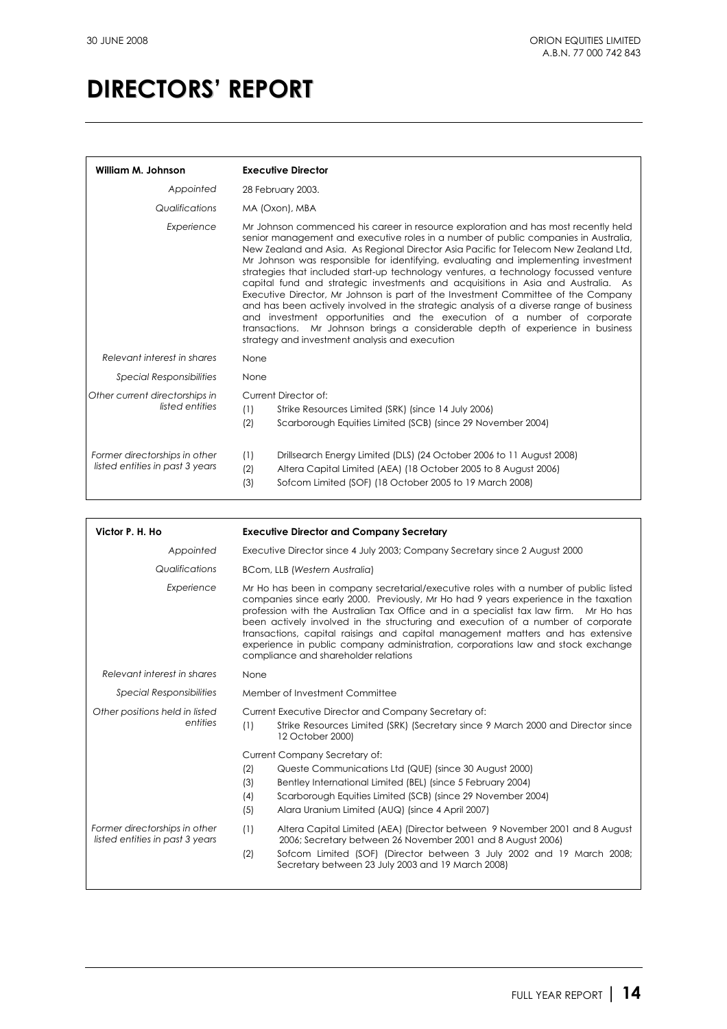# DIRECTORS' REPORT

| **William M. Johnson** | **Executive Director** |
|---|---|
| *Appointed* | 28 February 2003. |
| *Qualifications* | MA (Oxon), MBA |
| *Experience* | Mr Johnson commenced his career in resource exploration and has most recently held senior management and executive roles in a number of public companies in Australia, New Zealand and Asia. As Regional Director Asia Pacific for Telecom New Zealand Ltd, Mr Johnson was responsible for identifying, evaluating and implementing investment strategies that included start-up technology ventures, a technology focussed venture capital fund and strategic investments and acquisitions in Asia and Australia. As Executive Director, Mr Johnson is part of the Investment Committee of the Company and has been actively involved in the strategic analysis of a diverse range of business and investment opportunities and the execution of a number of corporate transactions. Mr Johnson brings a considerable depth of experience in business strategy and investment analysis and execution |
| *Relevant interest in shares* | None |
| *Special Responsibilities* | None |
| *Other current directorships in listed entities* | Current Director of:<br>(1) Strike Resources Limited (SRK) (since 14 July 2006)<br>(2) Scarborough Equities Limited (SCB) (since 29 November 2004) |
| *Former directorships in other listed entities in past 3 years* | (1) Drillsearch Energy Limited (DLS) (24 October 2006 to 11 August 2008)<br>(2) Altera Capital Limited (AEA) (18 October 2005 to 8 August 2006)<br>(3) Sofcom Limited (SOF) (18 October 2005 to 19 March 2008) |

| **Victor P. H. Ho** | **Executive Director and Company Secretary** |
|---|---|
| *Appointed* | Executive Director since 4 July 2003; Company Secretary since 2 August 2000 |
| *Qualifications* | BCom, LLB (*Western Australia*) |
| *Experience* | Mr Ho has been in company secretarial/executive roles with a number of public listed companies since early 2000. Previously, Mr Ho had 9 years experience in the taxation profession with the Australian Tax Office and in a specialist tax law firm. Mr Ho has been actively involved in the structuring and execution of a number of corporate transactions, capital raisings and capital management matters and has extensive experience in public company administration, corporations law and stock exchange compliance and shareholder relations |
| *Relevant interest in shares* | None |
| *Special Responsibilities* | Member of Investment Committee |
| *Other positions held in listed entities* | Current Executive Director and Company Secretary of:<br>(1) Strike Resources Limited (SRK) (Secretary since 9 March 2000 and Director since 12 October 2000)<br><br>Current Company Secretary of:<br>(2) Queste Communications Ltd (QUE) (since 30 August 2000)<br>(3) Bentley International Limited (BEL) (since 5 February 2004)<br>(4) Scarborough Equities Limited (SCB) (since 29 November 2004)<br>(5) Alara Uranium Limited (AUQ) (since 4 April 2007) |
| *Former directorships in other listed entities in past 3 years* | (1) Altera Capital Limited (AEA) (Director between 9 November 2001 and 8 August 2006; Secretary between 26 November 2001 and 8 August 2006)<br>(2) Sofcom Limited (SOF) (Director between 3 July 2002 and 19 March 2008; Secretary between 23 July 2003 and 19 March 2008) |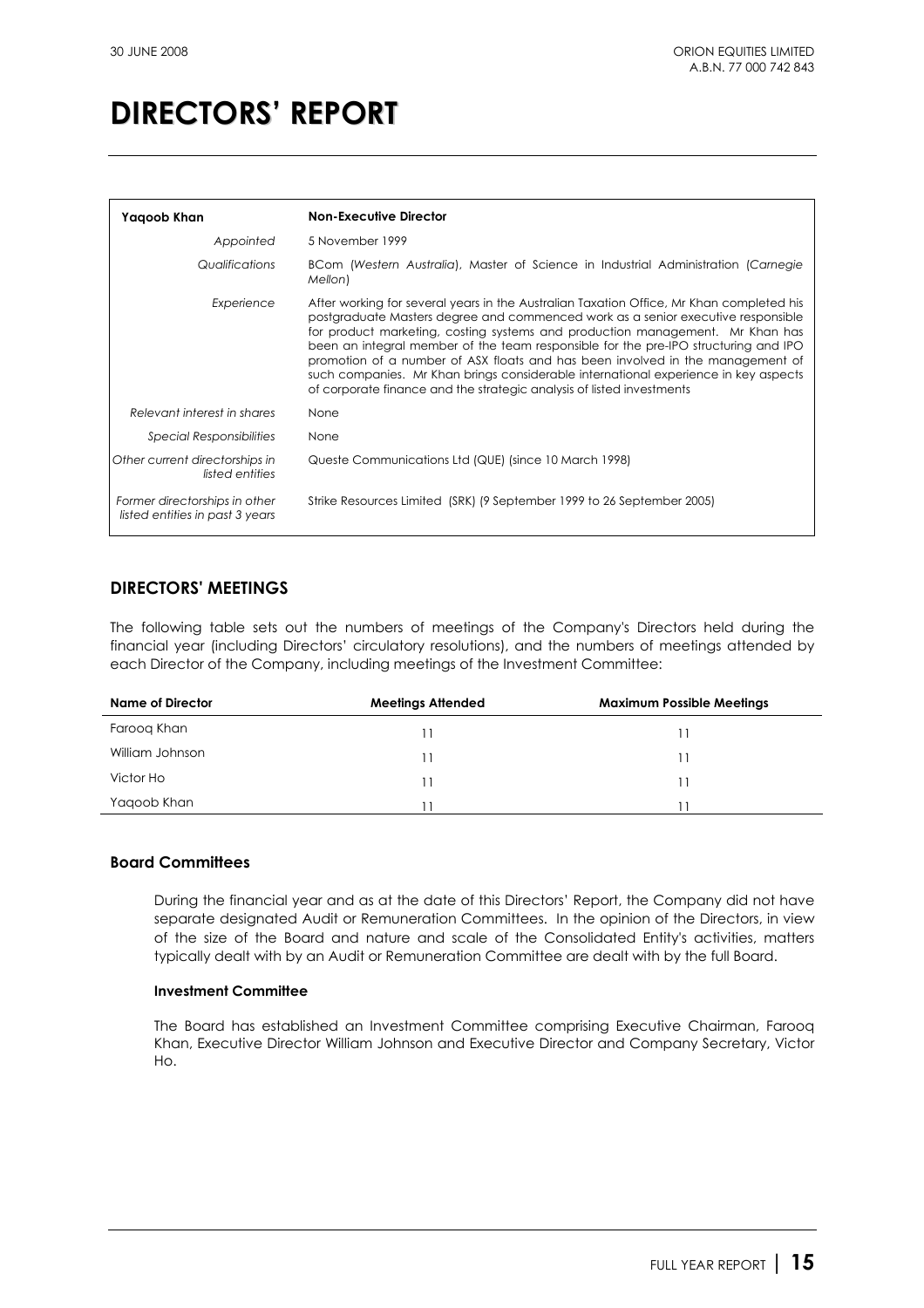# DIRECTORS' REPORT

| Yaqoob Khan | Non-Executive Director |
|---|---|
| *Appointed* | 5 November 1999 |
| *Qualifications* | BCom (*Western Australia*), Master of Science in Industrial Administration (*Carnegie Mellon*) |
| *Experience* | After working for several years in the Australian Taxation Office, Mr Khan completed his postgraduate Masters degree and commenced work as a senior executive responsible for product marketing, costing systems and production management. Mr Khan has been an integral member of the team responsible for the pre-IPO structuring and IPO promotion of a number of ASX floats and has been involved in the management of such companies. Mr Khan brings considerable international experience in key aspects of corporate finance and the strategic analysis of listed investments |
| *Relevant interest in shares* | None |
| *Special Responsibilities* | None |
| *Other current directorships in listed entities* | Queste Communications Ltd (QUE) (since 10 March 1998) |
| *Former directorships in other listed entities in past 3 years* | Strike Resources Limited (SRK) (9 September 1999 to 26 September 2005) |

## DIRECTORS' MEETINGS

The following table sets out the numbers of meetings of the Company's Directors held during the financial year (including Directors' circulatory resolutions), and the numbers of meetings attended by each Director of the Company, including meetings of the Investment Committee:

| Name of Director | Meetings Attended | Maximum Possible Meetings |
|---|---|---|
| Farooq Khan | 11 | 11 |
| William Johnson | 11 | 11 |
| Victor Ho | 11 | 11 |
| Yaqoob Khan | 11 | 11 |

### Board Committees

During the financial year and as at the date of this Directors' Report, the Company did not have separate designated Audit or Remuneration Committees. In the opinion of the Directors, in view of the size of the Board and nature and scale of the Consolidated Entity's activities, matters typically dealt with by an Audit or Remuneration Committee are dealt with by the full Board.

#### Investment Committee

The Board has established an Investment Committee comprising Executive Chairman, Farooq Khan, Executive Director William Johnson and Executive Director and Company Secretary, Victor Ho.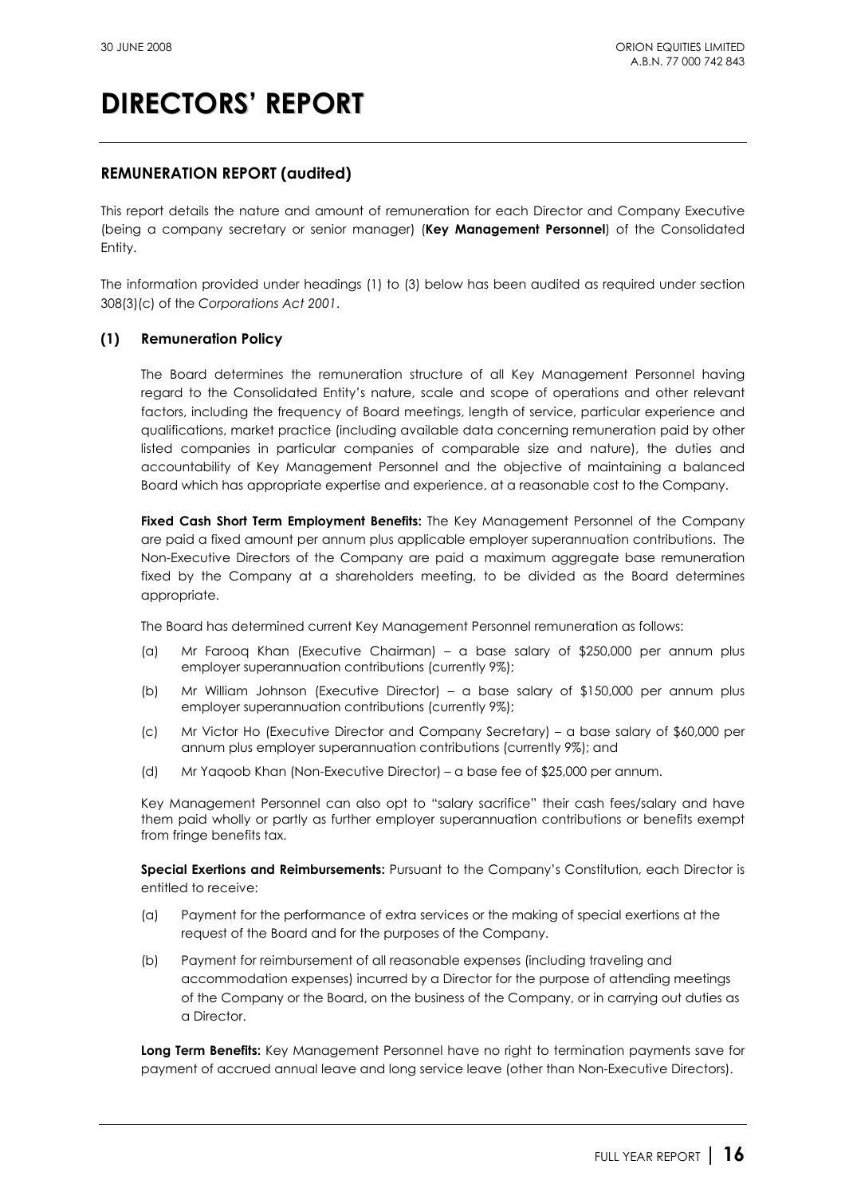# DIRECTORS' REPORT

## REMUNERATION REPORT (audited)

This report details the nature and amount of remuneration for each Director and Company Executive (being a company secretary or senior manager) (**Key Management Personnel**) of the Consolidated Entity.

The information provided under headings (1) to (3) below has been audited as required under section 308(3)(c) of the *Corporations Act 2001*.

### (1) Remuneration Policy

The Board determines the remuneration structure of all Key Management Personnel having regard to the Consolidated Entity's nature, scale and scope of operations and other relevant factors, including the frequency of Board meetings, length of service, particular experience and qualifications, market practice (including available data concerning remuneration paid by other listed companies in particular companies of comparable size and nature), the duties and accountability of Key Management Personnel and the objective of maintaining a balanced Board which has appropriate expertise and experience, at a reasonable cost to the Company.

**Fixed Cash Short Term Employment Benefits:** The Key Management Personnel of the Company are paid a fixed amount per annum plus applicable employer superannuation contributions. The Non-Executive Directors of the Company are paid a maximum aggregate base remuneration fixed by the Company at a shareholders meeting, to be divided as the Board determines appropriate.

The Board has determined current Key Management Personnel remuneration as follows:

(a) Mr Farooq Khan (Executive Chairman) – a base salary of $250,000 per annum plus employer superannuation contributions (currently 9%);

(b) Mr William Johnson (Executive Director) – a base salary of $150,000 per annum plus employer superannuation contributions (currently 9%);

(c) Mr Victor Ho (Executive Director and Company Secretary) – a base salary of $60,000 per annum plus employer superannuation contributions (currently 9%); and

(d) Mr Yaqoob Khan (Non-Executive Director) – a base fee of $25,000 per annum.

Key Management Personnel can also opt to "salary sacrifice" their cash fees/salary and have them paid wholly or partly as further employer superannuation contributions or benefits exempt from fringe benefits tax.

**Special Exertions and Reimbursements:** Pursuant to the Company's Constitution, each Director is entitled to receive:

(a) Payment for the performance of extra services or the making of special exertions at the request of the Board and for the purposes of the Company.

(b) Payment for reimbursement of all reasonable expenses (including traveling and accommodation expenses) incurred by a Director for the purpose of attending meetings of the Company or the Board, on the business of the Company, or in carrying out duties as a Director.

**Long Term Benefits:** Key Management Personnel have no right to termination payments save for payment of accrued annual leave and long service leave (other than Non-Executive Directors).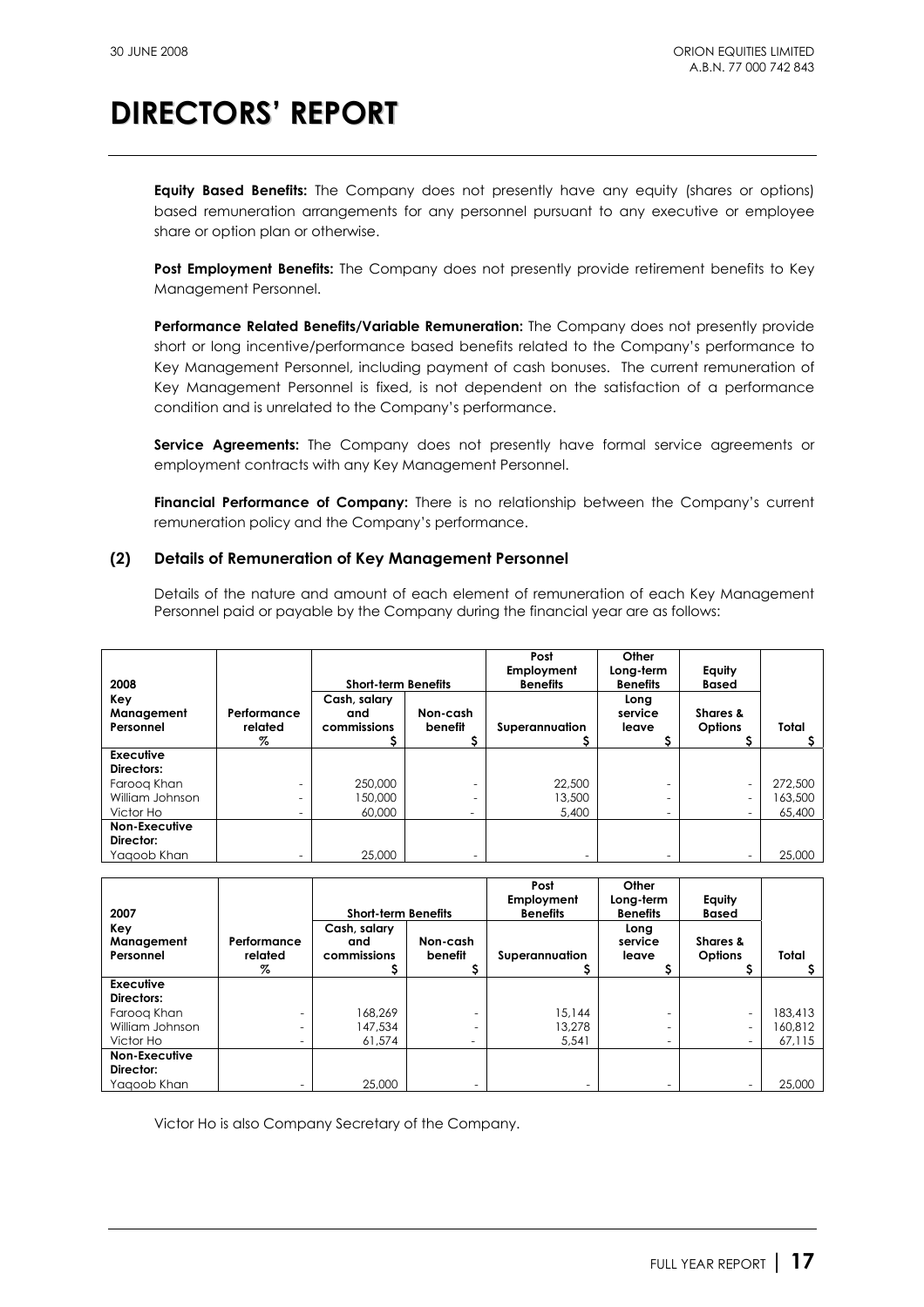# DIRECTORS' REPORT

**Equity Based Benefits:** The Company does not presently have any equity (shares or options) based remuneration arrangements for any personnel pursuant to any executive or employee share or option plan or otherwise.

**Post Employment Benefits:** The Company does not presently provide retirement benefits to Key Management Personnel.

**Performance Related Benefits/Variable Remuneration:** The Company does not presently provide short or long incentive/performance based benefits related to the Company's performance to Key Management Personnel, including payment of cash bonuses. The current remuneration of Key Management Personnel is fixed, is not dependent on the satisfaction of a performance condition and is unrelated to the Company's performance.

**Service Agreements:** The Company does not presently have formal service agreements or employment contracts with any Key Management Personnel.

**Financial Performance of Company:** There is no relationship between the Company's current remuneration policy and the Company's performance.

## (2) Details of Remuneration of Key Management Personnel

Details of the nature and amount of each element of remuneration of each Key Management Personnel paid or payable by the Company during the financial year are as follows:

| 2008 | | Short-term Benefits | | Post Employment Benefits | Other Long-term Benefits | Equity Based | |
|---|---|---|---|---|---|---|---|
| Key Management Personnel | Performance related % | Cash, salary and commissions $ | Non-cash benefit $ | Superannuation $ | Long service leave $ | Shares & Options $ | Total $ |
| **Executive Directors:** | | | | | | | |
| Farooq Khan | - | 250,000 | - | 22,500 | - | - | 272,500 |
| William Johnson | - | 150,000 | - | 13,500 | - | - | 163,500 |
| Victor Ho | - | 60,000 | - | 5,400 | - | - | 65,400 |
| **Non-Executive Director:** | | | | | | | |
| Yaqoob Khan | - | 25,000 | - | - | - | - | 25,000 |

| 2007 | | Short-term Benefits | | Post Employment Benefits | Other Long-term Benefits | Equity Based | |
|---|---|---|---|---|---|---|---|
| Key Management Personnel | Performance related % | Cash, salary and commissions $ | Non-cash benefit $ | Superannuation $ | Long service leave $ | Shares & Options $ | Total $ |
| **Executive Directors:** | | | | | | | |
| Farooq Khan | - | 168,269 | - | 15,144 | - | - | 183,413 |
| William Johnson | - | 147,534 | - | 13,278 | - | - | 160,812 |
| Victor Ho | - | 61,574 | - | 5,541 | - | - | 67,115 |
| **Non-Executive Director:** | | | | | | | |
| Yaqoob Khan | - | 25,000 | - | - | - | - | 25,000 |

Victor Ho is also Company Secretary of the Company.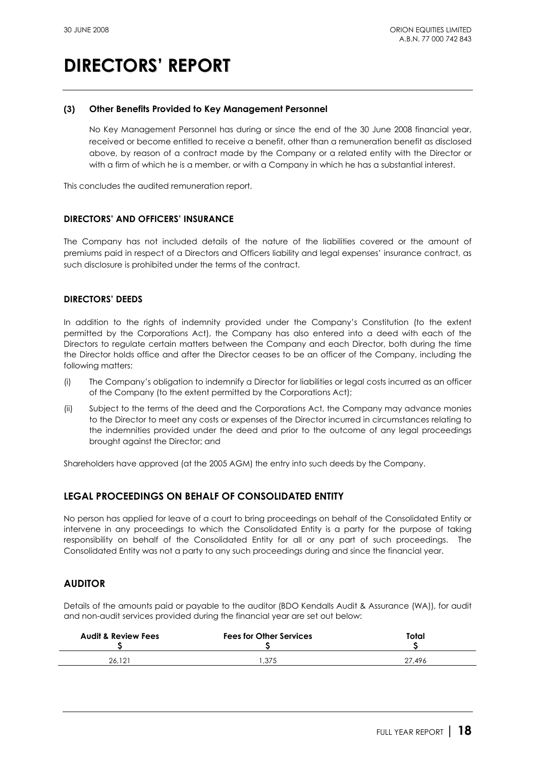# DIRECTORS' REPORT

**(3) Other Benefits Provided to Key Management Personnel**

No Key Management Personnel has during or since the end of the 30 June 2008 financial year, received or become entitled to receive a benefit, other than a remuneration benefit as disclosed above, by reason of a contract made by the Company or a related entity with the Director or with a firm of which he is a member, or with a Company in which he has a substantial interest.

This concludes the audited remuneration report.

**DIRECTORS' AND OFFICERS' INSURANCE**

The Company has not included details of the nature of the liabilities covered or the amount of premiums paid in respect of a Directors and Officers liability and legal expenses' insurance contract, as such disclosure is prohibited under the terms of the contract.

**DIRECTORS' DEEDS**

In addition to the rights of indemnity provided under the Company's Constitution (to the extent permitted by the Corporations Act), the Company has also entered into a deed with each of the Directors to regulate certain matters between the Company and each Director, both during the time the Director holds office and after the Director ceases to be an officer of the Company, including the following matters:

(i) The Company's obligation to indemnify a Director for liabilities or legal costs incurred as an officer of the Company (to the extent permitted by the Corporations Act);

(ii) Subject to the terms of the deed and the Corporations Act, the Company may advance monies to the Director to meet any costs or expenses of the Director incurred in circumstances relating to the indemnities provided under the deed and prior to the outcome of any legal proceedings brought against the Director; and

Shareholders have approved (at the 2005 AGM) the entry into such deeds by the Company.

## LEGAL PROCEEDINGS ON BEHALF OF CONSOLIDATED ENTITY

No person has applied for leave of a court to bring proceedings on behalf of the Consolidated Entity or intervene in any proceedings to which the Consolidated Entity is a party for the purpose of taking responsibility on behalf of the Consolidated Entity for all or any part of such proceedings. The Consolidated Entity was not a party to any such proceedings during and since the financial year.

## AUDITOR

Details of the amounts paid or payable to the auditor (BDO Kendalls Audit & Assurance (WA)), for audit and non-audit services provided during the financial year are set out below:

| Audit & Review Fees $ | Fees for Other Services $ | Total $ |
|---|---|---|
| 26,121 | 1,375 | 27,496 |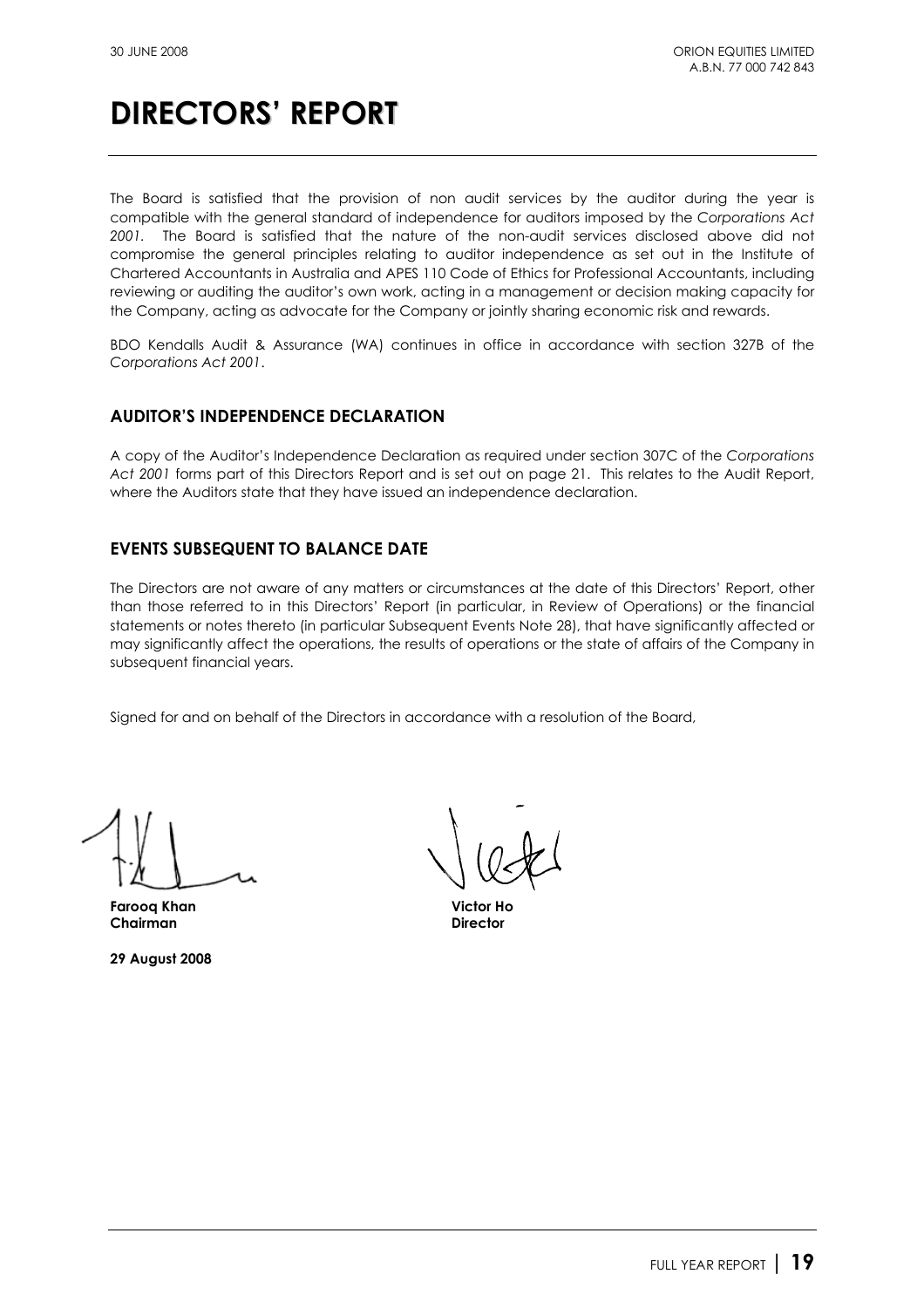# DIRECTORS' REPORT

The Board is satisfied that the provision of non audit services by the auditor during the year is compatible with the general standard of independence for auditors imposed by the *Corporations Act 2001*. The Board is satisfied that the nature of the non-audit services disclosed above did not compromise the general principles relating to auditor independence as set out in the Institute of Chartered Accountants in Australia and APES 110 Code of Ethics for Professional Accountants, including reviewing or auditing the auditor's own work, acting in a management or decision making capacity for the Company, acting as advocate for the Company or jointly sharing economic risk and rewards.

BDO Kendalls Audit & Assurance (WA) continues in office in accordance with section 327B of the *Corporations Act 2001*.

## AUDITOR'S INDEPENDENCE DECLARATION

A copy of the Auditor's Independence Declaration as required under section 307C of the *Corporations Act 2001* forms part of this Directors Report and is set out on page 21. This relates to the Audit Report, where the Auditors state that they have issued an independence declaration.

## EVENTS SUBSEQUENT TO BALANCE DATE

The Directors are not aware of any matters or circumstances at the date of this Directors' Report, other than those referred to in this Directors' Report (in particular, in Review of Operations) or the financial statements or notes thereto (in particular Subsequent Events Note 28), that have significantly affected or may significantly affect the operations, the results of operations or the state of affairs of the Company in subsequent financial years.

Signed for and on behalf of the Directors in accordance with a resolution of the Board,

**Farooq Khan**
**Chairman**

**Victor Ho**
**Director**

**29 August 2008**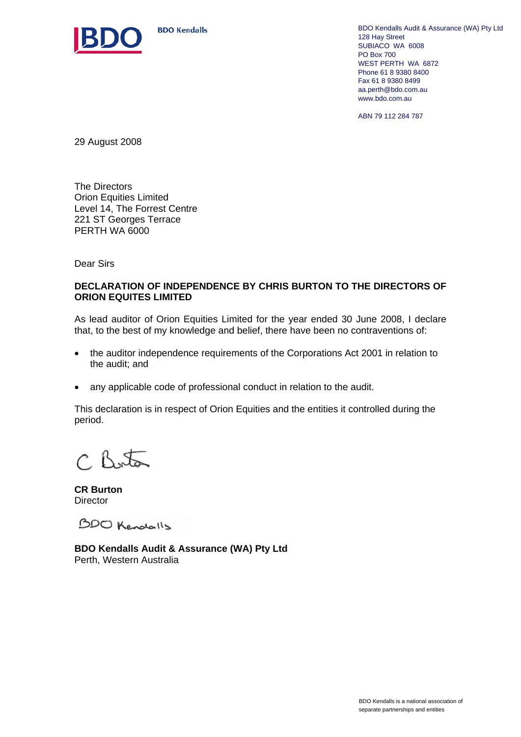BDO Kendalls

BDO Kendalls Audit & Assurance (WA) Pty Ltd
128 Hay Street
SUBIACO WA 6008
PO Box 700
WEST PERTH WA 6872
Phone 61 8 9380 8400
Fax 61 8 9380 8499
aa.perth@bdo.com.au
www.bdo.com.au

ABN 79 112 284 787

29 August 2008

The Directors
Orion Equities Limited
Level 14, The Forrest Centre
221 ST Georges Terrace
PERTH WA 6000

Dear Sirs

**DECLARATION OF INDEPENDENCE BY CHRIS BURTON TO THE DIRECTORS OF ORION EQUITES LIMITED**

As lead auditor of Orion Equities Limited for the year ended 30 June 2008, I declare that, to the best of my knowledge and belief, there have been no contraventions of:

- the auditor independence requirements of the Corporations Act 2001 in relation to the audit; and
- any applicable code of professional conduct in relation to the audit.

This declaration is in respect of Orion Equities and the entities it controlled during the period.

C Burton

**CR Burton**
Director

BDO Kendalls

**BDO Kendalls Audit & Assurance (WA) Pty Ltd**
Perth, Western Australia

BDO Kendalls is a national association of separate partnerships and entities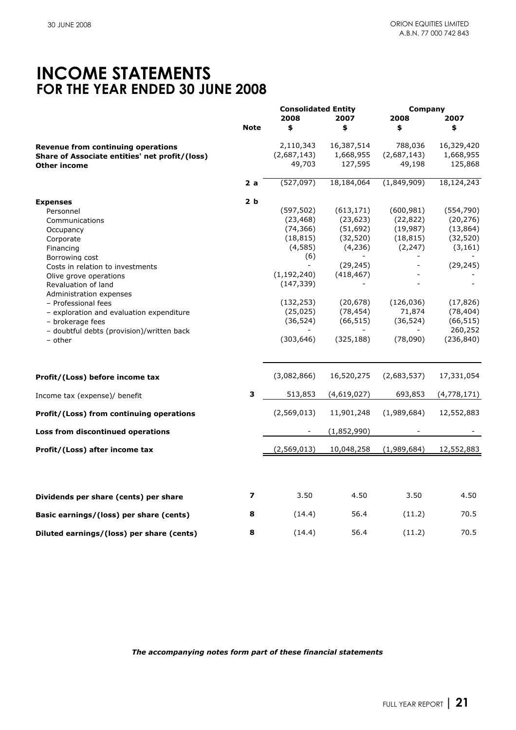# INCOME STATEMENTS
## FOR THE YEAR ENDED 30 JUNE 2008

| | Note | Consolidated Entity 2008 $ | Consolidated Entity 2007 $ | Company 2008 $ | Company 2007 $ |
|---|---|---|---|---|---|
| **Revenue from continuing operations** | | 2,110,343 | 16,387,514 | 788,036 | 16,329,420 |
| **Share of Associate entities' net profit/(loss)** | | (2,687,143) | 1,668,955 | (2,687,143) | 1,668,955 |
| **Other income** | | 49,703 | 127,595 | 49,198 | 125,868 |
| | 2 a | (527,097) | 18,184,064 | (1,849,909) | 18,124,243 |
| **Expenses** | 2 b | | | | |
| Personnel | | (597,502) | (613,171) | (600,981) | (554,790) |
| Communications | | (23,468) | (23,623) | (22,822) | (20,276) |
| Occupancy | | (74,366) | (51,692) | (19,987) | (13,864) |
| Corporate | | (18,815) | (32,520) | (18,815) | (32,520) |
| Financing | | (4,585) | (4,236) | (2,247) | (3,161) |
| Borrowing cost | | (6) | - | - | - |
| Costs in relation to investments | | - | (29,245) | - | (29,245) |
| Olive grove operations | | (1,192,240) | (418,467) | - | - |
| Revaluation of land | | (147,339) | - | - | - |
| Administration expenses | | | | | |
| – Professional fees | | (132,253) | (20,678) | (126,036) | (17,826) |
| – exploration and evaluation expenditure | | (25,025) | (78,454) | 71,874 | (78,404) |
| – brokerage fees | | (36,524) | (66,515) | (36,524) | (66,515) |
| – doubtful debts (provision)/written back | | - | - | - | 260,252 |
| – other | | (303,646) | (325,188) | (78,090) | (236,840) |
| **Profit/(Loss) before income tax** | | (3,082,866) | 16,520,275 | (2,683,537) | 17,331,054 |
| Income tax (expense)/ benefit | 3 | 513,853 | (4,619,027) | 693,853 | (4,778,171) |
| **Profit/(Loss) from continuing operations** | | (2,569,013) | 11,901,248 | (1,989,684) | 12,552,883 |
| **Loss from discontinued operations** | | - | (1,852,990) | - | - |
| **Profit/(Loss) after income tax** | | (2,569,013) | 10,048,258 | (1,989,684) | 12,552,883 |
| **Dividends per share (cents) per share** | 7 | 3.50 | 4.50 | 3.50 | 4.50 |
| **Basic earnings/(loss) per share (cents)** | 8 | (14.4) | 56.4 | (11.2) | 70.5 |
| **Diluted earnings/(loss) per share (cents)** | 8 | (14.4) | 56.4 | (11.2) | 70.5 |

***The accompanying notes form part of these financial statements***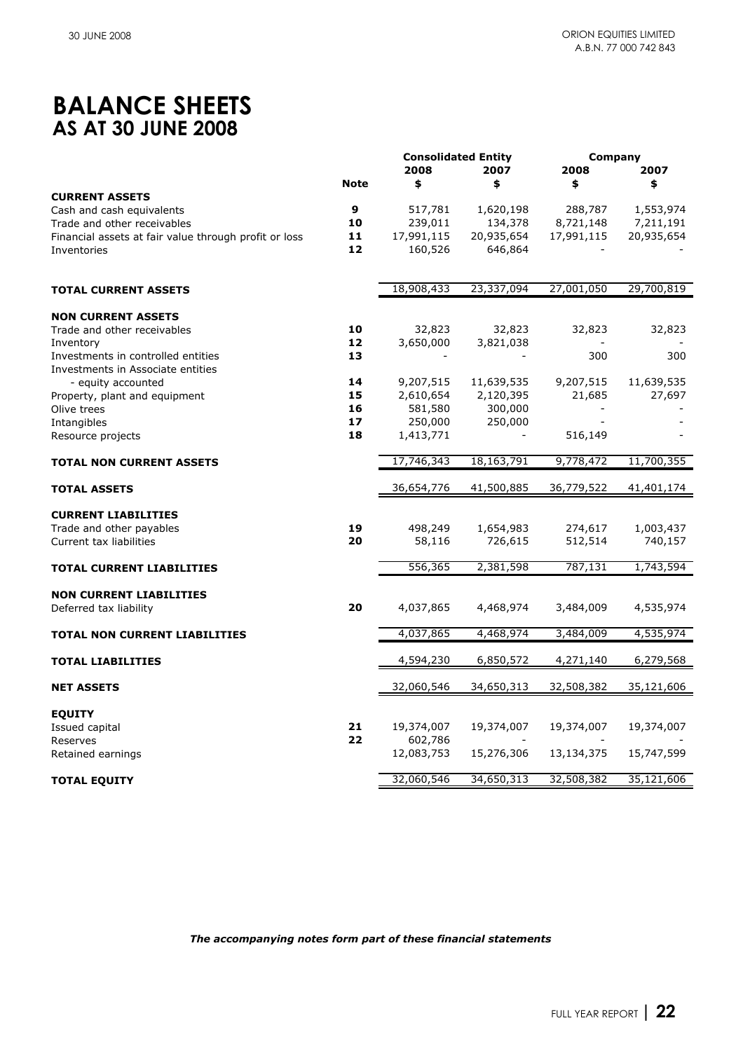# BALANCE SHEETS
## AS AT 30 JUNE 2008

| | | Consolidated Entity | | Company | |
|---|---|---|---|---|---|
| | | 2008 | 2007 | 2008 | 2007 |
| | Note | $ | $ | $ | $ |
| **CURRENT ASSETS** | | | | | |
| Cash and cash equivalents | 9 | 517,781 | 1,620,198 | 288,787 | 1,553,974 |
| Trade and other receivables | 10 | 239,011 | 134,378 | 8,721,148 | 7,211,191 |
| Financial assets at fair value through profit or loss | 11 | 17,991,115 | 20,935,654 | 17,991,115 | 20,935,654 |
| Inventories | 12 | 160,526 | 646,864 | - | - |
| **TOTAL CURRENT ASSETS** | | 18,908,433 | 23,337,094 | 27,001,050 | 29,700,819 |
| **NON CURRENT ASSETS** | | | | | |
| Trade and other receivables | 10 | 32,823 | 32,823 | 32,823 | 32,823 |
| Inventory | 12 | 3,650,000 | 3,821,038 | - | - |
| Investments in controlled entities | 13 | - | - | 300 | 300 |
| Investments in Associate entities | | | | | |
| - equity accounted | 14 | 9,207,515 | 11,639,535 | 9,207,515 | 11,639,535 |
| Property, plant and equipment | 15 | 2,610,654 | 2,120,395 | 21,685 | 27,697 |
| Olive trees | 16 | 581,580 | 300,000 | - | - |
| Intangibles | 17 | 250,000 | 250,000 | - | - |
| Resource projects | 18 | 1,413,771 | - | 516,149 | - |
| **TOTAL NON CURRENT ASSETS** | | 17,746,343 | 18,163,791 | 9,778,472 | 11,700,355 |
| **TOTAL ASSETS** | | 36,654,776 | 41,500,885 | 36,779,522 | 41,401,174 |
| **CURRENT LIABILITIES** | | | | | |
| Trade and other payables | 19 | 498,249 | 1,654,983 | 274,617 | 1,003,437 |
| Current tax liabilities | 20 | 58,116 | 726,615 | 512,514 | 740,157 |
| **TOTAL CURRENT LIABILITIES** | | 556,365 | 2,381,598 | 787,131 | 1,743,594 |
| **NON CURRENT LIABILITIES** | | | | | |
| Deferred tax liability | 20 | 4,037,865 | 4,468,974 | 3,484,009 | 4,535,974 |
| **TOTAL NON CURRENT LIABILITIES** | | 4,037,865 | 4,468,974 | 3,484,009 | 4,535,974 |
| **TOTAL LIABILITIES** | | 4,594,230 | 6,850,572 | 4,271,140 | 6,279,568 |
| **NET ASSETS** | | 32,060,546 | 34,650,313 | 32,508,382 | 35,121,606 |
| **EQUITY** | | | | | |
| Issued capital | 21 | 19,374,007 | 19,374,007 | 19,374,007 | 19,374,007 |
| Reserves | 22 | 602,786 | - | - | - |
| Retained earnings | | 12,083,753 | 15,276,306 | 13,134,375 | 15,747,599 |
| **TOTAL EQUITY** | | 32,060,546 | 34,650,313 | 32,508,382 | 35,121,606 |

***The accompanying notes form part of these financial statements***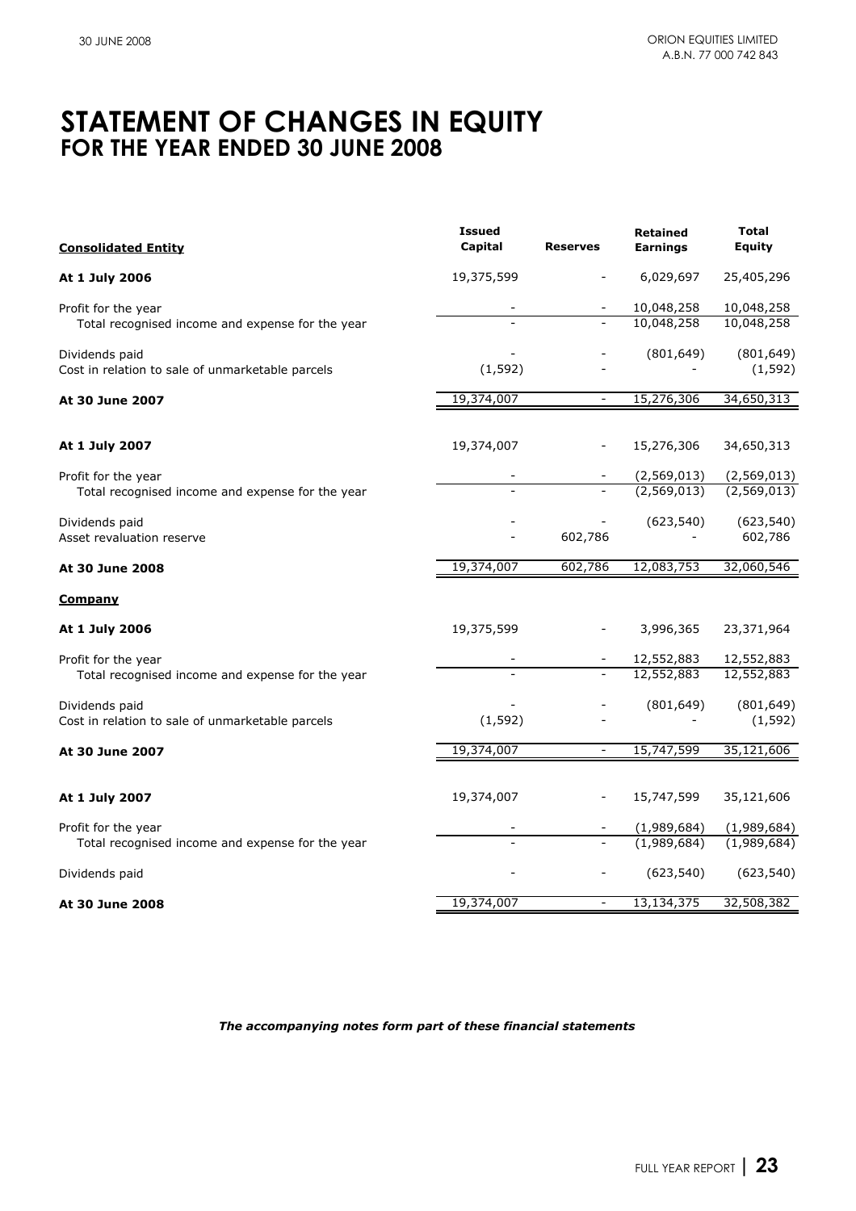# STATEMENT OF CHANGES IN EQUITY
## FOR THE YEAR ENDED 30 JUNE 2008

| <u>**Consolidated Entity**</u> | **Issued Capital** | **Reserves** | **Retained Earnings** | **Total Equity** |
|---|---|---|---|---|
| **At 1 July 2006** | 19,375,599 | - | 6,029,697 | 25,405,296 |
| Profit for the year | - | - | 10,048,258 | 10,048,258 |
| Total recognised income and expense for the year | - | - | 10,048,258 | 10,048,258 |
| Dividends paid | - | - | (801,649) | (801,649) |
| Cost in relation to sale of unmarketable parcels | (1,592) | - | - | (1,592) |
| **At 30 June 2007** | 19,374,007 | - | 15,276,306 | 34,650,313 |
| **At 1 July 2007** | 19,374,007 | - | 15,276,306 | 34,650,313 |
| Profit for the year | - | - | (2,569,013) | (2,569,013) |
| Total recognised income and expense for the year | - | - | (2,569,013) | (2,569,013) |
| Dividends paid | - | - | (623,540) | (623,540) |
| Asset revaluation reserve | - | 602,786 | - | 602,786 |
| **At 30 June 2008** | 19,374,007 | 602,786 | 12,083,753 | 32,060,546 |
| <u>**Company**</u> | | | | |
| **At 1 July 2006** | 19,375,599 | - | 3,996,365 | 23,371,964 |
| Profit for the year | - | - | 12,552,883 | 12,552,883 |
| Total recognised income and expense for the year | - | - | 12,552,883 | 12,552,883 |
| Dividends paid | - | - | (801,649) | (801,649) |
| Cost in relation to sale of unmarketable parcels | (1,592) | - | - | (1,592) |
| **At 30 June 2007** | 19,374,007 | - | 15,747,599 | 35,121,606 |
| **At 1 July 2007** | 19,374,007 | - | 15,747,599 | 35,121,606 |
| Profit for the year | - | - | (1,989,684) | (1,989,684) |
| Total recognised income and expense for the year | - | - | (1,989,684) | (1,989,684) |
| Dividends paid | - | - | (623,540) | (623,540) |
| **At 30 June 2008** | 19,374,007 | - | 13,134,375 | 32,508,382 |

***The accompanying notes form part of these financial statements***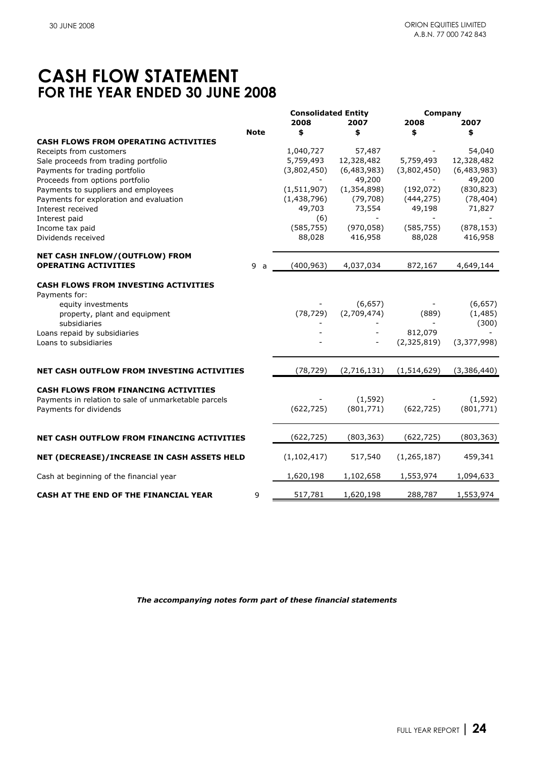# CASH FLOW STATEMENT
## FOR THE YEAR ENDED 30 JUNE 2008

| | Note | Consolidated Entity | | Company | |
|---|---|---|---|---|---|
| | | 2008 | 2007 | 2008 | 2007 |
| | | $ | $ | $ | $ |
| **CASH FLOWS FROM OPERATING ACTIVITIES** | | | | | |
| Receipts from customers | | 1,040,727 | 57,487 | - | 54,040 |
| Sale proceeds from trading portfolio | | 5,759,493 | 12,328,482 | 5,759,493 | 12,328,482 |
| Payments for trading portfolio | | (3,802,450) | (6,483,983) | (3,802,450) | (6,483,983) |
| Proceeds from options portfolio | | - | 49,200 | - | 49,200 |
| Payments to suppliers and employees | | (1,511,907) | (1,354,898) | (192,072) | (830,823) |
| Payments for exploration and evaluation | | (1,438,796) | (79,708) | (444,275) | (78,404) |
| Interest received | | 49,703 | 73,554 | 49,198 | 71,827 |
| Interest paid | | (6) | - | - | - |
| Income tax paid | | (585,755) | (970,058) | (585,755) | (878,153) |
| Dividends received | | 88,028 | 416,958 | 88,028 | 416,958 |
| **NET CASH INFLOW/(OUTFLOW) FROM OPERATING ACTIVITIES** | 9 a | (400,963) | 4,037,034 | 872,167 | 4,649,144 |
| **CASH FLOWS FROM INVESTING ACTIVITIES** | | | | | |
| Payments for: | | | | | |
| equity investments | | - | (6,657) | - | (6,657) |
| property, plant and equipment | | (78,729) | (2,709,474) | (889) | (1,485) |
| subsidiaries | | - | - | - | (300) |
| Loans repaid by subsidiaries | | - | - | 812,079 | - |
| Loans to subsidiaries | | - | - | (2,325,819) | (3,377,998) |
| **NET CASH OUTFLOW FROM INVESTING ACTIVITIES** | | (78,729) | (2,716,131) | (1,514,629) | (3,386,440) |
| **CASH FLOWS FROM FINANCING ACTIVITIES** | | | | | |
| Payments in relation to sale of unmarketable parcels | | - | (1,592) | - | (1,592) |
| Payments for dividends | | (622,725) | (801,771) | (622,725) | (801,771) |
| **NET CASH OUTFLOW FROM FINANCING ACTIVITIES** | | (622,725) | (803,363) | (622,725) | (803,363) |
| **NET (DECREASE)/INCREASE IN CASH ASSETS HELD** | | (1,102,417) | 517,540 | (1,265,187) | 459,341 |
| Cash at beginning of the financial year | | 1,620,198 | 1,102,658 | 1,553,974 | 1,094,633 |
| **CASH AT THE END OF THE FINANCIAL YEAR** | 9 | 517,781 | 1,620,198 | 288,787 | 1,553,974 |

***The accompanying notes form part of these financial statements***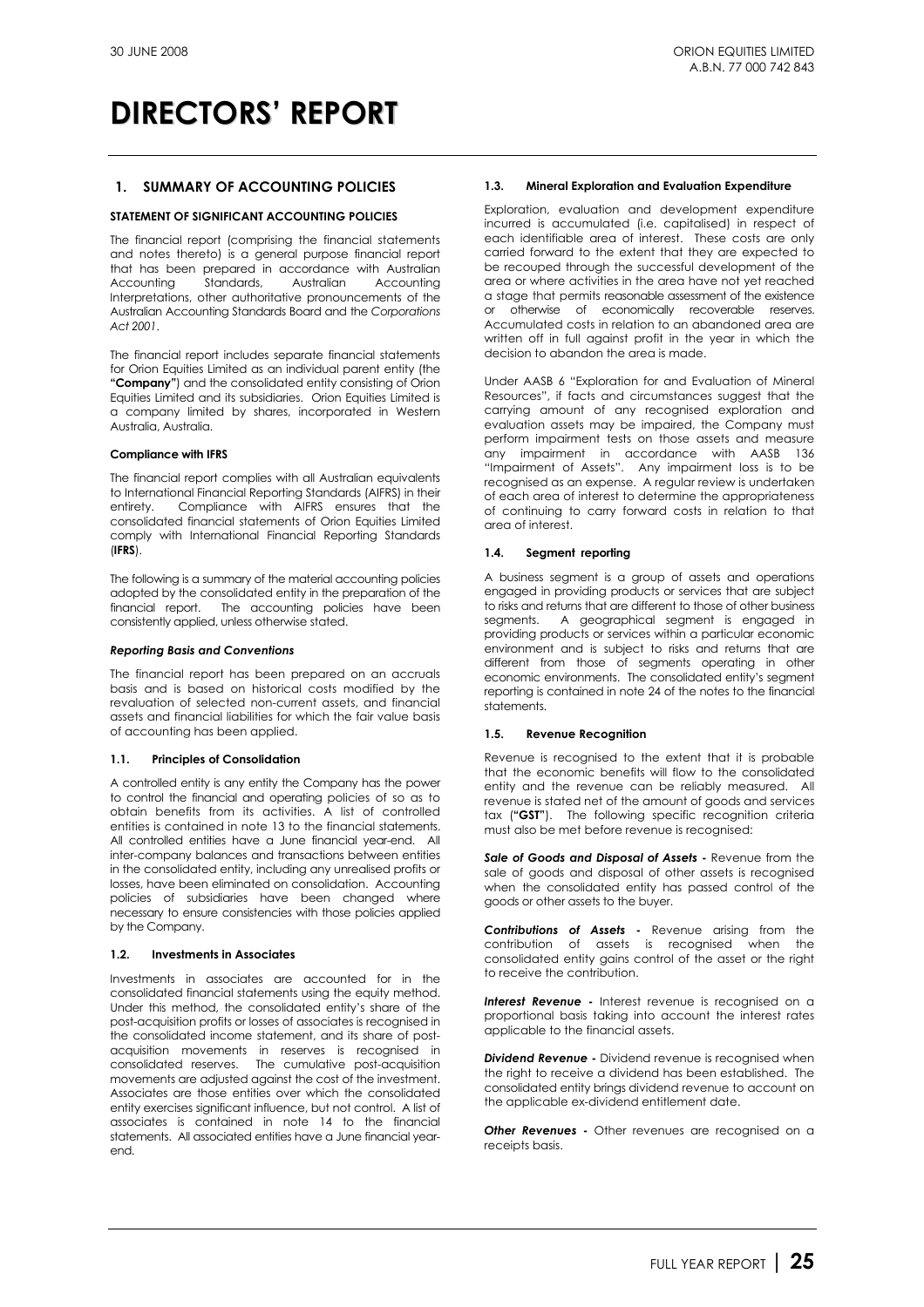# DIRECTORS' REPORT

## 1. SUMMARY OF ACCOUNTING POLICIES

### STATEMENT OF SIGNIFICANT ACCOUNTING POLICIES

The financial report (comprising the financial statements and notes thereto) is a general purpose financial report that has been prepared in accordance with Australian Accounting Standards, Australian Accounting Interpretations, other authoritative pronouncements of the Australian Accounting Standards Board and the *Corporations Act 2001*.

The financial report includes separate financial statements for Orion Equities Limited as an individual parent entity (the **"Company"**) and the consolidated entity consisting of Orion Equities Limited and its subsidiaries. Orion Equities Limited is a company limited by shares, incorporated in Western Australia, Australia.

**Compliance with IFRS**

The financial report complies with all Australian equivalents to International Financial Reporting Standards (AIFRS) in their entirety. Compliance with AIFRS ensures that the consolidated financial statements of Orion Equities Limited comply with International Financial Reporting Standards (**IFRS**).

The following is a summary of the material accounting policies adopted by the consolidated entity in the preparation of the financial report. The accounting policies have been consistently applied, unless otherwise stated.

***Reporting Basis and Conventions***

The financial report has been prepared on an accruals basis and is based on historical costs modified by the revaluation of selected non-current assets, and financial assets and financial liabilities for which the fair value basis of accounting has been applied.

#### 1.1. Principles of Consolidation

A controlled entity is any entity the Company has the power to control the financial and operating policies of so as to obtain benefits from its activities. A list of controlled entities is contained in note 13 to the financial statements. All controlled entities have a June financial year-end. All inter-company balances and transactions between entities in the consolidated entity, including any unrealised profits or losses, have been eliminated on consolidation. Accounting policies of subsidiaries have been changed where necessary to ensure consistencies with those policies applied by the Company.

#### 1.2. Investments in Associates

Investments in associates are accounted for in the consolidated financial statements using the equity method. Under this method, the consolidated entity's share of the post-acquisition profits or losses of associates is recognised in the consolidated income statement, and its share of post-acquisition movements in reserves is recognised in consolidated reserves. The cumulative post-acquisition movements are adjusted against the cost of the investment. Associates are those entities over which the consolidated entity exercises significant influence, but not control. A list of associates is contained in note 14 to the financial statements. All associated entities have a June financial year-end.

#### 1.3. Mineral Exploration and Evaluation Expenditure

Exploration, evaluation and development expenditure incurred is accumulated (i.e. capitalised) in respect of each identifiable area of interest. These costs are only carried forward to the extent that they are expected to be recouped through the successful development of the area or where activities in the area have not yet reached a stage that permits reasonable assessment of the existence or otherwise of economically recoverable reserves. Accumulated costs in relation to an abandoned area are written off in full against profit in the year in which the decision to abandon the area is made.

Under AASB 6 "Exploration for and Evaluation of Mineral Resources", if facts and circumstances suggest that the carrying amount of any recognised exploration and evaluation assets may be impaired, the Company must perform impairment tests on those assets and measure any impairment in accordance with AASB 136 "Impairment of Assets". Any impairment loss is to be recognised as an expense. A regular review is undertaken of each area of interest to determine the appropriateness of continuing to carry forward costs in relation to that area of interest.

#### 1.4. Segment reporting

A business segment is a group of assets and operations engaged in providing products or services that are subject to risks and returns that are different to those of other business segments. A geographical segment is engaged in providing products or services within a particular economic environment and is subject to risks and returns that are different from those of segments operating in other economic environments. The consolidated entity's segment reporting is contained in note 24 of the notes to the financial statements.

#### 1.5. Revenue Recognition

Revenue is recognised to the extent that it is probable that the economic benefits will flow to the consolidated entity and the revenue can be reliably measured. All revenue is stated net of the amount of goods and services tax (**"GST"**). The following specific recognition criteria must also be met before revenue is recognised:

***Sale of Goods and Disposal of Assets -*** Revenue from the sale of goods and disposal of other assets is recognised when the consolidated entity has passed control of the goods or other assets to the buyer.

***Contributions of Assets -*** Revenue arising from the contribution of assets is recognised when the consolidated entity gains control of the asset or the right to receive the contribution.

***Interest Revenue -*** Interest revenue is recognised on a proportional basis taking into account the interest rates applicable to the financial assets.

***Dividend Revenue -*** Dividend revenue is recognised when the right to receive a dividend has been established. The consolidated entity brings dividend revenue to account on the applicable ex-dividend entitlement date.

***Other Revenues -*** Other revenues are recognised on a receipts basis.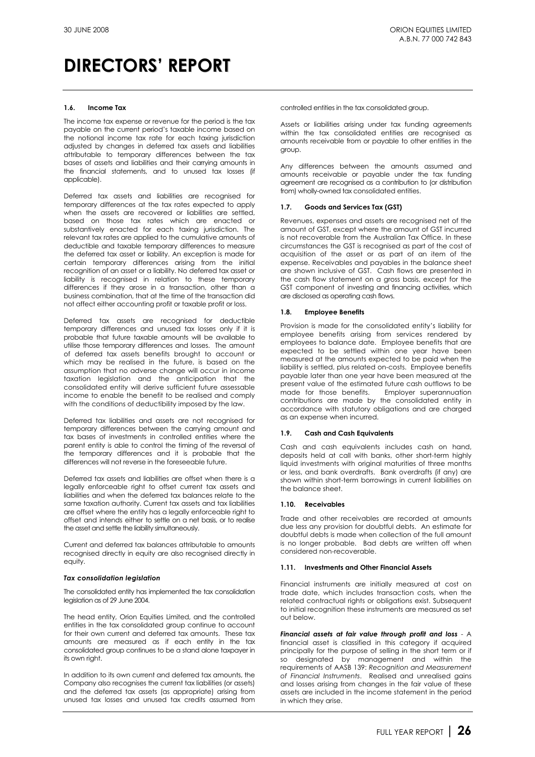# DIRECTORS' REPORT

### 1.6. Income Tax

The income tax expense or revenue for the period is the tax payable on the current period's taxable income based on the notional income tax rate for each taxing jurisdiction adjusted by changes in deferred tax assets and liabilities attributable to temporary differences between the tax bases of assets and liabilities and their carrying amounts in the financial statements, and to unused tax losses (if applicable).

Deferred tax assets and liabilities are recognised for temporary differences at the tax rates expected to apply when the assets are recovered or liabilities are settled, based on those tax rates which are enacted or substantively enacted for each taxing jurisdiction. The relevant tax rates are applied to the cumulative amounts of deductible and taxable temporary differences to measure the deferred tax asset or liability. An exception is made for certain temporary differences arising from the initial recognition of an asset or a liability. No deferred tax asset or liability is recognised in relation to these temporary differences if they arose in a transaction, other than a business combination, that at the time of the transaction did not affect either accounting profit or taxable profit or loss.

Deferred tax assets are recognised for deductible temporary differences and unused tax losses only if it is probable that future taxable amounts will be available to utilise those temporary differences and losses. The amount of deferred tax assets benefits brought to account or which may be realised in the future, is based on the assumption that no adverse change will occur in income taxation legislation and the anticipation that the consolidated entity will derive sufficient future assessable income to enable the benefit to be realised and comply with the conditions of deductibility imposed by the law.

Deferred tax liabilities and assets are not recognised for temporary differences between the carrying amount and tax bases of investments in controlled entities where the parent entity is able to control the timing of the reversal of the temporary differences and it is probable that the differences will not reverse in the foreseeable future.

Deferred tax assets and liabilities are offset when there is a legally enforceable right to offset current tax assets and liabilities and when the deferred tax balances relate to the same taxation authority. Current tax assets and tax liabilities are offset where the entity has a legally enforceable right to offset and intends either to settle on a net basis, or to realise the asset and settle the liability simultaneously.

Current and deferred tax balances attributable to amounts recognised directly in equity are also recognised directly in equity.

***Tax consolidation legislation***

The consolidated entity has implemented the tax consolidation legislation as of 29 June 2004.

The head entity, Orion Equities Limited, and the controlled entities in the tax consolidated group continue to account for their own current and deferred tax amounts. These tax amounts are measured as if each entity in the tax consolidated group continues to be a stand alone taxpayer in its own right.

In addition to its own current and deferred tax amounts, the Company also recognises the current tax liabilities (or assets) and the deferred tax assets (as appropriate) arising from unused tax losses and unused tax credits assumed from controlled entities in the tax consolidated group.

Assets or liabilities arising under tax funding agreements within the tax consolidated entities are recognised as amounts receivable from or payable to other entities in the group.

Any differences between the amounts assumed and amounts receivable or payable under the tax funding agreement are recognised as a contribution to (or distribution from) wholly-owned tax consolidated entities.

### 1.7. Goods and Services Tax (GST)

Revenues, expenses and assets are recognised net of the amount of GST, except where the amount of GST incurred is not recoverable from the Australian Tax Office. In these circumstances the GST is recognised as part of the cost of acquisition of the asset or as part of an item of the expense. Receivables and payables in the balance sheet are shown inclusive of GST. Cash flows are presented in the cash flow statement on a gross basis, except for the GST component of investing and financing activities, which are disclosed as operating cash flows.

### 1.8. Employee Benefits

Provision is made for the consolidated entity's liability for employee benefits arising from services rendered by employees to balance date. Employee benefits that are expected to be settled within one year have been measured at the amounts expected to be paid when the liability is settled, plus related on-costs. Employee benefits payable later than one year have been measured at the present value of the estimated future cash outflows to be made for those benefits. Employer superannuation contributions are made by the consolidated entity in accordance with statutory obligations and are charged as an expense when incurred.

### 1.9. Cash and Cash Equivalents

Cash and cash equivalents includes cash on hand, deposits held at call with banks, other short-term highly liquid investments with original maturities of three months or less, and bank overdrafts. Bank overdrafts (if any) are shown within short-term borrowings in current liabilities on the balance sheet.

### 1.10. Receivables

Trade and other receivables are recorded at amounts due less any provision for doubtful debts. An estimate for doubtful debts is made when collection of the full amount is no longer probable. Bad debts are written off when considered non-recoverable.

### 1.11. Investments and Other Financial Assets

Financial instruments are initially measured at cost on trade date, which includes transaction costs, when the related contractual rights or obligations exist. Subsequent to initial recognition these instruments are measured as set out below.

***Financial assets at fair value through profit and loss*** - A financial asset is classified in this category if acquired principally for the purpose of selling in the short term or if so designated by management and within the requirements of AASB 139: *Recognition and Measurement of Financial Instruments*. Realised and unrealised gains and losses arising from changes in the fair value of these assets are included in the income statement in the period in which they arise.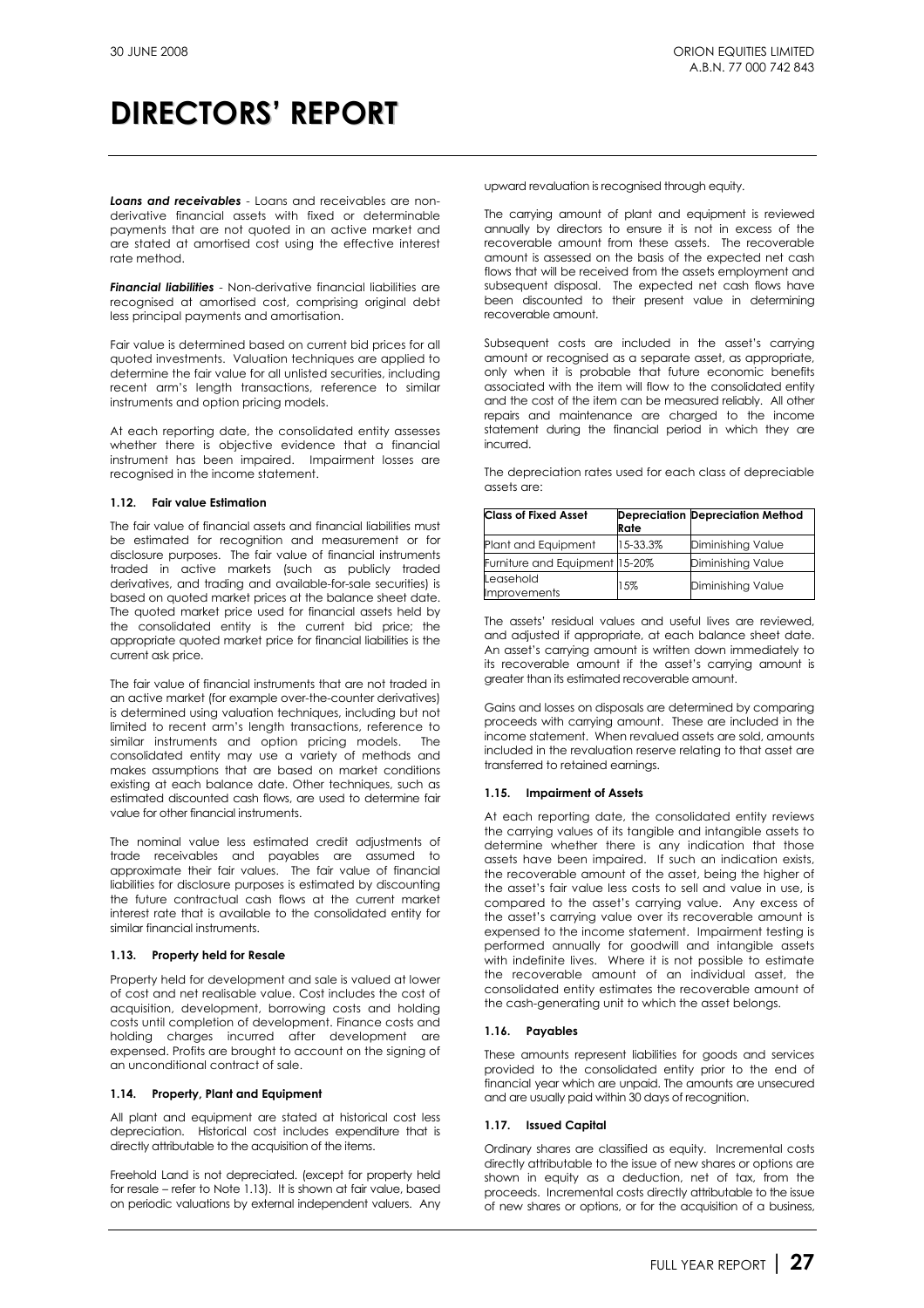# DIRECTORS' REPORT

***Loans and receivables*** - Loans and receivables are non-derivative financial assets with fixed or determinable payments that are not quoted in an active market and are stated at amortised cost using the effective interest rate method.

***Financial liabilities*** - Non-derivative financial liabilities are recognised at amortised cost, comprising original debt less principal payments and amortisation.

Fair value is determined based on current bid prices for all quoted investments. Valuation techniques are applied to determine the fair value for all unlisted securities, including recent arm's length transactions, reference to similar instruments and option pricing models.

At each reporting date, the consolidated entity assesses whether there is objective evidence that a financial instrument has been impaired. Impairment losses are recognised in the income statement.

### 1.12. Fair value Estimation

The fair value of financial assets and financial liabilities must be estimated for recognition and measurement or for disclosure purposes. The fair value of financial instruments traded in active markets (such as publicly traded derivatives, and trading and available-for-sale securities) is based on quoted market prices at the balance sheet date. The quoted market price used for financial assets held by the consolidated entity is the current bid price; the appropriate quoted market price for financial liabilities is the current ask price.

The fair value of financial instruments that are not traded in an active market (for example over-the-counter derivatives) is determined using valuation techniques, including but not limited to recent arm's length transactions, reference to similar instruments and option pricing models. The consolidated entity may use a variety of methods and makes assumptions that are based on market conditions existing at each balance date. Other techniques, such as estimated discounted cash flows, are used to determine fair value for other financial instruments.

The nominal value less estimated credit adjustments of trade receivables and payables are assumed to approximate their fair values. The fair value of financial liabilities for disclosure purposes is estimated by discounting the future contractual cash flows at the current market interest rate that is available to the consolidated entity for similar financial instruments.

### 1.13. Property held for Resale

Property held for development and sale is valued at lower of cost and net realisable value. Cost includes the cost of acquisition, development, borrowing costs and holding costs until completion of development. Finance costs and holding charges incurred after development are expensed. Profits are brought to account on the signing of an unconditional contract of sale.

### 1.14. Property, Plant and Equipment

All plant and equipment are stated at historical cost less depreciation. Historical cost includes expenditure that is directly attributable to the acquisition of the items.

Freehold Land is not depreciated. (except for property held for resale – refer to Note 1.13). It is shown at fair value, based on periodic valuations by external independent valuers. Any upward revaluation is recognised through equity.

The carrying amount of plant and equipment is reviewed annually by directors to ensure it is not in excess of the recoverable amount from these assets. The recoverable amount is assessed on the basis of the expected net cash flows that will be received from the assets employment and subsequent disposal. The expected net cash flows have been discounted to their present value in determining recoverable amount.

Subsequent costs are included in the asset's carrying amount or recognised as a separate asset, as appropriate, only when it is probable that future economic benefits associated with the item will flow to the consolidated entity and the cost of the item can be measured reliably. All other repairs and maintenance are charged to the income statement during the financial period in which they are incurred.

The depreciation rates used for each class of depreciable assets are:

| Class of Fixed Asset | Depreciation Rate | Depreciation Method |
|---|---|---|
| Plant and Equipment | 15-33.3% | Diminishing Value |
| Furniture and Equipment | 15-20% | Diminishing Value |
| Leasehold Improvements | 15% | Diminishing Value |

The assets' residual values and useful lives are reviewed, and adjusted if appropriate, at each balance sheet date. An asset's carrying amount is written down immediately to its recoverable amount if the asset's carrying amount is greater than its estimated recoverable amount.

Gains and losses on disposals are determined by comparing proceeds with carrying amount. These are included in the income statement. When revalued assets are sold, amounts included in the revaluation reserve relating to that asset are transferred to retained earnings.

### 1.15. Impairment of Assets

At each reporting date, the consolidated entity reviews the carrying values of its tangible and intangible assets to determine whether there is any indication that those assets have been impaired. If such an indication exists, the recoverable amount of the asset, being the higher of the asset's fair value less costs to sell and value in use, is compared to the asset's carrying value. Any excess of the asset's carrying value over its recoverable amount is expensed to the income statement. Impairment testing is performed annually for goodwill and intangible assets with indefinite lives. Where it is not possible to estimate the recoverable amount of an individual asset, the consolidated entity estimates the recoverable amount of the cash-generating unit to which the asset belongs.

### 1.16. Payables

These amounts represent liabilities for goods and services provided to the consolidated entity prior to the end of financial year which are unpaid. The amounts are unsecured and are usually paid within 30 days of recognition.

### 1.17. Issued Capital

Ordinary shares are classified as equity. Incremental costs directly attributable to the issue of new shares or options are shown in equity as a deduction, net of tax, from the proceeds. Incremental costs directly attributable to the issue of new shares or options, or for the acquisition of a business,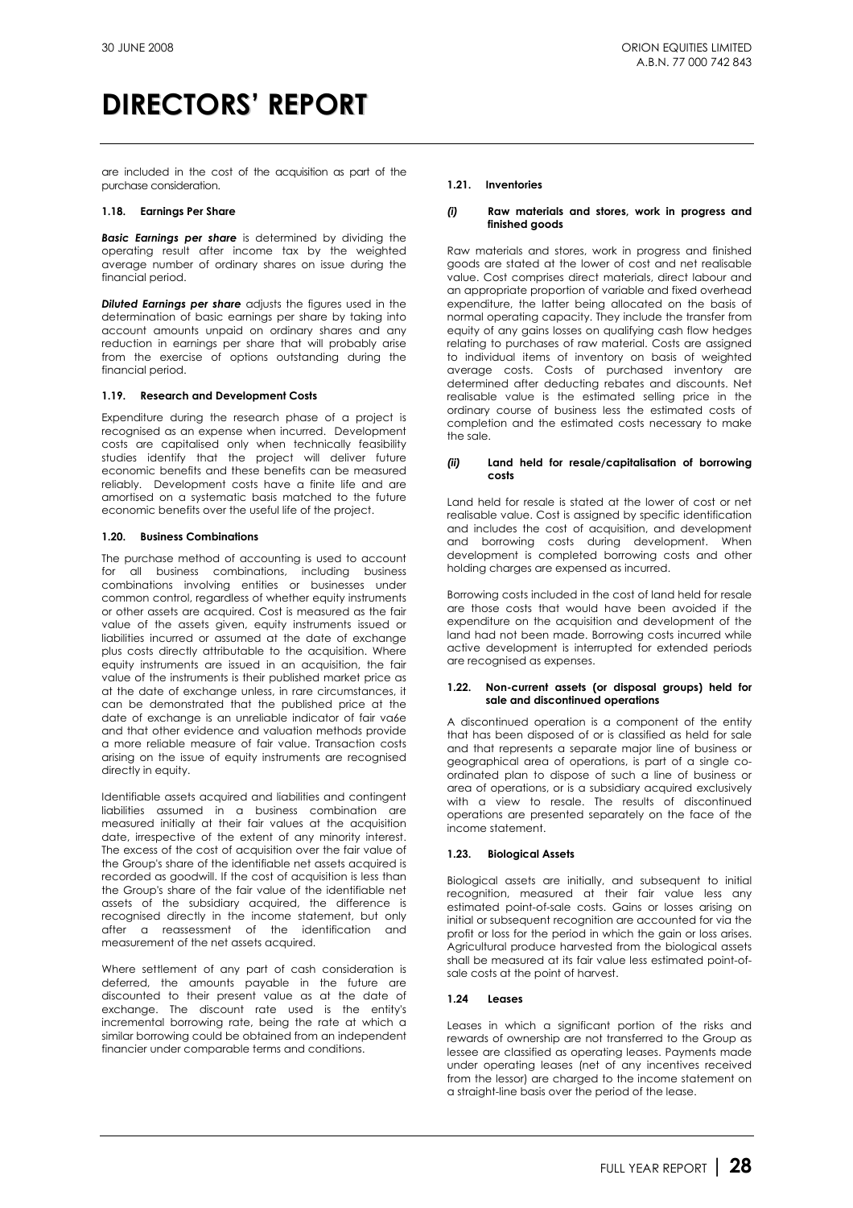# DIRECTORS' REPORT

are included in the cost of the acquisition as part of the purchase consideration.

#### 1.18. Earnings Per Share

***Basic Earnings per share*** is determined by dividing the operating result after income tax by the weighted average number of ordinary shares on issue during the financial period.

***Diluted Earnings per share*** adjusts the figures used in the determination of basic earnings per share by taking into account amounts unpaid on ordinary shares and any reduction in earnings per share that will probably arise from the exercise of options outstanding during the financial period.

#### 1.19. Research and Development Costs

Expenditure during the research phase of a project is recognised as an expense when incurred. Development costs are capitalised only when technically feasibility studies identify that the project will deliver future economic benefits and these benefits can be measured reliably. Development costs have a finite life and are amortised on a systematic basis matched to the future economic benefits over the useful life of the project.

#### 1.20. Business Combinations

The purchase method of accounting is used to account for all business combinations, including business combinations involving entities or businesses under common control, regardless of whether equity instruments or other assets are acquired. Cost is measured as the fair value of the assets given, equity instruments issued or liabilities incurred or assumed at the date of exchange plus costs directly attributable to the acquisition. Where equity instruments are issued in an acquisition, the fair value of the instruments is their published market price as at the date of exchange unless, in rare circumstances, it can be demonstrated that the published price at the date of exchange is an unreliable indicator of fair va6e and that other evidence and valuation methods provide a more reliable measure of fair value. Transaction costs arising on the issue of equity instruments are recognised directly in equity.

Identifiable assets acquired and liabilities and contingent liabilities assumed in a business combination are measured initially at their fair values at the acquisition date, irrespective of the extent of any minority interest. The excess of the cost of acquisition over the fair value of the Group's share of the identifiable net assets acquired is recorded as goodwill. If the cost of acquisition is less than the Group's share of the fair value of the identifiable net assets of the subsidiary acquired, the difference is recognised directly in the income statement, but only after a reassessment of the identification and measurement of the net assets acquired.

Where settlement of any part of cash consideration is deferred, the amounts payable in the future are discounted to their present value as at the date of exchange. The discount rate used is the entity's incremental borrowing rate, being the rate at which a similar borrowing could be obtained from an independent financier under comparable terms and conditions.

#### 1.21. Inventories

##### *(i)* Raw materials and stores, work in progress and finished goods

Raw materials and stores, work in progress and finished goods are stated at the lower of cost and net realisable value. Cost comprises direct materials, direct labour and an appropriate proportion of variable and fixed overhead expenditure, the latter being allocated on the basis of normal operating capacity. They include the transfer from equity of any gains losses on qualifying cash flow hedges relating to purchases of raw material. Costs are assigned to individual items of inventory on basis of weighted average costs. Costs of purchased inventory are determined after deducting rebates and discounts. Net realisable value is the estimated selling price in the ordinary course of business less the estimated costs of completion and the estimated costs necessary to make the sale.

##### *(ii)* Land held for resale/capitalisation of borrowing costs

Land held for resale is stated at the lower of cost or net realisable value. Cost is assigned by specific identification and includes the cost of acquisition, and development and borrowing costs during development. When development is completed borrowing costs and other holding charges are expensed as incurred.

Borrowing costs included in the cost of land held for resale are those costs that would have been avoided if the expenditure on the acquisition and development of the land had not been made. Borrowing costs incurred while active development is interrupted for extended periods are recognised as expenses.

#### 1.22. Non-current assets (or disposal groups) held for sale and discontinued operations

A discontinued operation is a component of the entity that has been disposed of or is classified as held for sale and that represents a separate major line of business or geographical area of operations, is part of a single co-ordinated plan to dispose of such a line of business or area of operations, or is a subsidiary acquired exclusively with a view to resale. The results of discontinued operations are presented separately on the face of the income statement.

#### 1.23. Biological Assets

Biological assets are initially, and subsequent to initial recognition, measured at their fair value less any estimated point-of-sale costs. Gains or losses arising on initial or subsequent recognition are accounted for via the profit or loss for the period in which the gain or loss arises. Agricultural produce harvested from the biological assets shall be measured at its fair value less estimated point-of-sale costs at the point of harvest.

#### 1.24 Leases

Leases in which a significant portion of the risks and rewards of ownership are not transferred to the Group as lessee are classified as operating leases. Payments made under operating leases (net of any incentives received from the lessor) are charged to the income statement on a straight-line basis over the period of the lease.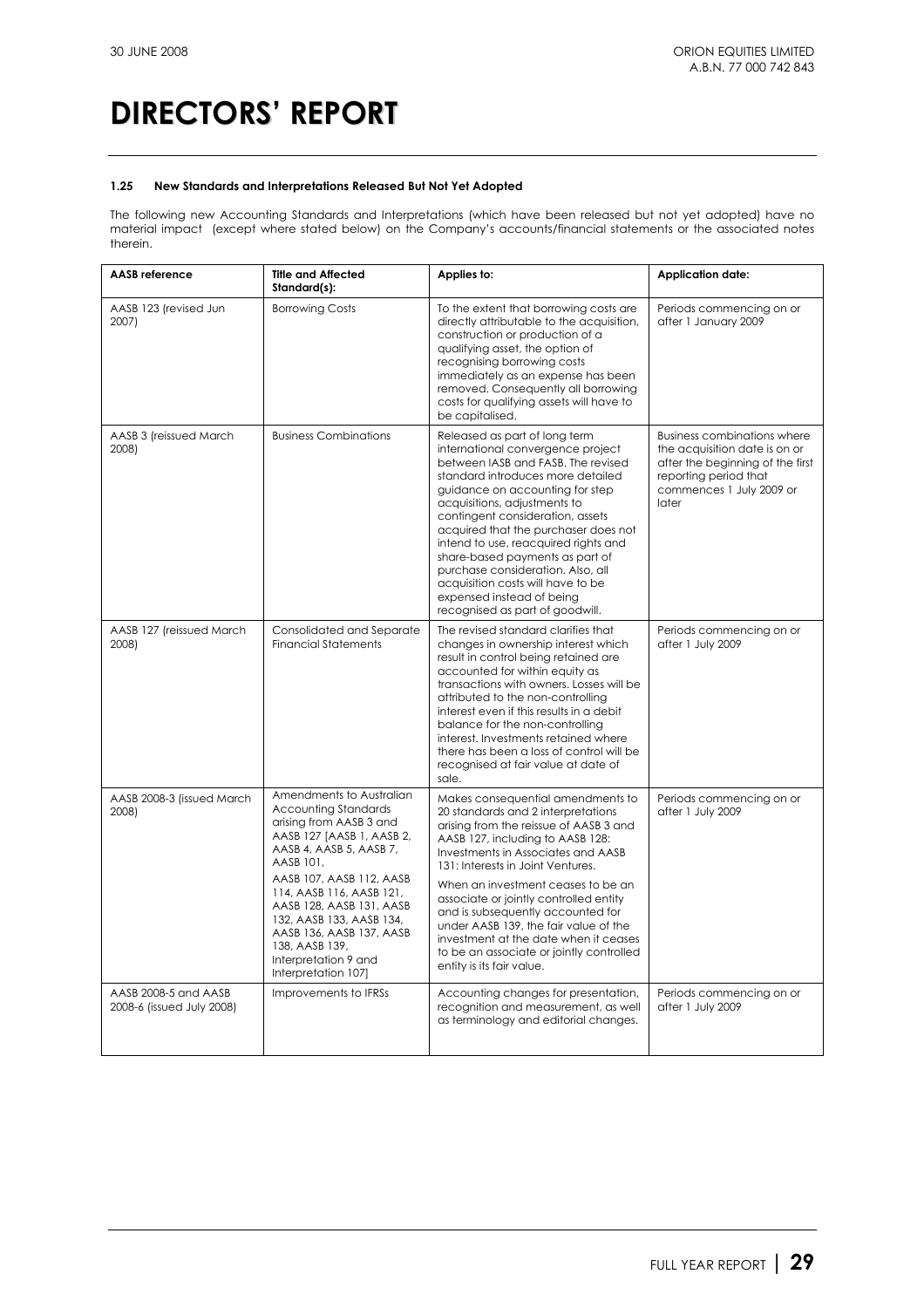# DIRECTORS' REPORT

### 1.25 New Standards and Interpretations Released But Not Yet Adopted

The following new Accounting Standards and Interpretations (which have been released but not yet adopted) have no material impact (except where stated below) on the Company's accounts/financial statements or the associated notes therein.

| AASB reference | Title and Affected Standard(s): | Applies to: | Application date: |
|---|---|---|---|
| AASB 123 (revised Jun 2007) | Borrowing Costs | To the extent that borrowing costs are directly attributable to the acquisition, construction or production of a qualifying asset, the option of recognising borrowing costs immediately as an expense has been removed. Consequently all borrowing costs for qualifying assets will have to be capitalised. | Periods commencing on or after 1 January 2009 |
| AASB 3 (reissued March 2008) | Business Combinations | Released as part of long term international convergence project between IASB and FASB. The revised standard introduces more detailed guidance on accounting for step acquisitions, adjustments to contingent consideration, assets acquired that the purchaser does not intend to use, reacquired rights and share-based payments as part of purchase consideration. Also, all acquisition costs will have to be expensed instead of being recognised as part of goodwill. | Business combinations where the acquisition date is on or after the beginning of the first reporting period that commences 1 July 2009 or later |
| AASB 127 (reissued March 2008) | Consolidated and Separate Financial Statements | The revised standard clarifies that changes in ownership interest which result in control being retained are accounted for within equity as transactions with owners. Losses will be attributed to the non-controlling interest even if this results in a debit balance for the non-controlling interest. Investments retained where there has been a loss of control will be recognised at fair value at date of sale. | Periods commencing on or after 1 July 2009 |
| AASB 2008-3 (issued March 2008) | Amendments to Australian Accounting Standards arising from AASB 3 and AASB 127 [AASB 1, AASB 2, AASB 4, AASB 5, AASB 7, AASB 101, AASB 107, AASB 112, AASB 114, AASB 116, AASB 121, AASB 128, AASB 131, AASB 132, AASB 133, AASB 134, AASB 136, AASB 137, AASB 138, AASB 139, Interpretation 9 and Interpretation 107] | Makes consequential amendments to 20 standards and 2 interpretations arising from the reissue of AASB 3 and AASB 127, including to AASB 128: Investments in Associates and AASB 131: Interests in Joint Ventures. When an investment ceases to be an associate or jointly controlled entity and is subsequently accounted for under AASB 139, the fair value of the investment at the date when it ceases to be an associate or jointly controlled entity is its fair value. | Periods commencing on or after 1 July 2009 |
| AASB 2008-5 and AASB 2008-6 (issued July 2008) | Improvements to IFRSs | Accounting changes for presentation, recognition and measurement, as well as terminology and editorial changes. | Periods commencing on or after 1 July 2009 |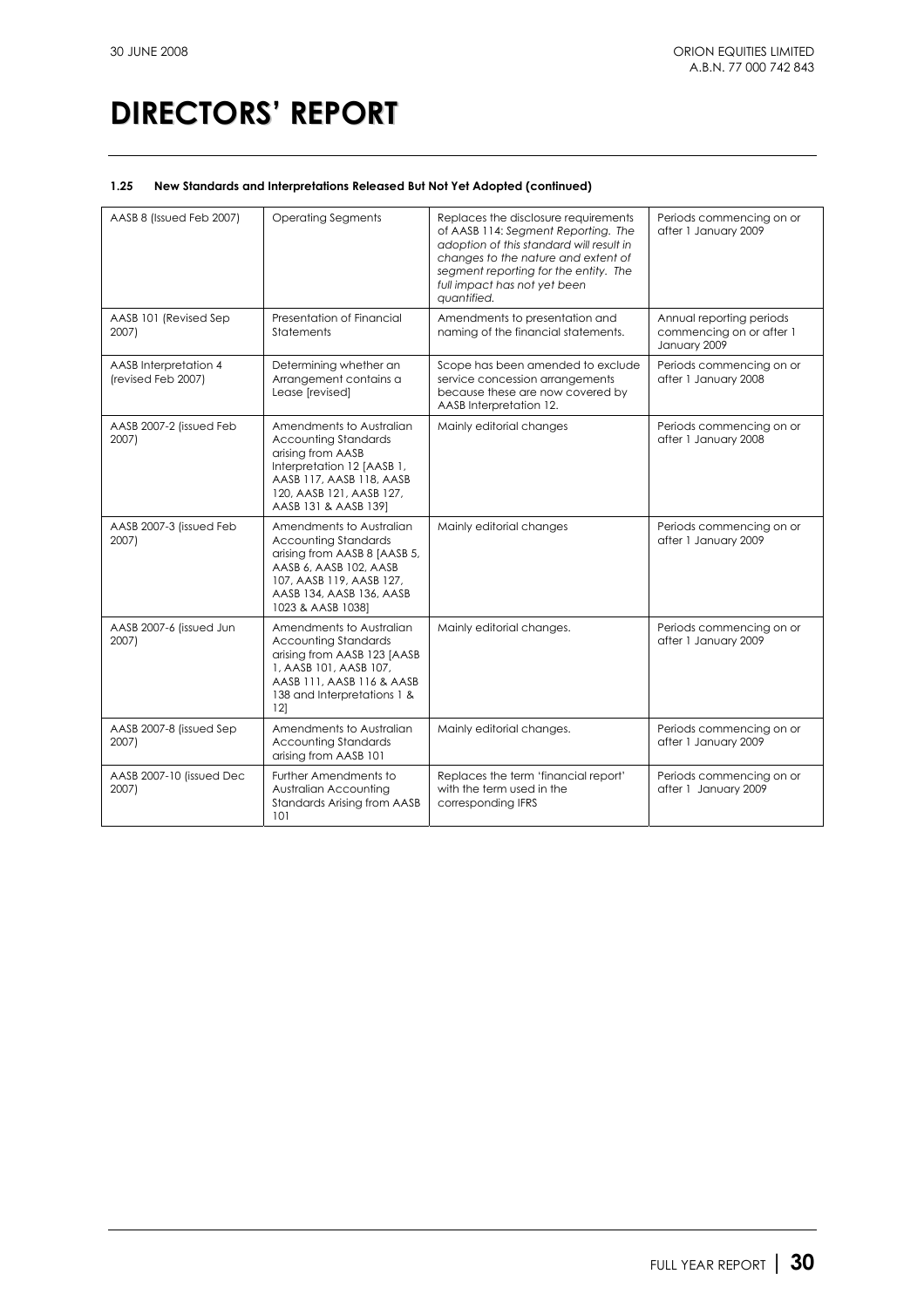# DIRECTORS' REPORT

### 1.25 New Standards and Interpretations Released But Not Yet Adopted (continued)

| | | | |
|---|---|---|---|
| AASB 8 (Issued Feb 2007) | Operating Segments | Replaces the disclosure requirements of AASB 114: *Segment Reporting. The adoption of this standard will result in changes to the nature and extent of segment reporting for the entity. The full impact has not yet been quantified.* | Periods commencing on or after 1 January 2009 |
| AASB 101 (Revised Sep 2007) | Presentation of Financial Statements | Amendments to presentation and naming of the financial statements. | Annual reporting periods commencing on or after 1 January 2009 |
| AASB Interpretation 4 (revised Feb 2007) | Determining whether an Arrangement contains a Lease [revised] | Scope has been amended to exclude service concession arrangements because these are now covered by AASB Interpretation 12. | Periods commencing on or after 1 January 2008 |
| AASB 2007-2 (issued Feb 2007) | Amendments to Australian Accounting Standards arising from AASB Interpretation 12 [AASB 1, AASB 117, AASB 118, AASB 120, AASB 121, AASB 127, AASB 131 & AASB 139] | Mainly editorial changes | Periods commencing on or after 1 January 2008 |
| AASB 2007-3 (issued Feb 2007) | Amendments to Australian Accounting Standards arising from AASB 8 [AASB 5, AASB 6, AASB 102, AASB 107, AASB 119, AASB 127, AASB 134, AASB 136, AASB 1023 & AASB 1038] | Mainly editorial changes | Periods commencing on or after 1 January 2009 |
| AASB 2007-6 (issued Jun 2007) | Amendments to Australian Accounting Standards arising from AASB 123 [AASB 1, AASB 101, AASB 107, AASB 111, AASB 116 & AASB 138 and Interpretations 1 & 12] | Mainly editorial changes. | Periods commencing on or after 1 January 2009 |
| AASB 2007-8 (issued Sep 2007) | Amendments to Australian Accounting Standards arising from AASB 101 | Mainly editorial changes. | Periods commencing on or after 1 January 2009 |
| AASB 2007-10 (issued Dec 2007) | Further Amendments to Australian Accounting Standards Arising from AASB 101 | Replaces the term 'financial report' with the term used in the corresponding IFRS | Periods commencing on or after 1 January 2009 |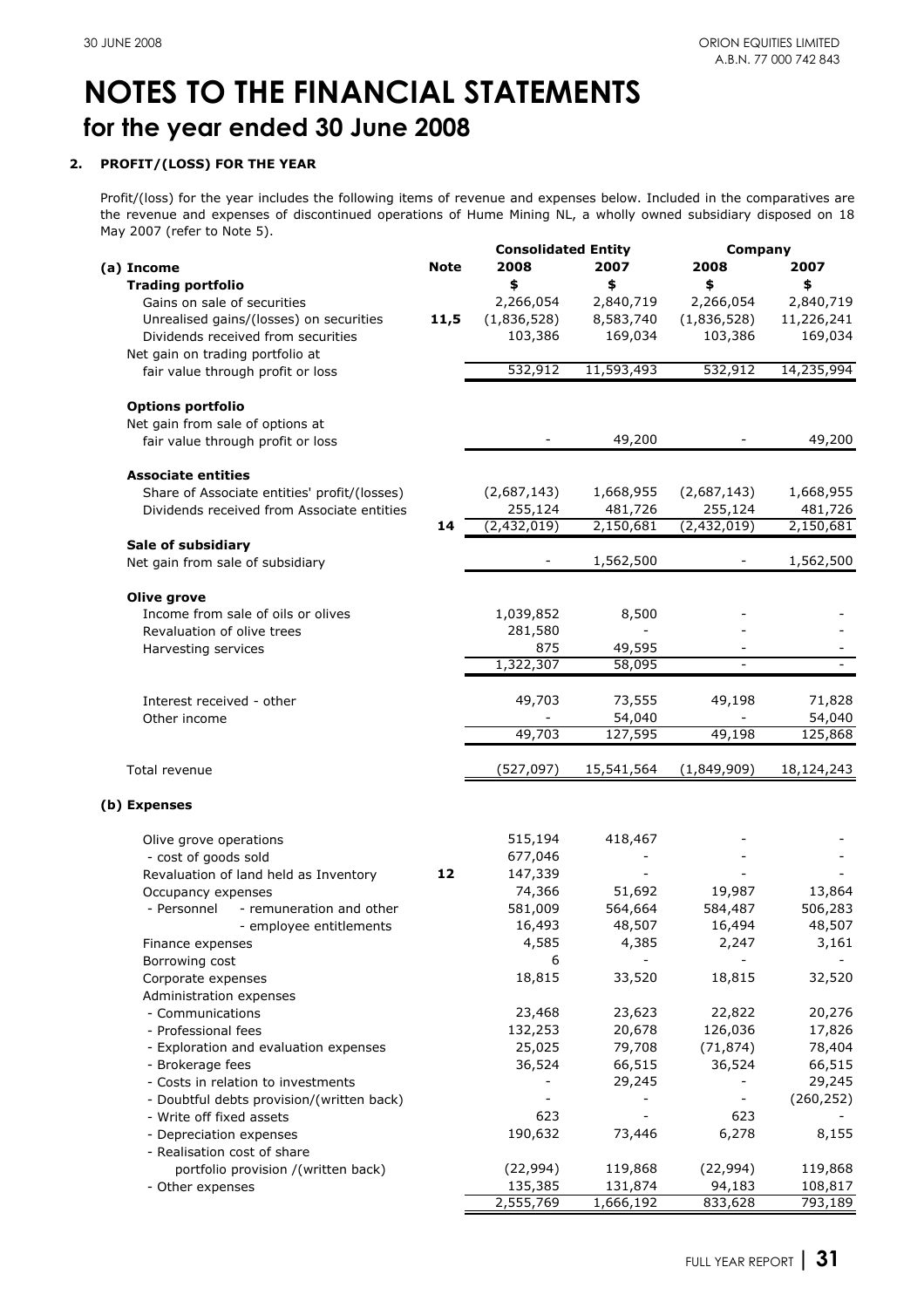# NOTES TO THE FINANCIAL STATEMENTS

## for the year ended 30 June 2008

### 2. PROFIT/(LOSS) FOR THE YEAR

Profit/(loss) for the year includes the following items of revenue and expenses below. Included in the comparatives are the revenue and expenses of discontinued operations of Hume Mining NL, a wholly owned subsidiary disposed on 18 May 2007 (refer to Note 5).

| | Note | Consolidated Entity 2008 | Consolidated Entity 2007 | Company 2008 | Company 2007 |
|---|---|---|---|---|---|
| **(a) Income** | | $ | $ | $ | $ |
| **Trading portfolio** | | | | | |
| Gains on sale of securities | | 2,266,054 | 2,840,719 | 2,266,054 | 2,840,719 |
| Unrealised gains/(losses) on securities | **11,5** | (1,836,528) | 8,583,740 | (1,836,528) | 11,226,241 |
| Dividends received from securities | | 103,386 | 169,034 | 103,386 | 169,034 |
| Net gain on trading portfolio at fair value through profit or loss | | 532,912 | 11,593,493 | 532,912 | 14,235,994 |
| **Options portfolio** | | | | | |
| Net gain from sale of options at fair value through profit or loss | | - | 49,200 | - | 49,200 |
| **Associate entities** | | | | | |
| Share of Associate entities' profit/(losses) | | (2,687,143) | 1,668,955 | (2,687,143) | 1,668,955 |
| Dividends received from Associate entities | | 255,124 | 481,726 | 255,124 | 481,726 |
| | **14** | (2,432,019) | 2,150,681 | (2,432,019) | 2,150,681 |
| **Sale of subsidiary** | | | | | |
| Net gain from sale of subsidiary | | - | 1,562,500 | - | 1,562,500 |
| **Olive grove** | | | | | |
| Income from sale of oils or olives | | 1,039,852 | 8,500 | - | - |
| Revaluation of olive trees | | 281,580 | - | - | - |
| Harvesting services | | 875 | 49,595 | - | - |
| | | 1,322,307 | 58,095 | - | - |
| Interest received - other | | 49,703 | 73,555 | 49,198 | 71,828 |
| Other income | | - | 54,040 | - | 54,040 |
| | | 49,703 | 127,595 | 49,198 | 125,868 |
| Total revenue | | (527,097) | 15,541,564 | (1,849,909) | 18,124,243 |
| **(b) Expenses** | | | | | |
| Olive grove operations | | 515,194 | 418,467 | - | - |
| - cost of goods sold | | 677,046 | - | - | - |
| Revaluation of land held as Inventory | **12** | 147,339 | - | - | - |
| Occupancy expenses | | 74,366 | 51,692 | 19,987 | 13,864 |
| - Personnel - remuneration and other | | 581,009 | 564,664 | 584,487 | 506,283 |
| - employee entitlements | | 16,493 | 48,507 | 16,494 | 48,507 |
| Finance expenses | | 4,585 | 4,385 | 2,247 | 3,161 |
| Borrowing cost | | 6 | - | - | - |
| Corporate expenses | | 18,815 | 33,520 | 18,815 | 32,520 |
| Administration expenses | | | | | |
| - Communications | | 23,468 | 23,623 | 22,822 | 20,276 |
| - Professional fees | | 132,253 | 20,678 | 126,036 | 17,826 |
| - Exploration and evaluation expenses | | 25,025 | 79,708 | (71,874) | 78,404 |
| - Brokerage fees | | 36,524 | 66,515 | 36,524 | 66,515 |
| - Costs in relation to investments | | - | 29,245 | - | 29,245 |
| - Doubtful debts provision/(written back) | | - | - | - | (260,252) |
| - Write off fixed assets | | 623 | - | 623 | - |
| - Depreciation expenses | | 190,632 | 73,446 | 6,278 | 8,155 |
| - Realisation cost of share portfolio provision /(written back) | | (22,994) | 119,868 | (22,994) | 119,868 |
| - Other expenses | | 135,385 | 131,874 | 94,183 | 108,817 |
| | | 2,555,769 | 1,666,192 | 833,628 | 793,189 |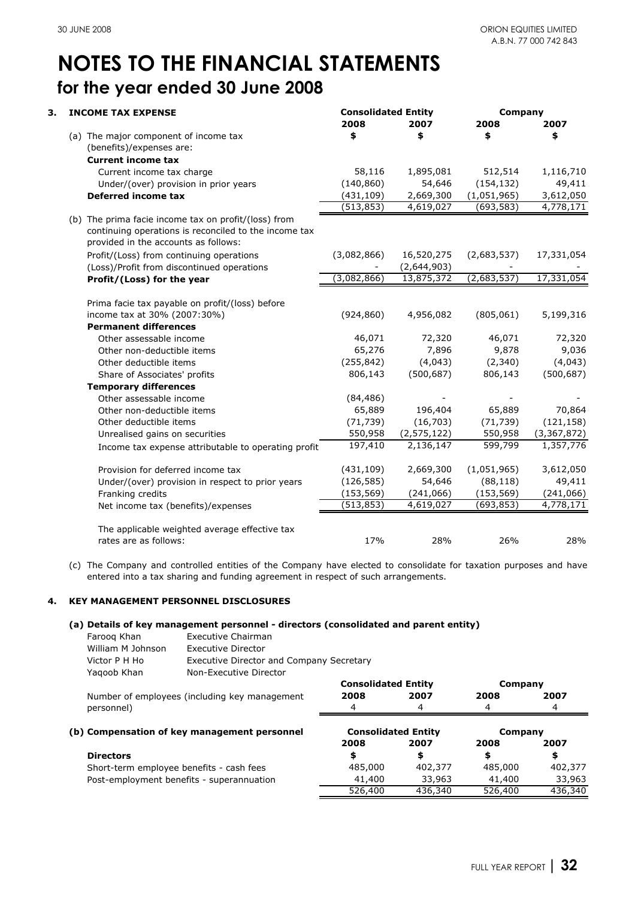# NOTES TO THE FINANCIAL STATEMENTS
## for the year ended 30 June 2008

### 3. INCOME TAX EXPENSE

| | Consolidated Entity | | Company | |
|---|---|---|---|---|
| | 2008 | 2007 | 2008 | 2007 |
| (a) The major component of income tax (benefits)/expenses are: | $ | $ | $ | $ |
| **Current income tax** | | | | |
| Current income tax charge | 58,116 | 1,895,081 | 512,514 | 1,116,710 |
| Under/(over) provision in prior years | (140,860) | 54,646 | (154,132) | 49,411 |
| **Deferred income tax** | (431,109) | 2,669,300 | (1,051,965) | 3,612,050 |
| | (513,853) | 4,619,027 | (693,583) | 4,778,171 |
| (b) The prima facie income tax on profit/(loss) from continuing operations is reconciled to the income tax provided in the accounts as follows: | | | | |
| Profit/(Loss) from continuing operations | (3,082,866) | 16,520,275 | (2,683,537) | 17,331,054 |
| (Loss)/Profit from discontinued operations | - | (2,644,903) | - | - |
| **Profit/(Loss) for the year** | (3,082,866) | 13,875,372 | (2,683,537) | 17,331,054 |
| Prima facie tax payable on profit/(loss) before income tax at 30% (2007:30%) | (924,860) | 4,956,082 | (805,061) | 5,199,316 |
| **Permanent differences** | | | | |
| Other assessable income | 46,071 | 72,320 | 46,071 | 72,320 |
| Other non-deductible items | 65,276 | 7,896 | 9,878 | 9,036 |
| Other deductible items | (255,842) | (4,043) | (2,340) | (4,043) |
| Share of Associates' profits | 806,143 | (500,687) | 806,143 | (500,687) |
| **Temporary differences** | | | | |
| Other assessable income | (84,486) | - | - | - |
| Other non-deductible items | 65,889 | 196,404 | 65,889 | 70,864 |
| Other deductible items | (71,739) | (16,703) | (71,739) | (121,158) |
| Unrealised gains on securities | 550,958 | (2,575,122) | 550,958 | (3,367,872) |
| Income tax expense attributable to operating profit | 197,410 | 2,136,147 | 599,799 | 1,357,776 |
| Provision for deferred income tax | (431,109) | 2,669,300 | (1,051,965) | 3,612,050 |
| Under/(over) provision in respect to prior years | (126,585) | 54,646 | (88,118) | 49,411 |
| Franking credits | (153,569) | (241,066) | (153,569) | (241,066) |
| Net income tax (benefits)/expenses | (513,853) | 4,619,027 | (693,853) | 4,778,171 |
| The applicable weighted average effective tax rates are as follows: | 17% | 28% | 26% | 28% |

(c) The Company and controlled entities of the Company have elected to consolidate for taxation purposes and have entered into a tax sharing and funding agreement in respect of such arrangements.

### 4. KEY MANAGEMENT PERSONNEL DISCLOSURES

**(a) Details of key management personnel - directors (consolidated and parent entity)**

| | |
|---|---|
| Farooq Khan | Executive Chairman |
| William M Johnson | Executive Director |
| Victor P H Ho | Executive Director and Company Secretary |
| Yaqoob Khan | Non-Executive Director |

| | Consolidated Entity | | Company | |
|---|---|---|---|---|
| Number of employees (including key management personnel) | 2008 | 2007 | 2008 | 2007 |
| | 4 | 4 | 4 | 4 |

**(b) Compensation of key management personnel**

| | Consolidated Entity | | Company | |
|---|---|---|---|---|
| | 2008 | 2007 | 2008 | 2007 |
| **Directors** | $ | $ | $ | $ |
| Short-term employee benefits - cash fees | 485,000 | 402,377 | 485,000 | 402,377 |
| Post-employment benefits - superannuation | 41,400 | 33,963 | 41,400 | 33,963 |
| | 526,400 | 436,340 | 526,400 | 436,340 |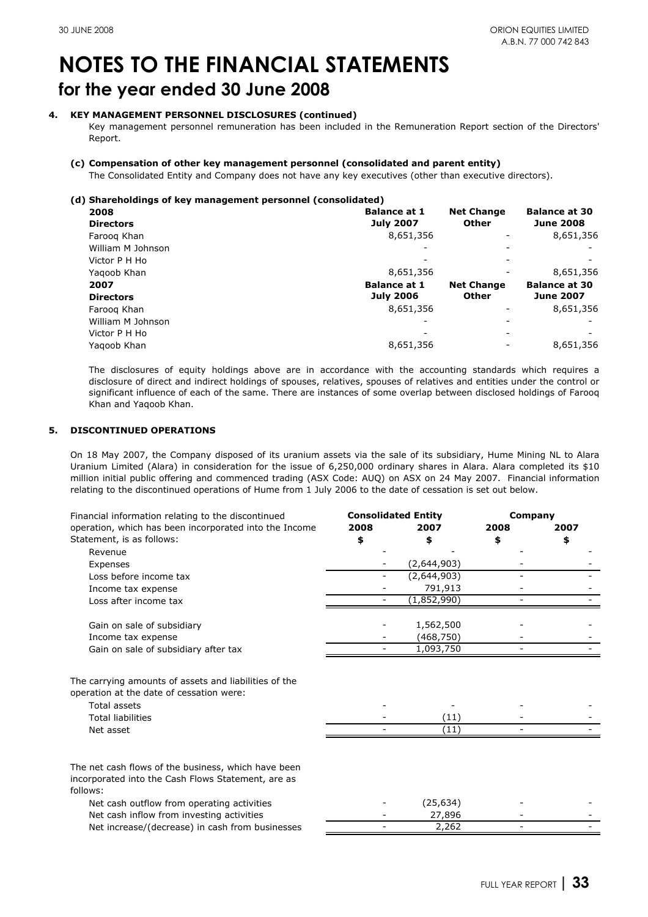# NOTES TO THE FINANCIAL STATEMENTS
## for the year ended 30 June 2008

**4. KEY MANAGEMENT PERSONNEL DISCLOSURES (continued)**

Key management personnel remuneration has been included in the Remuneration Report section of the Directors' Report.

**(c) Compensation of other key management personnel (consolidated and parent entity)**

The Consolidated Entity and Company does not have any key executives (other than executive directors).

**(d) Shareholdings of key management personnel (consolidated)**

| **2008** **Directors** | **Balance at 1 July 2007** | **Net Change Other** | **Balance at 30 June 2008** |
|---|---|---|---|
| Farooq Khan | 8,651,356 | - | 8,651,356 |
| William M Johnson | - | - | - |
| Victor P H Ho | - | - | - |
| Yaqoob Khan | 8,651,356 | - | 8,651,356 |
| **2007** **Directors** | **Balance at 1 July 2006** | **Net Change Other** | **Balance at 30 June 2007** |
| Farooq Khan | 8,651,356 | - | 8,651,356 |
| William M Johnson | - | - | - |
| Victor P H Ho | - | - | - |
| Yaqoob Khan | 8,651,356 | - | 8,651,356 |

The disclosures of equity holdings above are in accordance with the accounting standards which requires a disclosure of direct and indirect holdings of spouses, relatives, spouses of relatives and entities under the control or significant influence of each of the same. There are instances of some overlap between disclosed holdings of Farooq Khan and Yaqoob Khan.

**5. DISCONTINUED OPERATIONS**

On 18 May 2007, the Company disposed of its uranium assets via the sale of its subsidiary, Hume Mining NL to Alara Uranium Limited (Alara) in consideration for the issue of 6,250,000 ordinary shares in Alara. Alara completed its $10 million initial public offering and commenced trading (ASX Code: AUQ) on ASX on 24 May 2007. Financial information relating to the discontinued operations of Hume from 1 July 2006 to the date of cessation is set out below.

| | Consolidated Entity | | Company | |
|---|---|---|---|---|
| Financial information relating to the discontinued operation, which has been incorporated into the Income Statement, is as follows: | 2008 $ | 2007 $ | 2008 $ | 2007 $ |
| Revenue | - | - | - | - |
| Expenses | - | (2,644,903) | - | - |
| Loss before income tax | - | (2,644,903) | - | - |
| Income tax expense | - | 791,913 | - | - |
| Loss after income tax | - | (1,852,990) | - | - |
| | | | | |
| Gain on sale of subsidiary | - | 1,562,500 | - | - |
| Income tax expense | - | (468,750) | - | - |
| Gain on sale of subsidiary after tax | - | 1,093,750 | - | - |
| | | | | |
| The carrying amounts of assets and liabilities of the operation at the date of cessation were: | | | | |
| Total assets | - | - | - | - |
| Total liabilities | - | (11) | - | - |
| Net asset | - | (11) | - | - |
| | | | | |
| The net cash flows of the business, which have been incorporated into the Cash Flows Statement, are as follows: | | | | |
| Net cash outflow from operating activities | - | (25,634) | - | - |
| Net cash inflow from investing activities | - | 27,896 | - | - |
| Net increase/(decrease) in cash from businesses | - | 2,262 | - | - |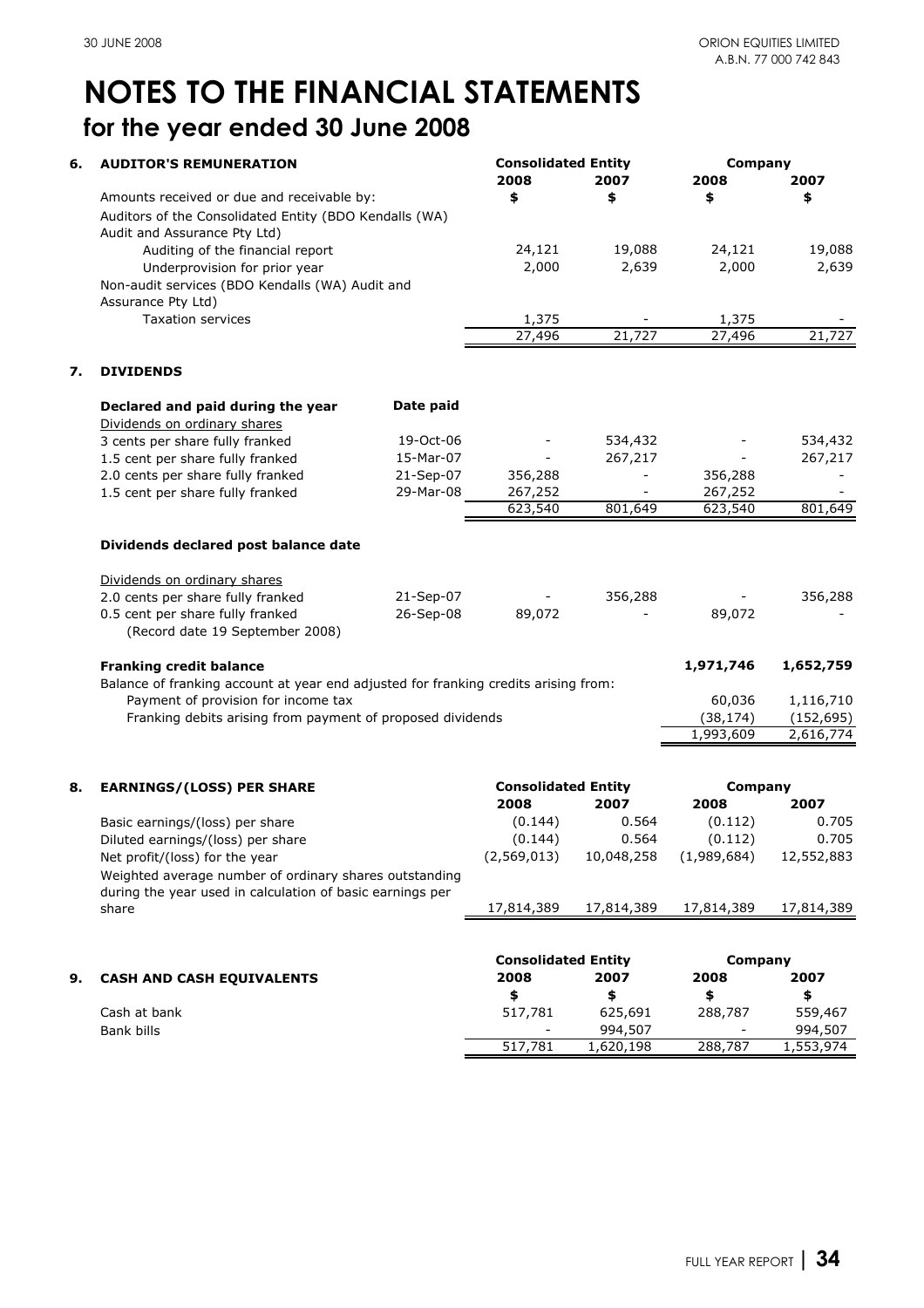# NOTES TO THE FINANCIAL STATEMENTS

## for the year ended 30 June 2008

### 6. AUDITOR'S REMUNERATION

| | Consolidated Entity | | Company | |
|---|---|---|---|---|
| | 2008 | 2007 | 2008 | 2007 |
| Amounts received or due and receivable by: | $ | $ | $ | $ |
| Auditors of the Consolidated Entity (BDO Kendalls (WA) Audit and Assurance Pty Ltd) | | | | |
| Auditing of the financial report | 24,121 | 19,088 | 24,121 | 19,088 |
| Underprovision for prior year | 2,000 | 2,639 | 2,000 | 2,639 |
| Non-audit services (BDO Kendalls (WA) Audit and Assurance Pty Ltd) | | | | |
| Taxation services | 1,375 | - | 1,375 | - |
| | 27,496 | 21,727 | 27,496 | 21,727 |

### 7. DIVIDENDS

| | Date paid | Consolidated Entity 2008 | Consolidated Entity 2007 | Company 2008 | Company 2007 |
|---|---|---|---|---|---|
| **Declared and paid during the year** | | | | | |
| Dividends on ordinary shares | | | | | |
| 3 cents per share fully franked | 19-Oct-06 | - | 534,432 | - | 534,432 |
| 1.5 cent per share fully franked | 15-Mar-07 | - | 267,217 | - | 267,217 |
| 2.0 cents per share fully franked | 21-Sep-07 | 356,288 | - | 356,288 | - |
| 1.5 cent per share fully franked | 29-Mar-08 | 267,252 | - | 267,252 | - |
| | | 623,540 | 801,649 | 623,540 | 801,649 |
| **Dividends declared post balance date** | | | | | |
| Dividends on ordinary shares | | | | | |
| 2.0 cents per share fully franked | 21-Sep-07 | - | 356,288 | - | 356,288 |
| 0.5 cent per share fully franked (Record date 19 September 2008) | 26-Sep-08 | 89,072 | - | 89,072 | - |

| | Company 2008 | Company 2007 |
|---|---|---|
| **Franking credit balance** | **1,971,746** | **1,652,759** |
| Balance of franking account at year end adjusted for franking credits arising from: | | |
| Payment of provision for income tax | 60,036 | 1,116,710 |
| Franking debits arising from payment of proposed dividends | (38,174) | (152,695) |
| | 1,993,609 | 2,616,774 |

### 8. EARNINGS/(LOSS) PER SHARE

| | Consolidated Entity | | Company | |
|---|---|---|---|---|
| | 2008 | 2007 | 2008 | 2007 |
| Basic earnings/(loss) per share | (0.144) | 0.564 | (0.112) | 0.705 |
| Diluted earnings/(loss) per share | (0.144) | 0.564 | (0.112) | 0.705 |
| Net profit/(loss) for the year | (2,569,013) | 10,048,258 | (1,989,684) | 12,552,883 |
| Weighted average number of ordinary shares outstanding during the year used in calculation of basic earnings per share | 17,814,389 | 17,814,389 | 17,814,389 | 17,814,389 |

### 9. CASH AND CASH EQUIVALENTS

| | Consolidated Entity | | Company | |
|---|---|---|---|---|
| | 2008 | 2007 | 2008 | 2007 |
| | $ | $ | $ | $ |
| Cash at bank | 517,781 | 625,691 | 288,787 | 559,467 |
| Bank bills | - | 994,507 | - | 994,507 |
| | 517,781 | 1,620,198 | 288,787 | 1,553,974 |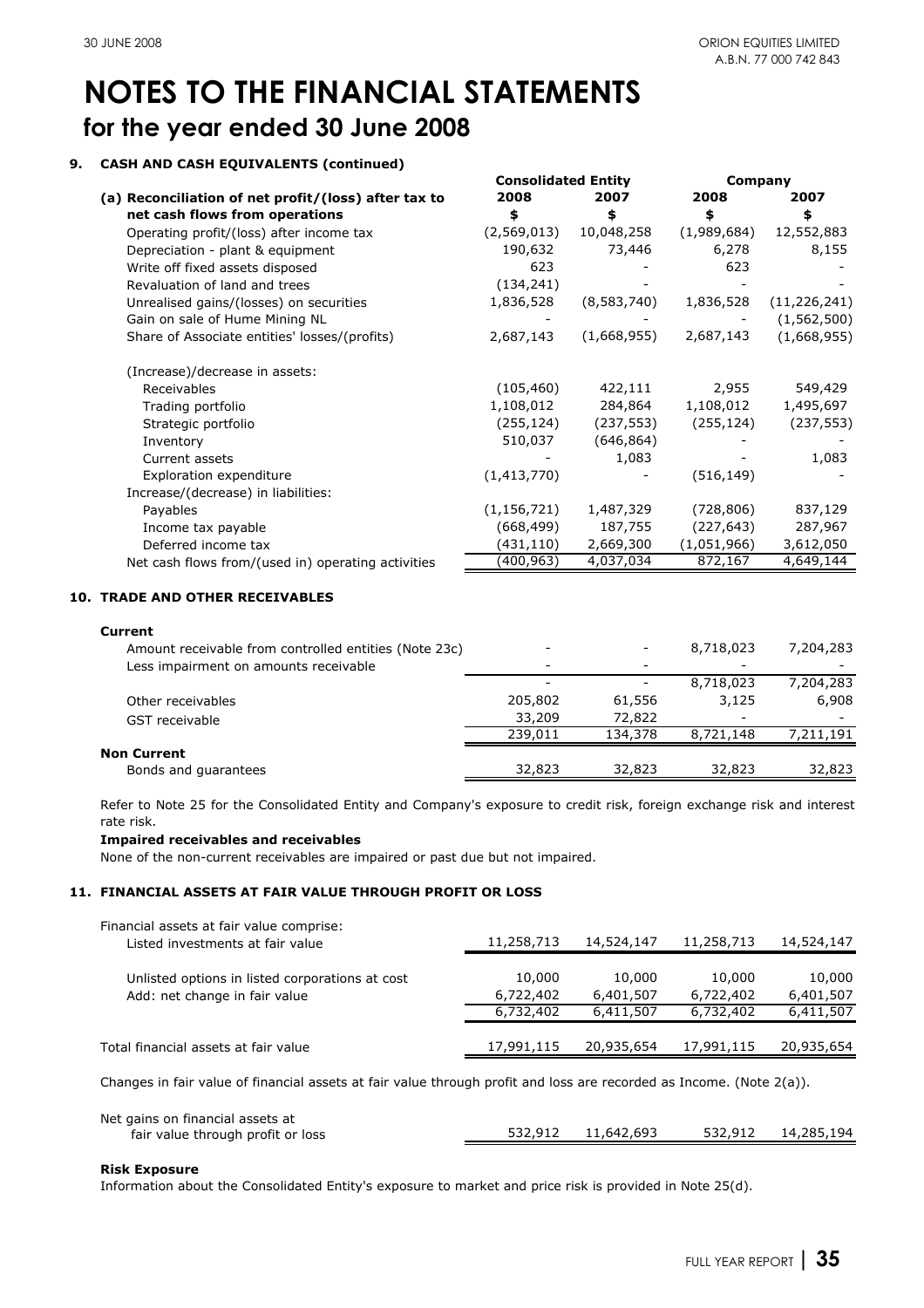# NOTES TO THE FINANCIAL STATEMENTS

## for the year ended 30 June 2008

### 9. CASH AND CASH EQUIVALENTS (continued)

| | Consolidated Entity | | Company | |
|---|---|---|---|---|
| **(a) Reconciliation of net profit/(loss) after tax to net cash flows from operations** | **2008** | **2007** | **2008** | **2007** |
| | **$** | **$** | **$** | **$** |
| Operating profit/(loss) after income tax | (2,569,013) | 10,048,258 | (1,989,684) | 12,552,883 |
| Depreciation - plant & equipment | 190,632 | 73,446 | 6,278 | 8,155 |
| Write off fixed assets disposed | 623 | - | 623 | - |
| Revaluation of land and trees | (134,241) | - | - | - |
| Unrealised gains/(losses) on securities | 1,836,528 | (8,583,740) | 1,836,528 | (11,226,241) |
| Gain on sale of Hume Mining NL | - | - | - | (1,562,500) |
| Share of Associate entities' losses/(profits) | 2,687,143 | (1,668,955) | 2,687,143 | (1,668,955) |
| (Increase)/decrease in assets: | | | | |
| Receivables | (105,460) | 422,111 | 2,955 | 549,429 |
| Trading portfolio | 1,108,012 | 284,864 | 1,108,012 | 1,495,697 |
| Strategic portfolio | (255,124) | (237,553) | (255,124) | (237,553) |
| Inventory | 510,037 | (646,864) | - | - |
| Current assets | - | 1,083 | - | 1,083 |
| Exploration expenditure | (1,413,770) | - | (516,149) | - |
| Increase/(decrease) in liabilities: | | | | |
| Payables | (1,156,721) | 1,487,329 | (728,806) | 837,129 |
| Income tax payable | (668,499) | 187,755 | (227,643) | 287,967 |
| Deferred income tax | (431,110) | 2,669,300 | (1,051,966) | 3,612,050 |
| Net cash flows from/(used in) operating activities | (400,963) | 4,037,034 | 872,167 | 4,649,144 |

### 10. TRADE AND OTHER RECEIVABLES

| | Consolidated 2008 | Consolidated 2007 | Company 2008 | Company 2007 |
|---|---|---|---|---|
| **Current** | | | | |
| Amount receivable from controlled entities (Note 23c) | - | - | 8,718,023 | 7,204,283 |
| Less impairment on amounts receivable | - | - | - | - |
| | - | - | 8,718,023 | 7,204,283 |
| Other receivables | 205,802 | 61,556 | 3,125 | 6,908 |
| GST receivable | 33,209 | 72,822 | - | - |
| | 239,011 | 134,378 | 8,721,148 | 7,211,191 |
| **Non Current** | | | | |
| Bonds and guarantees | 32,823 | 32,823 | 32,823 | 32,823 |

Refer to Note 25 for the Consolidated Entity and Company's exposure to credit risk, foreign exchange risk and interest rate risk.

**Impaired receivables and receivables**

None of the non-current receivables are impaired or past due but not impaired.

### 11. FINANCIAL ASSETS AT FAIR VALUE THROUGH PROFIT OR LOSS

| | Consolidated 2008 | Consolidated 2007 | Company 2008 | Company 2007 |
|---|---|---|---|---|
| Financial assets at fair value comprise: | | | | |
| Listed investments at fair value | 11,258,713 | 14,524,147 | 11,258,713 | 14,524,147 |
| Unlisted options in listed corporations at cost | 10,000 | 10,000 | 10,000 | 10,000 |
| Add: net change in fair value | 6,722,402 | 6,401,507 | 6,722,402 | 6,401,507 |
| | 6,732,402 | 6,411,507 | 6,732,402 | 6,411,507 |
| Total financial assets at fair value | 17,991,115 | 20,935,654 | 17,991,115 | 20,935,654 |

Changes in fair value of financial assets at fair value through profit and loss are recorded as Income. (Note 2(a)).

| | Consolidated 2008 | Consolidated 2007 | Company 2008 | Company 2007 |
|---|---|---|---|---|
| Net gains on financial assets at fair value through profit or loss | 532,912 | 11,642,693 | 532,912 | 14,285,194 |

**Risk Exposure**

Information about the Consolidated Entity's exposure to market and price risk is provided in Note 25(d).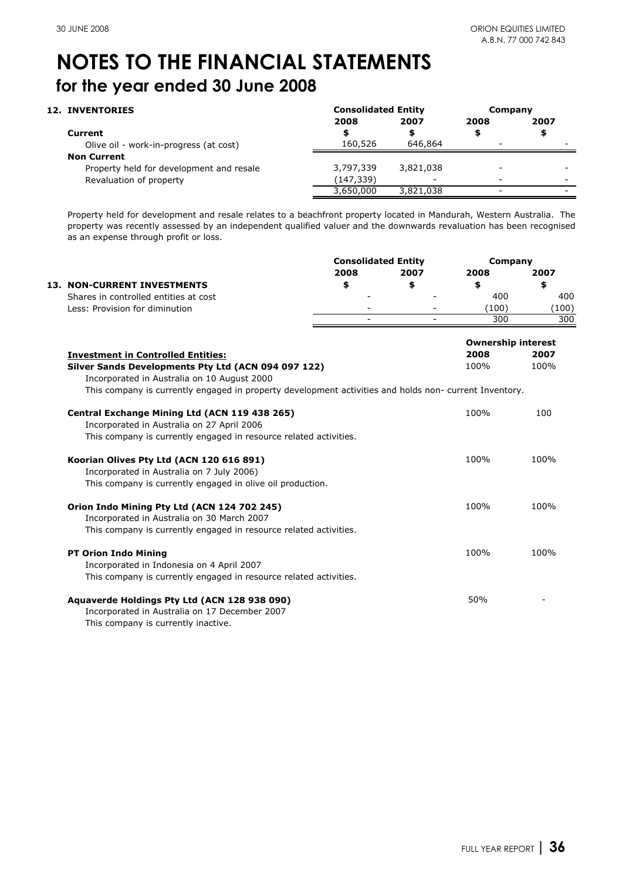# NOTES TO THE FINANCIAL STATEMENTS

## for the year ended 30 June 2008

| 12. INVENTORIES | Consolidated Entity | | Company | |
|---|---|---|---|---|
| | 2008 | 2007 | 2008 | 2007 |
| **Current** | $ | $ | $ | $ |
| Olive oil - work-in-progress (at cost) | 160,526 | 646,864 | - | - |
| **Non Current** | | | | |
| Property held for development and resale | 3,797,339 | 3,821,038 | - | - |
| Revaluation of property | (147,339) | - | - | - |
| | 3,650,000 | 3,821,038 | - | - |

Property held for development and resale relates to a beachfront property located in Mandurah, Western Australia. The property was recently assessed by an independent qualified valuer and the downwards revaluation has been recognised as an expense through profit or loss.

| | Consolidated Entity | | Company | |
|---|---|---|---|---|
| | 2008 | 2007 | 2008 | 2007 |
| **13. NON-CURRENT INVESTMENTS** | $ | $ | $ | $ |
| Shares in controlled entities at cost | - | - | 400 | 400 |
| Less: Provision for diminution | - | - | (100) | (100) |
| | - | - | 300 | 300 |

| Investment in Controlled Entities: | Ownership interest 2008 | Ownership interest 2007 |
|---|---|---|
| **Silver Sands Developments Pty Ltd (ACN 094 097 122)**<br>Incorporated in Australia on 10 August 2000<br>This company is currently engaged in property development activities and holds non- current Inventory. | 100% | 100% |
| **Central Exchange Mining Ltd (ACN 119 438 265)**<br>Incorporated in Australia on 27 April 2006<br>This company is currently engaged in resource related activities. | 100% | 100 |
| **Koorian Olives Pty Ltd (ACN 120 616 891)**<br>Incorporated in Australia on 7 July 2006)<br>This company is currently engaged in olive oil production. | 100% | 100% |
| **Orion Indo Mining Pty Ltd (ACN 124 702 245)**<br>Incorporated in Australia on 30 March 2007<br>This company is currently engaged in resource related activities. | 100% | 100% |
| **PT Orion Indo Mining**<br>Incorporated in Indonesia on 4 April 2007<br>This company is currently engaged in resource related activities. | 100% | 100% |
| **Aquaverde Holdings Pty Ltd (ACN 128 938 090)**<br>Incorporated in Australia on 17 December 2007<br>This company is currently inactive. | 50% | - |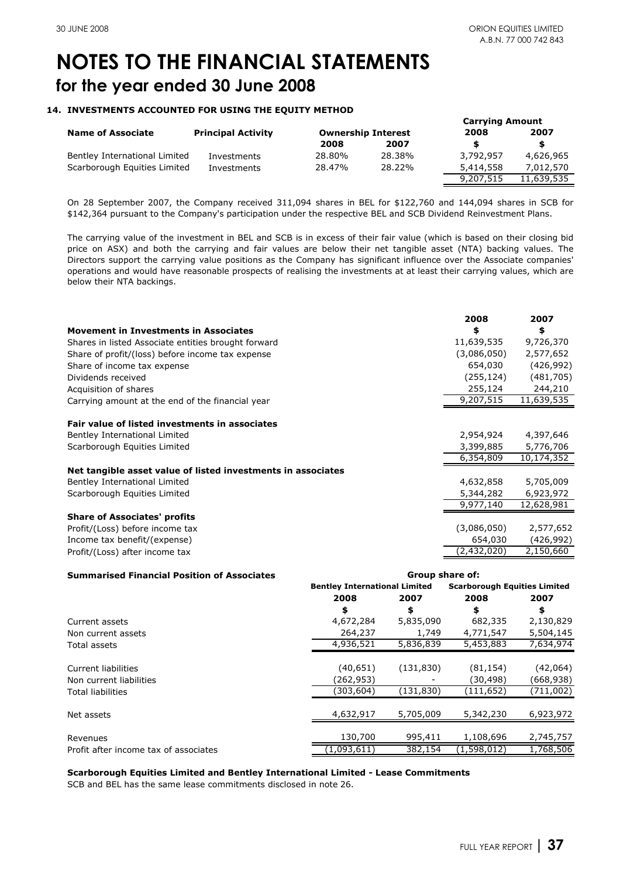# NOTES TO THE FINANCIAL STATEMENTS

## for the year ended 30 June 2008

### 14. INVESTMENTS ACCOUNTED FOR USING THE EQUITY METHOD

| Name of Associate | Principal Activity | Ownership Interest | | Carrying Amount | |
|---|---|---|---|---|---|
| | | 2008 | 2007 | 2008 | 2007 |
| | | | | $ | $ |
| Bentley International Limited | Investments | 28.80% | 28.38% | 3,792,957 | 4,626,965 |
| Scarborough Equities Limited | Investments | 28.47% | 28.22% | 5,414,558 | 7,012,570 |
| | | | | 9,207,515 | 11,639,535 |

On 28 September 2007, the Company received 311,094 shares in BEL for $122,760 and 144,094 shares in SCB for $142,364 pursuant to the Company's participation under the respective BEL and SCB Dividend Reinvestment Plans.

The carrying value of the investment in BEL and SCB is in excess of their fair value (which is based on their closing bid price on ASX) and both the carrying and fair values are below their net tangible asset (NTA) backing values. The Directors support the carrying value positions as the Company has significant influence over the Associate companies' operations and would have reasonable prospects of realising the investments at at least their carrying values, which are below their NTA backings.

| | 2008 | 2007 |
|---|---|---|
| **Movement in Investments in Associates** | $ | $ |
| Shares in listed Associate entities brought forward | 11,639,535 | 9,726,370 |
| Share of profit/(loss) before income tax expense | (3,086,050) | 2,577,652 |
| Share of income tax expense | 654,030 | (426,992) |
| Dividends received | (255,124) | (481,705) |
| Acquisition of shares | 255,124 | 244,210 |
| Carrying amount at the end of the financial year | 9,207,515 | 11,639,535 |
| | | |
| **Fair value of listed investments in associates** | | |
| Bentley International Limited | 2,954,924 | 4,397,646 |
| Scarborough Equities Limited | 3,399,885 | 5,776,706 |
| | 6,354,809 | 10,174,352 |
| **Net tangible asset value of listed investments in associates** | | |
| Bentley International Limited | 4,632,858 | 5,705,009 |
| Scarborough Equities Limited | 5,344,282 | 6,923,972 |
| | 9,977,140 | 12,628,981 |
| **Share of Associates' profits** | | |
| Profit/(Loss) before income tax | (3,086,050) | 2,577,652 |
| Income tax benefit/(expense) | 654,030 | (426,992) |
| Profit/(Loss) after income tax | (2,432,020) | 2,150,660 |

| **Summarised Financial Position of Associates** | Group share of: | | | |
|---|---|---|---|---|
| | Bentley International Limited | | Scarborough Equities Limited | |
| | 2008 | 2007 | 2008 | 2007 |
| | $ | $ | $ | $ |
| Current assets | 4,672,284 | 5,835,090 | 682,335 | 2,130,829 |
| Non current assets | 264,237 | 1,749 | 4,771,547 | 5,504,145 |
| Total assets | 4,936,521 | 5,836,839 | 5,453,883 | 7,634,974 |
| | | | | |
| Current liabilities | (40,651) | (131,830) | (81,154) | (42,064) |
| Non current liabilities | (262,953) | - | (30,498) | (668,938) |
| Total liabilities | (303,604) | (131,830) | (111,652) | (711,002) |
| | | | | |
| Net assets | 4,632,917 | 5,705,009 | 5,342,230 | 6,923,972 |
| | | | | |
| Revenues | 130,700 | 995,411 | 1,108,696 | 2,745,757 |
| Profit after income tax of associates | (1,093,611) | 382,154 | (1,598,012) | 1,768,506 |

**Scarborough Equities Limited and Bentley International Limited - Lease Commitments**

SCB and BEL has the same lease commitments disclosed in note 26.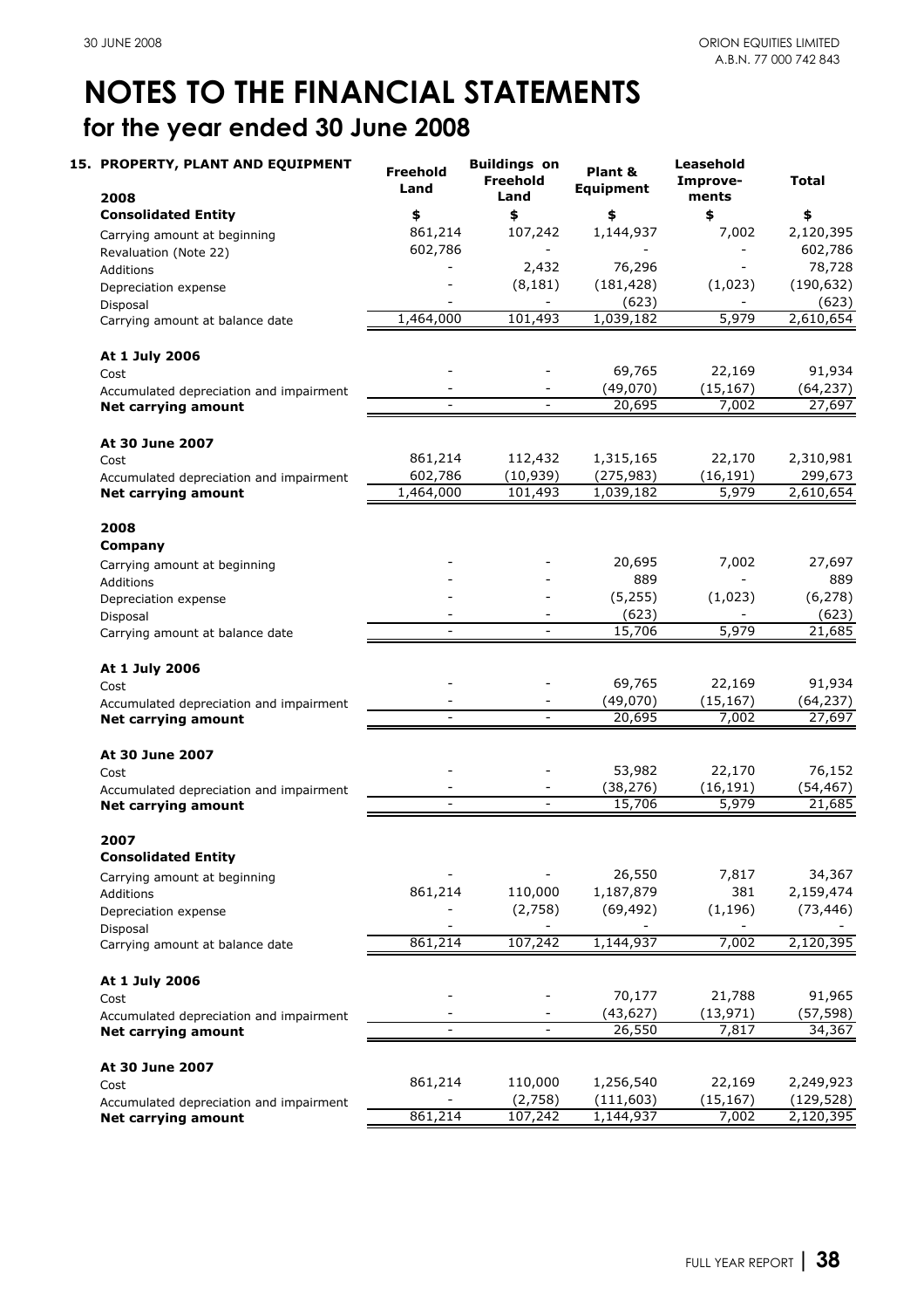# NOTES TO THE FINANCIAL STATEMENTS

## for the year ended 30 June 2008

### 15. PROPERTY, PLANT AND EQUIPMENT

| 2008 | Freehold Land | Buildings on Freehold Land | Plant & Equipment | Leasehold Improve-ments | Total |
|---|---|---|---|---|---|
| **Consolidated Entity** | **$** | **$** | **$** | **$** | **$** |
| Carrying amount at beginning | 861,214 | 107,242 | 1,144,937 | 7,002 | 2,120,395 |
| Revaluation (Note 22) | 602,786 | - | - | - | 602,786 |
| Additions | - | 2,432 | 76,296 | - | 78,728 |
| Depreciation expense | - | (8,181) | (181,428) | (1,023) | (190,632) |
| Disposal | - | - | (623) | - | (623) |
| Carrying amount at balance date | 1,464,000 | 101,493 | 1,039,182 | 5,979 | 2,610,654 |
| | | | | | |
| **At 1 July 2006** | | | | | |
| Cost | - | - | 69,765 | 22,169 | 91,934 |
| Accumulated depreciation and impairment | - | - | (49,070) | (15,167) | (64,237) |
| **Net carrying amount** | - | - | 20,695 | 7,002 | 27,697 |
| | | | | | |
| **At 30 June 2007** | | | | | |
| Cost | 861,214 | 112,432 | 1,315,165 | 22,170 | 2,310,981 |
| Accumulated depreciation and impairment | 602,786 | (10,939) | (275,983) | (16,191) | 299,673 |
| **Net carrying amount** | 1,464,000 | 101,493 | 1,039,182 | 5,979 | 2,610,654 |
| | | | | | |
| **2008** | | | | | |
| **Company** | | | | | |
| Carrying amount at beginning | - | - | 20,695 | 7,002 | 27,697 |
| Additions | - | - | 889 | - | 889 |
| Depreciation expense | - | - | (5,255) | (1,023) | (6,278) |
| Disposal | - | - | (623) | - | (623) |
| Carrying amount at balance date | - | - | 15,706 | 5,979 | 21,685 |
| | | | | | |
| **At 1 July 2006** | | | | | |
| Cost | - | - | 69,765 | 22,169 | 91,934 |
| Accumulated depreciation and impairment | - | - | (49,070) | (15,167) | (64,237) |
| **Net carrying amount** | - | - | 20,695 | 7,002 | 27,697 |
| | | | | | |
| **At 30 June 2007** | | | | | |
| Cost | - | - | 53,982 | 22,170 | 76,152 |
| Accumulated depreciation and impairment | - | - | (38,276) | (16,191) | (54,467) |
| **Net carrying amount** | - | - | 15,706 | 5,979 | 21,685 |
| | | | | | |
| **2007** | | | | | |
| **Consolidated Entity** | | | | | |
| Carrying amount at beginning | - | - | 26,550 | 7,817 | 34,367 |
| Additions | 861,214 | 110,000 | 1,187,879 | 381 | 2,159,474 |
| Depreciation expense | - | (2,758) | (69,492) | (1,196) | (73,446) |
| Disposal | - | - | - | - | - |
| Carrying amount at balance date | 861,214 | 107,242 | 1,144,937 | 7,002 | 2,120,395 |
| | | | | | |
| **At 1 July 2006** | | | | | |
| Cost | - | - | 70,177 | 21,788 | 91,965 |
| Accumulated depreciation and impairment | - | - | (43,627) | (13,971) | (57,598) |
| **Net carrying amount** | - | - | 26,550 | 7,817 | 34,367 |
| | | | | | |
| **At 30 June 2007** | | | | | |
| Cost | 861,214 | 110,000 | 1,256,540 | 22,169 | 2,249,923 |
| Accumulated depreciation and impairment | - | (2,758) | (111,603) | (15,167) | (129,528) |
| **Net carrying amount** | 861,214 | 107,242 | 1,144,937 | 7,002 | 2,120,395 |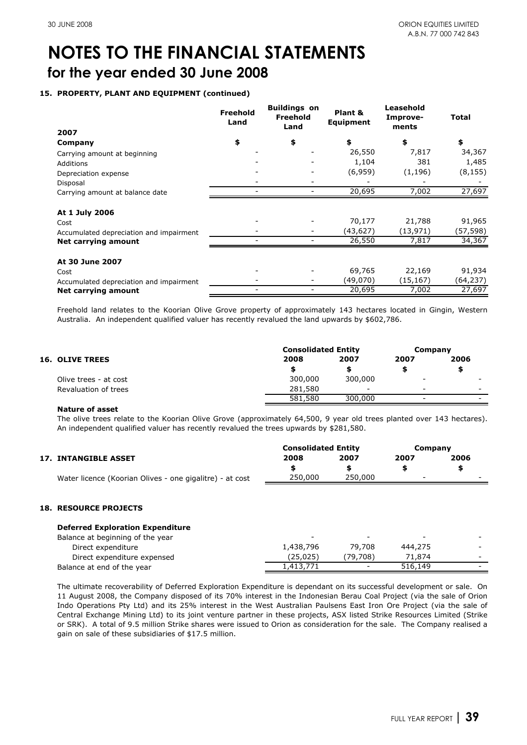# NOTES TO THE FINANCIAL STATEMENTS

## for the year ended 30 June 2008

### 15. PROPERTY, PLANT AND EQUIPMENT (continued)

| 2007 | Freehold Land | Buildings on Freehold Land | Plant & Equipment | Leasehold Improve-ments | Total |
|---|---|---|---|---|---|
| **Company** | **$** | **$** | **$** | **$** | **$** |
| Carrying amount at beginning | - | - | 26,550 | 7,817 | 34,367 |
| Additions | - | - | 1,104 | 381 | 1,485 |
| Depreciation expense | - | - | (6,959) | (1,196) | (8,155) |
| Disposal | - | - | - | - | - |
| Carrying amount at balance date | - | - | 20,695 | 7,002 | 27,697 |
| **At 1 July 2006** | | | | | |
| Cost | - | - | 70,177 | 21,788 | 91,965 |
| Accumulated depreciation and impairment | - | - | (43,627) | (13,971) | (57,598) |
| **Net carrying amount** | - | - | 26,550 | 7,817 | 34,367 |
| **At 30 June 2007** | | | | | |
| Cost | - | - | 69,765 | 22,169 | 91,934 |
| Accumulated depreciation and impairment | - | - | (49,070) | (15,167) | (64,237) |
| **Net carrying amount** | - | - | 20,695 | 7,002 | 27,697 |

Freehold land relates to the Koorian Olive Grove property of approximately 143 hectares located in Gingin, Western Australia. An independent qualified valuer has recently revalued the land upwards by $602,786.

| **16. OLIVE TREES** | Consolidated Entity 2008 | Consolidated Entity 2007 | Company 2007 | Company 2006 |
|---|---|---|---|---|
| | **$** | **$** | **$** | **$** |
| Olive trees - at cost | 300,000 | 300,000 | - | - |
| Revaluation of trees | 281,580 | - | - | - |
| | 581,580 | 300,000 | - | - |

**Nature of asset**

The olive trees relate to the Koorian Olive Grove (approximately 64,500, 9 year old trees planted over 143 hectares). An independent qualified valuer has recently revalued the trees upwards by $281,580.

| **17. INTANGIBLE ASSET** | Consolidated Entity 2008 | Consolidated Entity 2007 | Company 2007 | Company 2006 |
|---|---|---|---|---|
| | **$** | **$** | **$** | **$** |
| Water licence (Koorian Olives - one gigalitre) - at cost | 250,000 | 250,000 | - | - |

### 18. RESOURCE PROJECTS

| **Deferred Exploration Expenditure** | | | | |
|---|---|---|---|---|
| Balance at beginning of the year | - | - | - | - |
| Direct expenditure | 1,438,796 | 79,708 | 444,275 | - |
| Direct expenditure expensed | (25,025) | (79,708) | 71,874 | - |
| Balance at end of the year | 1,413,771 | - | 516,149 | - |

The ultimate recoverability of Deferred Exploration Expenditure is dependant on its successful development or sale. On 11 August 2008, the Company disposed of its 70% interest in the Indonesian Berau Coal Project (via the sale of Orion Indo Operations Pty Ltd) and its 25% interest in the West Australian Paulsens East Iron Ore Project (via the sale of Central Exchange Mining Ltd) to its joint venture partner in these projects, ASX listed Strike Resources Limited (Strike or SRK). A total of 9.5 million Strike shares were issued to Orion as consideration for the sale. The Company realised a gain on sale of these subsidiaries of $17.5 million.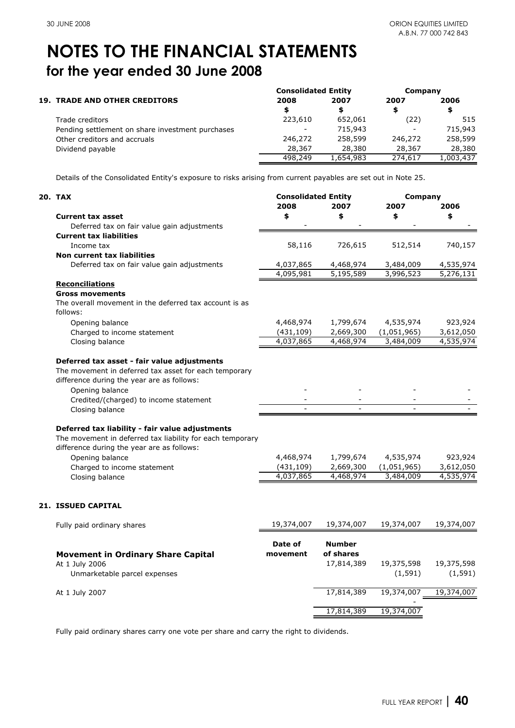# NOTES TO THE FINANCIAL STATEMENTS

## for the year ended 30 June 2008

| 19. TRADE AND OTHER CREDITORS | Consolidated Entity 2008 $ | Consolidated Entity 2007 $ | Company 2007 $ | Company 2006 $ |
|---|---|---|---|---|
| Trade creditors | 223,610 | 652,061 | (22) | 515 |
| Pending settlement on share investment purchases | - | 715,943 | - | 715,943 |
| Other creditors and accruals | 246,272 | 258,599 | 246,272 | 258,599 |
| Dividend payable | 28,367 | 28,380 | 28,367 | 28,380 |
| | 498,249 | 1,654,983 | 274,617 | 1,003,437 |

Details of the Consolidated Entity's exposure to risks arising from current payables are set out in Note 25.

| 20. TAX | Consolidated Entity 2008 $ | Consolidated Entity 2007 $ | Company 2007 $ | Company 2006 $ |
|---|---|---|---|---|
| **Current tax asset** | | | | |
| Deferred tax on fair value gain adjustments | - | - | - | - |
| **Current tax liabilities** | | | | |
| Income tax | 58,116 | 726,615 | 512,514 | 740,157 |
| **Non current tax liabilities** | | | | |
| Deferred tax on fair value gain adjustments | 4,037,865 | 4,468,974 | 3,484,009 | 4,535,974 |
| | 4,095,981 | 5,195,589 | 3,996,523 | 5,276,131 |
| **Reconciliations** | | | | |
| **Gross movements** | | | | |
| The overall movement in the deferred tax account is as follows: | | | | |
| Opening balance | 4,468,974 | 1,799,674 | 4,535,974 | 923,924 |
| Charged to income statement | (431,109) | 2,669,300 | (1,051,965) | 3,612,050 |
| Closing balance | 4,037,865 | 4,468,974 | 3,484,009 | 4,535,974 |
| **Deferred tax asset - fair value adjustments** | | | | |
| The movement in deferred tax asset for each temporary difference during the year are as follows: | | | | |
| Opening balance | - | - | - | - |
| Credited/(charged) to income statement | - | - | - | - |
| Closing balance | - | - | - | - |
| **Deferred tax liability - fair value adjustments** | | | | |
| The movement in deferred tax liability for each temporary difference during the year are as follows: | | | | |
| Opening balance | 4,468,974 | 1,799,674 | 4,535,974 | 923,924 |
| Charged to income statement | (431,109) | 2,669,300 | (1,051,965) | 3,612,050 |
| Closing balance | 4,037,865 | 4,468,974 | 3,484,009 | 4,535,974 |

**21. ISSUED CAPITAL**

| | | | | |
|---|---|---|---|---|
| Fully paid ordinary shares | 19,374,007 | 19,374,007 | 19,374,007 | 19,374,007 |
| **Movement in Ordinary Share Capital** | **Date of movement** | **Number of shares** | | |
| At 1 July 2006 | | 17,814,389 | 19,375,598 | 19,375,598 |
| Unmarketable parcel expenses | | | (1,591) | (1,591) |
| At 1 July 2007 | | 17,814,389 | 19,374,007 | 19,374,007 |
| | | | - | |
| | | 17,814,389 | 19,374,007 | |

Fully paid ordinary shares carry one vote per share and carry the right to dividends.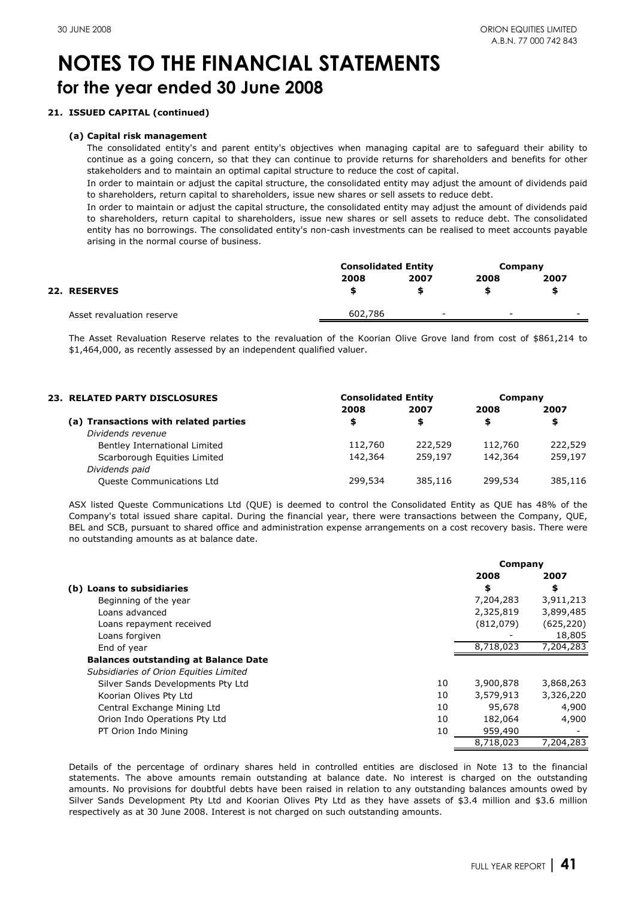# NOTES TO THE FINANCIAL STATEMENTS
## for the year ended 30 June 2008

**21. ISSUED CAPITAL (continued)**

**(a) Capital risk management**

The consolidated entity's and parent entity's objectives when managing capital are to safeguard their ability to continue as a going concern, so that they can continue to provide returns for shareholders and benefits for other stakeholders and to maintain an optimal capital structure to reduce the cost of capital.

In order to maintain or adjust the capital structure, the consolidated entity may adjust the amount of dividends paid to shareholders, return capital to shareholders, issue new shares or sell assets to reduce debt.

In order to maintain or adjust the capital structure, the consolidated entity may adjust the amount of dividends paid to shareholders, return capital to shareholders, issue new shares or sell assets to reduce debt. The consolidated entity has no borrowings. The consolidated entity's non-cash investments can be realised to meet accounts payable arising in the normal course of business.

| **22. RESERVES** | **Consolidated Entity** | | **Company** | |
|---|---|---|---|---|
| | **2008** | **2007** | **2008** | **2007** |
| | **$** | **$** | **$** | **$** |
| Asset revaluation reserve | 602,786 | - | - | - |

The Asset Revaluation Reserve relates to the revaluation of the Koorian Olive Grove land from cost of $861,214 to $1,464,000, as recently assessed by an independent qualified valuer.

| **23. RELATED PARTY DISCLOSURES** | **Consolidated Entity** | | **Company** | |
|---|---|---|---|---|
| | **2008** | **2007** | **2008** | **2007** |
| **(a) Transactions with related parties** | **$** | **$** | **$** | **$** |
| *Dividends revenue* | | | | |
| Bentley International Limited | 112,760 | 222,529 | 112,760 | 222,529 |
| Scarborough Equities Limited | 142,364 | 259,197 | 142,364 | 259,197 |
| *Dividends paid* | | | | |
| Queste Communications Ltd | 299,534 | 385,116 | 299,534 | 385,116 |

ASX listed Queste Communications Ltd (QUE) is deemed to control the Consolidated Entity as QUE has 48% of the Company's total issued share capital. During the financial year, there were transactions between the Company, QUE, BEL and SCB, pursuant to shared office and administration expense arrangements on a cost recovery basis. There were no outstanding amounts as at balance date.

| | | **Company** | |
|---|---|---|---|
| | | **2008** | **2007** |
| **(b) Loans to subsidiaries** | | **$** | **$** |
| Beginning of the year | | 7,204,283 | 3,911,213 |
| Loans advanced | | 2,325,819 | 3,899,485 |
| Loans repayment received | | (812,079) | (625,220) |
| Loans forgiven | | - | 18,805 |
| End of year | | 8,718,023 | 7,204,283 |
| **Balances outstanding at Balance Date** | | | |
| *Subsidiaries of Orion Equities Limited* | | | |
| Silver Sands Developments Pty Ltd | 10 | 3,900,878 | 3,868,263 |
| Koorian Olives Pty Ltd | 10 | 3,579,913 | 3,326,220 |
| Central Exchange Mining Ltd | 10 | 95,678 | 4,900 |
| Orion Indo Operations Pty Ltd | 10 | 182,064 | 4,900 |
| PT Orion Indo Mining | 10 | 959,490 | - |
| | | 8,718,023 | 7,204,283 |

Details of the percentage of ordinary shares held in controlled entities are disclosed in Note 13 to the financial statements. The above amounts remain outstanding at balance date. No interest is charged on the outstanding amounts. No provisions for doubtful debts have been raised in relation to any outstanding balances amounts owed by Silver Sands Development Pty Ltd and Koorian Olives Pty Ltd as they have assets of $3.4 million and $3.6 million respectively as at 30 June 2008. Interest is not charged on such outstanding amounts.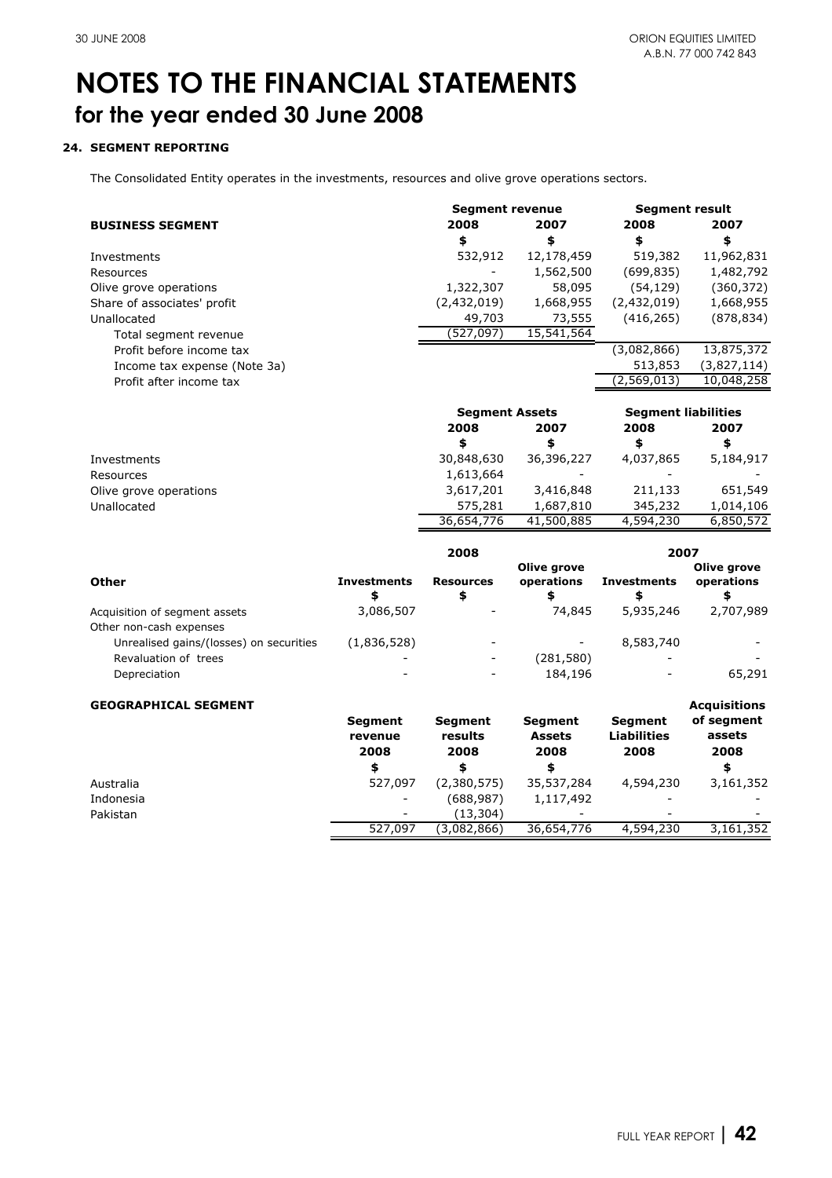# NOTES TO THE FINANCIAL STATEMENTS
## for the year ended 30 June 2008

### 24. SEGMENT REPORTING

The Consolidated Entity operates in the investments, resources and olive grove operations sectors.

| BUSINESS SEGMENT | Segment revenue | | Segment result | |
|---|---|---|---|---|
| | 2008 | 2007 | 2008 | 2007 |
| | $ | $ | $ | $ |
| Investments | 532,912 | 12,178,459 | 519,382 | 11,962,831 |
| Resources | - | 1,562,500 | (699,835) | 1,482,792 |
| Olive grove operations | 1,322,307 | 58,095 | (54,129) | (360,372) |
| Share of associates' profit | (2,432,019) | 1,668,955 | (2,432,019) | 1,668,955 |
| Unallocated | 49,703 | 73,555 | (416,265) | (878,834) |
| Total segment revenue | (527,097) | 15,541,564 | | |
| Profit before income tax | | | (3,082,866) | 13,875,372 |
| Income tax expense (Note 3a) | | | 513,853 | (3,827,114) |
| Profit after income tax | | | (2,569,013) | 10,048,258 |

| | Segment Assets | | Segment liabilities | |
|---|---|---|---|---|
| | 2008 | 2007 | 2008 | 2007 |
| | $ | $ | $ | $ |
| Investments | 30,848,630 | 36,396,227 | 4,037,865 | 5,184,917 |
| Resources | 1,613,664 | - | - | - |
| Olive grove operations | 3,617,201 | 3,416,848 | 211,133 | 651,549 |
| Unallocated | 575,281 | 1,687,810 | 345,232 | 1,014,106 |
| | 36,654,776 | 41,500,885 | 4,594,230 | 6,850,572 |

| Other | 2008 Investments | 2008 Resources | 2008 Olive grove operations | 2007 Investments | 2007 Olive grove operations |
|---|---|---|---|---|---|
| | $ | $ | $ | $ | $ |
| Acquisition of segment assets | 3,086,507 | - | 74,845 | 5,935,246 | 2,707,989 |
| Other non-cash expenses | | | | | |
| Unrealised gains/(losses) on securities | (1,836,528) | - | - | 8,583,740 | - |
| Revaluation of trees | - | - | (281,580) | - | - |
| Depreciation | - | - | 184,196 | - | 65,291 |

| GEOGRAPHICAL SEGMENT | Segment revenue 2008 | Segment results 2008 | Segment Assets 2008 | Segment Liabilities 2008 | Acquisitions of segment assets 2008 |
|---|---|---|---|---|---|
| | $ | $ | $ | $ | $ |
| Australia | 527,097 | (2,380,575) | 35,537,284 | 4,594,230 | 3,161,352 |
| Indonesia | - | (688,987) | 1,117,492 | - | - |
| Pakistan | - | (13,304) | - | - | - |
| | 527,097 | (3,082,866) | 36,654,776 | 4,594,230 | 3,161,352 |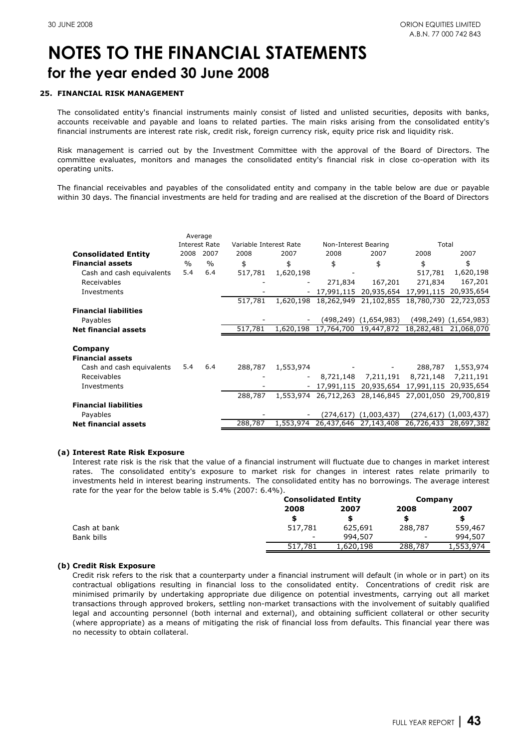# NOTES TO THE FINANCIAL STATEMENTS

## for the year ended 30 June 2008

### 25. FINANCIAL RISK MANAGEMENT

The consolidated entity's financial instruments mainly consist of listed and unlisted securities, deposits with banks, accounts receivable and payable and loans to related parties. The main risks arising from the consolidated entity's financial instruments are interest rate risk, credit risk, foreign currency risk, equity price risk and liquidity risk.

Risk management is carried out by the Investment Committee with the approval of the Board of Directors. The committee evaluates, monitors and manages the consolidated entity's financial risk in close co-operation with its operating units.

The financial receivables and payables of the consolidated entity and company in the table below are due or payable within 30 days. The financial investments are held for trading and are realised at the discretion of the Board of Directors

| | Average Interest Rate | | Variable Interest Rate | | Non-Interest Bearing | | Total | |
|---|---|---|---|---|---|---|---|---|
| **Consolidated Entity** | 2008 | 2007 | 2008 | 2007 | 2008 | 2007 | 2008 | 2007 |
| **Financial assets** | % | % | $ | $ | $ | $ | $ | $ |
| Cash and cash equivalents | 5.4 | 6.4 | 517,781 | 1,620,198 | - | | 517,781 | 1,620,198 |
| Receivables | | | - | - | 271,834 | 167,201 | 271,834 | 167,201 |
| Investments | | | - | - | 17,991,115 | 20,935,654 | 17,991,115 | 20,935,654 |
| | | | 517,781 | 1,620,198 | 18,262,949 | 21,102,855 | 18,780,730 | 22,723,053 |
| **Financial liabilities** | | | | | | | | |
| Payables | | | - | - | (498,249) | (1,654,983) | (498,249) | (1,654,983) |
| **Net financial assets** | | | 517,781 | 1,620,198 | 17,764,700 | 19,447,872 | 18,282,481 | 21,068,070 |
| | | | | | | | | |
| **Company** | | | | | | | | |
| **Financial assets** | | | | | | | | |
| Cash and cash equivalents | 5.4 | 6.4 | 288,787 | 1,553,974 | - | - | 288,787 | 1,553,974 |
| Receivables | | | - | - | 8,721,148 | 7,211,191 | 8,721,148 | 7,211,191 |
| Investments | | | - | - | 17,991,115 | 20,935,654 | 17,991,115 | 20,935,654 |
| | | | 288,787 | 1,553,974 | 26,712,263 | 28,146,845 | 27,001,050 | 29,700,819 |
| **Financial liabilities** | | | | | | | | |
| Payables | | | - | - | (274,617) | (1,003,437) | (274,617) | (1,003,437) |
| **Net financial assets** | | | 288,787 | 1,553,974 | 26,437,646 | 27,143,408 | 26,726,433 | 28,697,382 |

#### (a) Interest Rate Risk Exposure

Interest rate risk is the risk that the value of a financial instrument will fluctuate due to changes in market interest rates. The consolidated entity's exposure to market risk for changes in interest rates relate primarily to investments held in interest bearing instruments. The consolidated entity has no borrowings. The average interest rate for the year for the below table is 5.4% (2007: 6.4%).

| | Consolidated Entity | | Company | |
|---|---|---|---|---|
| | 2008 | 2007 | 2008 | 2007 |
| | $ | $ | $ | $ |
| Cash at bank | 517,781 | 625,691 | 288,787 | 559,467 |
| Bank bills | - | 994,507 | - | 994,507 |
| | 517,781 | 1,620,198 | 288,787 | 1,553,974 |

#### (b) Credit Risk Exposure

Credit risk refers to the risk that a counterparty under a financial instrument will default (in whole or in part) on its contractual obligations resulting in financial loss to the consolidated entity. Concentrations of credit risk are minimised primarily by undertaking appropriate due diligence on potential investments, carrying out all market transactions through approved brokers, settling non-market transactions with the involvement of suitably qualified legal and accounting personnel (both internal and external), and obtaining sufficient collateral or other security (where appropriate) as a means of mitigating the risk of financial loss from defaults. This financial year there was no necessity to obtain collateral.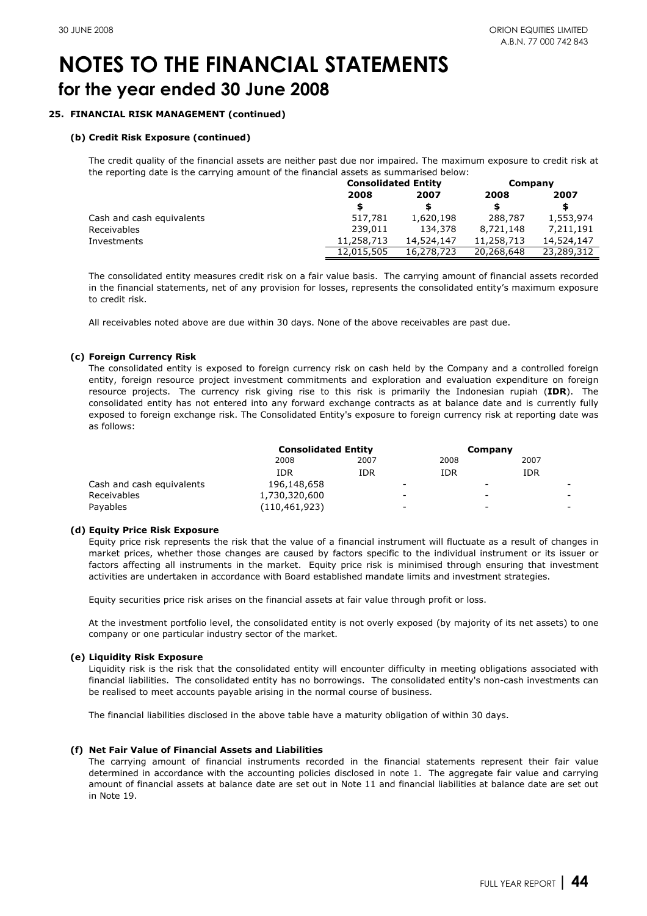# NOTES TO THE FINANCIAL STATEMENTS
## for the year ended 30 June 2008

**25. FINANCIAL RISK MANAGEMENT (continued)**

**(b) Credit Risk Exposure (continued)**

The credit quality of the financial assets are neither past due nor impaired. The maximum exposure to credit risk at the reporting date is the carrying amount of the financial assets as summarised below:

| | Consolidated Entity | | Company | |
|---|---|---|---|---|
| | 2008 | 2007 | 2008 | 2007 |
| | $ | $ | $ | $ |
| Cash and cash equivalents | 517,781 | 1,620,198 | 288,787 | 1,553,974 |
| Receivables | 239,011 | 134,378 | 8,721,148 | 7,211,191 |
| Investments | 11,258,713 | 14,524,147 | 11,258,713 | 14,524,147 |
| | 12,015,505 | 16,278,723 | 20,268,648 | 23,289,312 |

The consolidated entity measures credit risk on a fair value basis. The carrying amount of financial assets recorded in the financial statements, net of any provision for losses, represents the consolidated entity's maximum exposure to credit risk.

All receivables noted above are due within 30 days. None of the above receivables are past due.

**(c) Foreign Currency Risk**

The consolidated entity is exposed to foreign currency risk on cash held by the Company and a controlled foreign entity, foreign resource project investment commitments and exploration and evaluation expenditure on foreign resource projects. The currency risk giving rise to this risk is primarily the Indonesian rupiah (**IDR**). The consolidated entity has not entered into any forward exchange contracts as at balance date and is currently fully exposed to foreign exchange risk. The Consolidated Entity's exposure to foreign currency risk at reporting date was as follows:

| | Consolidated Entity | | Company | |
|---|---|---|---|---|
| | 2008 | 2007 | 2008 | 2007 |
| | IDR | IDR | IDR | IDR |
| Cash and cash equivalents | 196,148,658 | - | - | - |
| Receivables | 1,730,320,600 | - | - | - |
| Payables | (110,461,923) | - | - | - |

**(d) Equity Price Risk Exposure**

Equity price risk represents the risk that the value of a financial instrument will fluctuate as a result of changes in market prices, whether those changes are caused by factors specific to the individual instrument or its issuer or factors affecting all instruments in the market. Equity price risk is minimised through ensuring that investment activities are undertaken in accordance with Board established mandate limits and investment strategies.

Equity securities price risk arises on the financial assets at fair value through profit or loss.

At the investment portfolio level, the consolidated entity is not overly exposed (by majority of its net assets) to one company or one particular industry sector of the market.

**(e) Liquidity Risk Exposure**

Liquidity risk is the risk that the consolidated entity will encounter difficulty in meeting obligations associated with financial liabilities. The consolidated entity has no borrowings. The consolidated entity's non-cash investments can be realised to meet accounts payable arising in the normal course of business.

The financial liabilities disclosed in the above table have a maturity obligation of within 30 days.

**(f) Net Fair Value of Financial Assets and Liabilities**

The carrying amount of financial instruments recorded in the financial statements represent their fair value determined in accordance with the accounting policies disclosed in note 1. The aggregate fair value and carrying amount of financial assets at balance date are set out in Note 11 and financial liabilities at balance date are set out in Note 19.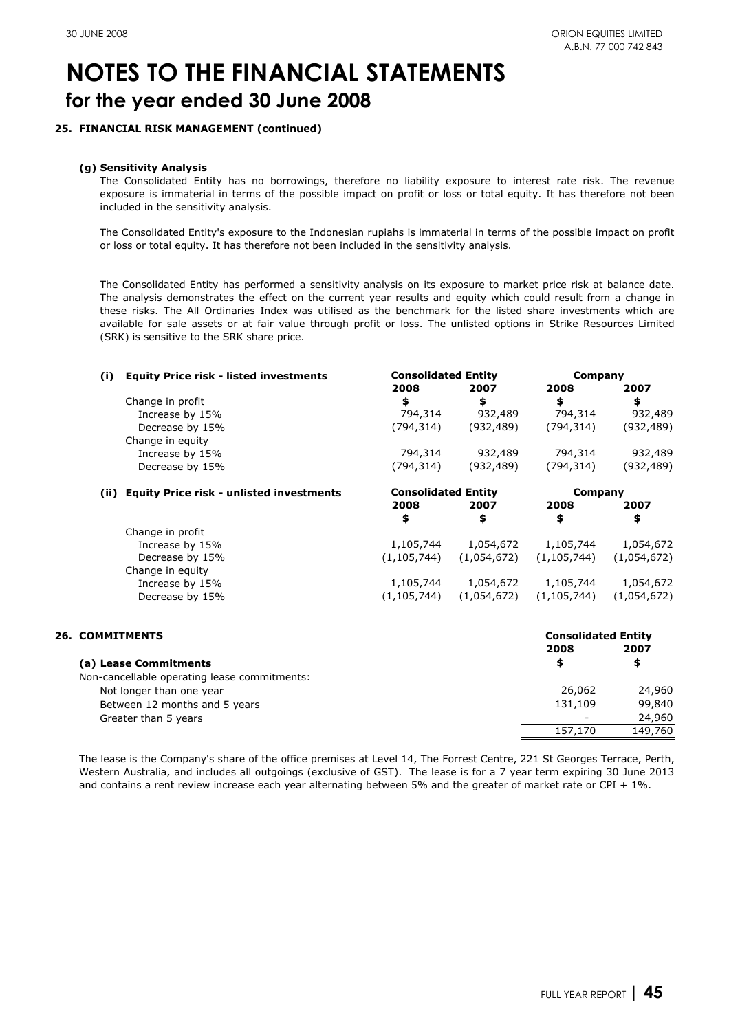# NOTES TO THE FINANCIAL STATEMENTS

## for the year ended 30 June 2008

**25. FINANCIAL RISK MANAGEMENT (continued)**

**(g) Sensitivity Analysis**

The Consolidated Entity has no borrowings, therefore no liability exposure to interest rate risk. The revenue exposure is immaterial in terms of the possible impact on profit or loss or total equity. It has therefore not been included in the sensitivity analysis.

The Consolidated Entity's exposure to the Indonesian rupiahs is immaterial in terms of the possible impact on profit or loss or total equity. It has therefore not been included in the sensitivity analysis.

The Consolidated Entity has performed a sensitivity analysis on its exposure to market price risk at balance date. The analysis demonstrates the effect on the current year results and equity which could result from a change in these risks. The All Ordinaries Index was utilised as the benchmark for the listed share investments which are available for sale assets or at fair value through profit or loss. The unlisted options in Strike Resources Limited (SRK) is sensitive to the SRK share price.

| **(i) Equity Price risk - listed investments** | **Consolidated Entity** | | **Company** | |
|---|---|---|---|---|
| | **2008** | **2007** | **2008** | **2007** |
| Change in profit | **$** | **$** | **$** | **$** |
| Increase by 15% | 794,314 | 932,489 | 794,314 | 932,489 |
| Decrease by 15% | (794,314) | (932,489) | (794,314) | (932,489) |
| Change in equity | | | | |
| Increase by 15% | 794,314 | 932,489 | 794,314 | 932,489 |
| Decrease by 15% | (794,314) | (932,489) | (794,314) | (932,489) |

| **(ii) Equity Price risk - unlisted investments** | **Consolidated Entity** | | **Company** | |
|---|---|---|---|---|
| | **2008** | **2007** | **2008** | **2007** |
| | **$** | **$** | **$** | **$** |
| Change in profit | | | | |
| Increase by 15% | 1,105,744 | 1,054,672 | 1,105,744 | 1,054,672 |
| Decrease by 15% | (1,105,744) | (1,054,672) | (1,105,744) | (1,054,672) |
| Change in equity | | | | |
| Increase by 15% | 1,105,744 | 1,054,672 | 1,105,744 | 1,054,672 |
| Decrease by 15% | (1,105,744) | (1,054,672) | (1,105,744) | (1,054,672) |

**26. COMMITMENTS**

| | **Consolidated Entity** | |
|---|---|---|
| | **2008** | **2007** |
| **(a) Lease Commitments** | **$** | **$** |
| Non-cancellable operating lease commitments: | | |
| Not longer than one year | 26,062 | 24,960 |
| Between 12 months and 5 years | 131,109 | 99,840 |
| Greater than 5 years | - | 24,960 |
| | 157,170 | 149,760 |

The lease is the Company's share of the office premises at Level 14, The Forrest Centre, 221 St Georges Terrace, Perth, Western Australia, and includes all outgoings (exclusive of GST). The lease is for a 7 year term expiring 30 June 2013 and contains a rent review increase each year alternating between 5% and the greater of market rate or CPI + 1%.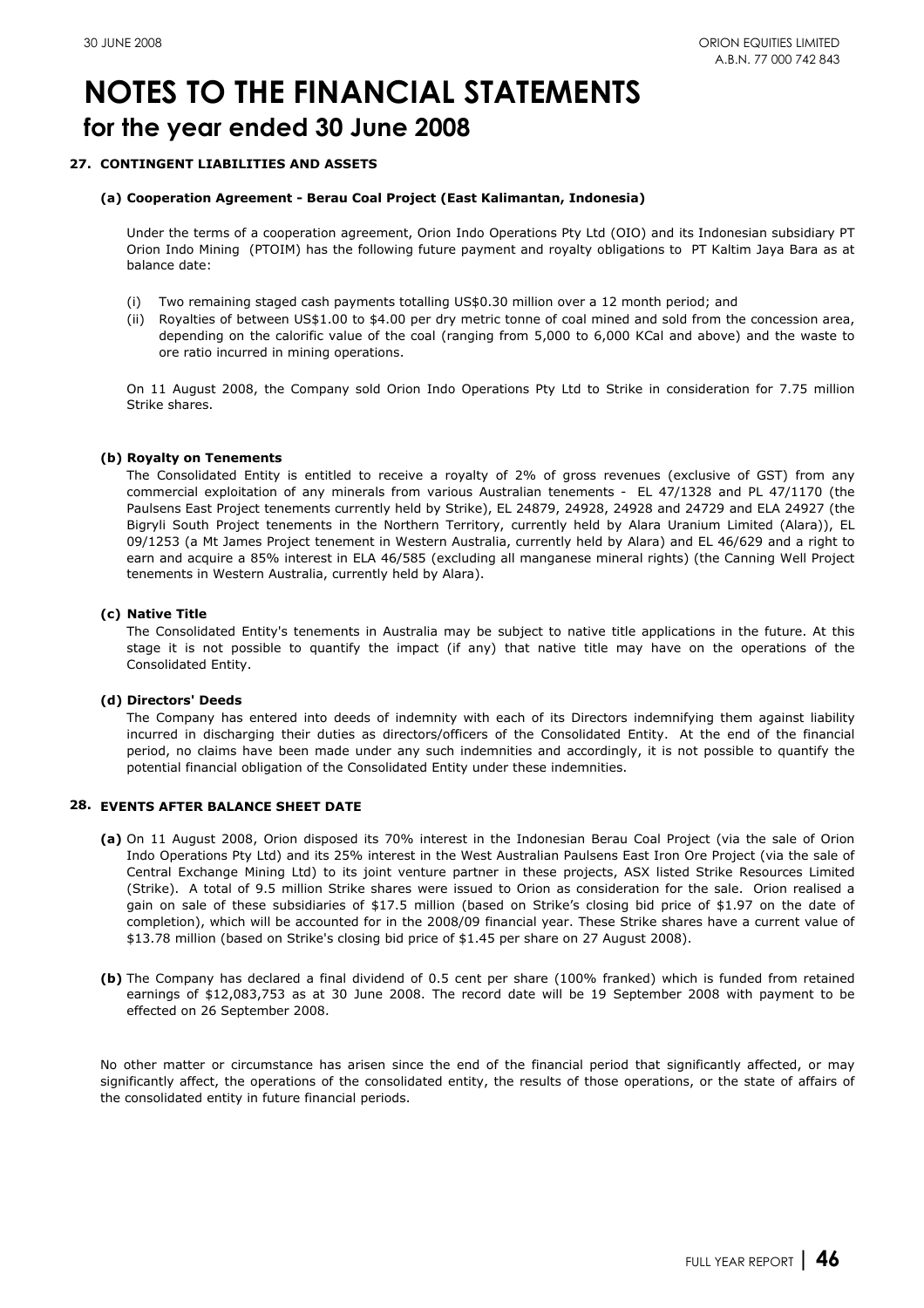# NOTES TO THE FINANCIAL STATEMENTS

## for the year ended 30 June 2008

### 27. CONTINGENT LIABILITIES AND ASSETS

**(a) Cooperation Agreement - Berau Coal Project (East Kalimantan, Indonesia)**

Under the terms of a cooperation agreement, Orion Indo Operations Pty Ltd (OIO) and its Indonesian subsidiary PT Orion Indo Mining (PTOIM) has the following future payment and royalty obligations to PT Kaltim Jaya Bara as at balance date:

(i) Two remaining staged cash payments totalling US$0.30 million over a 12 month period; and

(ii) Royalties of between US$1.00 to $4.00 per dry metric tonne of coal mined and sold from the concession area, depending on the calorific value of the coal (ranging from 5,000 to 6,000 KCal and above) and the waste to ore ratio incurred in mining operations.

On 11 August 2008, the Company sold Orion Indo Operations Pty Ltd to Strike in consideration for 7.75 million Strike shares.

**(b) Royalty on Tenements**

The Consolidated Entity is entitled to receive a royalty of 2% of gross revenues (exclusive of GST) from any commercial exploitation of any minerals from various Australian tenements - EL 47/1328 and PL 47/1170 (the Paulsens East Project tenements currently held by Strike), EL 24879, 24928, 24928 and 24729 and ELA 24927 (the Bigryli South Project tenements in the Northern Territory, currently held by Alara Uranium Limited (Alara)), EL 09/1253 (a Mt James Project tenement in Western Australia, currently held by Alara) and EL 46/629 and a right to earn and acquire a 85% interest in ELA 46/585 (excluding all manganese mineral rights) (the Canning Well Project tenements in Western Australia, currently held by Alara).

**(c) Native Title**

The Consolidated Entity's tenements in Australia may be subject to native title applications in the future. At this stage it is not possible to quantify the impact (if any) that native title may have on the operations of the Consolidated Entity.

**(d) Directors' Deeds**

The Company has entered into deeds of indemnity with each of its Directors indemnifying them against liability incurred in discharging their duties as directors/officers of the Consolidated Entity. At the end of the financial period, no claims have been made under any such indemnities and accordingly, it is not possible to quantify the potential financial obligation of the Consolidated Entity under these indemnities.

### 28. EVENTS AFTER BALANCE SHEET DATE

**(a)** On 11 August 2008, Orion disposed its 70% interest in the Indonesian Berau Coal Project (via the sale of Orion Indo Operations Pty Ltd) and its 25% interest in the West Australian Paulsens East Iron Ore Project (via the sale of Central Exchange Mining Ltd) to its joint venture partner in these projects, ASX listed Strike Resources Limited (Strike). A total of 9.5 million Strike shares were issued to Orion as consideration for the sale. Orion realised a gain on sale of these subsidiaries of $17.5 million (based on Strike's closing bid price of $1.97 on the date of completion), which will be accounted for in the 2008/09 financial year. These Strike shares have a current value of $13.78 million (based on Strike's closing bid price of $1.45 per share on 27 August 2008).

**(b)** The Company has declared a final dividend of 0.5 cent per share (100% franked) which is funded from retained earnings of $12,083,753 as at 30 June 2008. The record date will be 19 September 2008 with payment to be effected on 26 September 2008.

No other matter or circumstance has arisen since the end of the financial period that significantly affected, or may significantly affect, the operations of the consolidated entity, the results of those operations, or the state of affairs of the consolidated entity in future financial periods.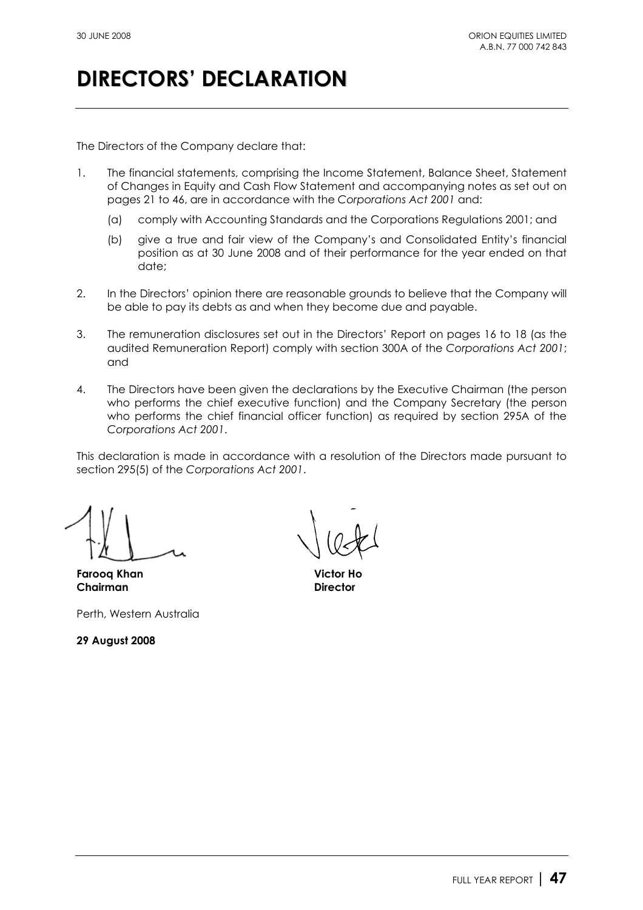# DIRECTORS' DECLARATION

The Directors of the Company declare that:

1. The financial statements, comprising the Income Statement, Balance Sheet, Statement of Changes in Equity and Cash Flow Statement and accompanying notes as set out on pages 21 to 46, are in accordance with the *Corporations Act 2001* and:

   (a) comply with Accounting Standards and the Corporations Regulations 2001; and

   (b) give a true and fair view of the Company's and Consolidated Entity's financial position as at 30 June 2008 and of their performance for the year ended on that date;

2. In the Directors' opinion there are reasonable grounds to believe that the Company will be able to pay its debts as and when they become due and payable.

3. The remuneration disclosures set out in the Directors' Report on pages 16 to 18 (as the audited Remuneration Report) comply with section 300A of the *Corporations Act 2001*; and

4. The Directors have been given the declarations by the Executive Chairman (the person who performs the chief executive function) and the Company Secretary (the person who performs the chief financial officer function) as required by section 295A of the *Corporations Act 2001*.

This declaration is made in accordance with a resolution of the Directors made pursuant to section 295(5) of the *Corporations Act 2001*.

**Farooq Khan**
**Chairman**

**Victor Ho**
**Director**

Perth, Western Australia

**29 August 2008**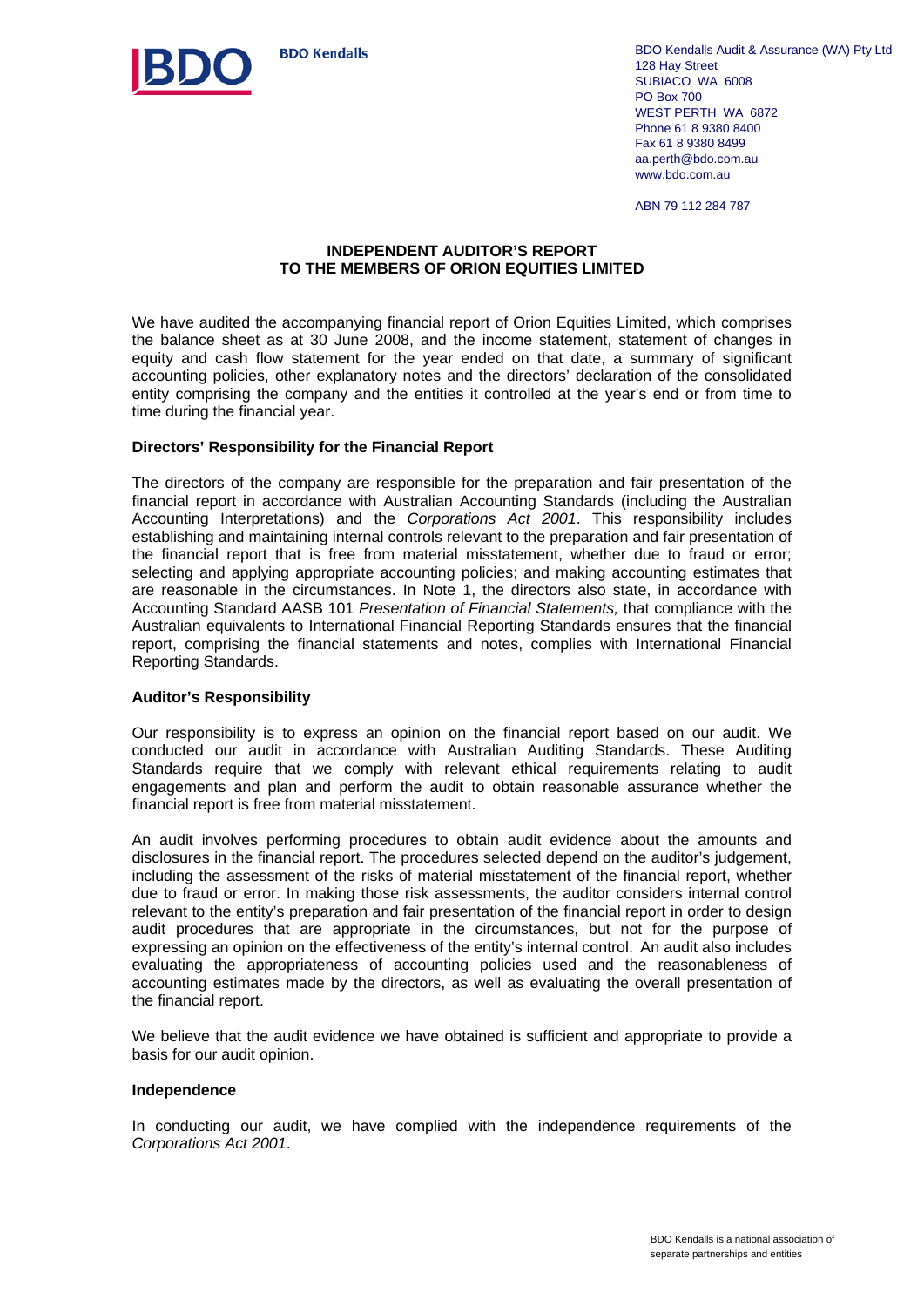BDO Kendalls

BDO Kendalls Audit & Assurance (WA) Pty Ltd
128 Hay Street
SUBIACO WA 6008
PO Box 700
WEST PERTH WA 6872
Phone 61 8 9380 8400
Fax 61 8 9380 8499
aa.perth@bdo.com.au
www.bdo.com.au

ABN 79 112 284 787

## INDEPENDENT AUDITOR'S REPORT TO THE MEMBERS OF ORION EQUITIES LIMITED

We have audited the accompanying financial report of Orion Equities Limited, which comprises the balance sheet as at 30 June 2008, and the income statement, statement of changes in equity and cash flow statement for the year ended on that date, a summary of significant accounting policies, other explanatory notes and the directors' declaration of the consolidated entity comprising the company and the entities it controlled at the year's end or from time to time during the financial year.

### Directors' Responsibility for the Financial Report

The directors of the company are responsible for the preparation and fair presentation of the financial report in accordance with Australian Accounting Standards (including the Australian Accounting Interpretations) and the *Corporations Act 2001*. This responsibility includes establishing and maintaining internal controls relevant to the preparation and fair presentation of the financial report that is free from material misstatement, whether due to fraud or error; selecting and applying appropriate accounting policies; and making accounting estimates that are reasonable in the circumstances. In Note 1, the directors also state, in accordance with Accounting Standard AASB 101 *Presentation of Financial Statements,* that compliance with the Australian equivalents to International Financial Reporting Standards ensures that the financial report, comprising the financial statements and notes, complies with International Financial Reporting Standards.

### Auditor's Responsibility

Our responsibility is to express an opinion on the financial report based on our audit. We conducted our audit in accordance with Australian Auditing Standards. These Auditing Standards require that we comply with relevant ethical requirements relating to audit engagements and plan and perform the audit to obtain reasonable assurance whether the financial report is free from material misstatement.

An audit involves performing procedures to obtain audit evidence about the amounts and disclosures in the financial report. The procedures selected depend on the auditor's judgement, including the assessment of the risks of material misstatement of the financial report, whether due to fraud or error. In making those risk assessments, the auditor considers internal control relevant to the entity's preparation and fair presentation of the financial report in order to design audit procedures that are appropriate in the circumstances, but not for the purpose of expressing an opinion on the effectiveness of the entity's internal control. An audit also includes evaluating the appropriateness of accounting policies used and the reasonableness of accounting estimates made by the directors, as well as evaluating the overall presentation of the financial report.

We believe that the audit evidence we have obtained is sufficient and appropriate to provide a basis for our audit opinion.

### Independence

In conducting our audit, we have complied with the independence requirements of the *Corporations Act 2001*.

BDO Kendalls is a national association of separate partnerships and entities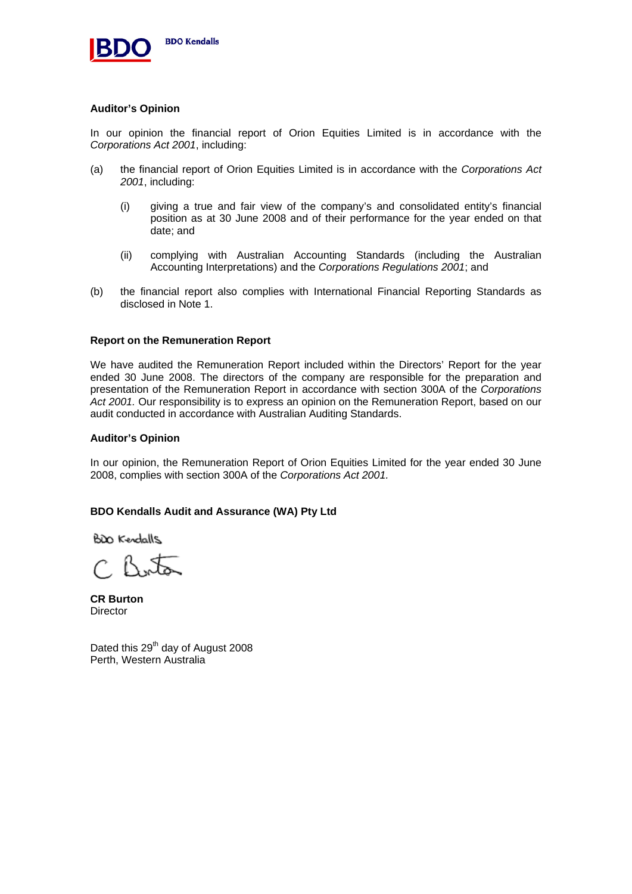**Auditor's Opinion**

In our opinion the financial report of Orion Equities Limited is in accordance with the *Corporations Act 2001*, including:

(a) the financial report of Orion Equities Limited is in accordance with the *Corporations Act 2001*, including:

  (i) giving a true and fair view of the company's and consolidated entity's financial position as at 30 June 2008 and of their performance for the year ended on that date; and

  (ii) complying with Australian Accounting Standards (including the Australian Accounting Interpretations) and the *Corporations Regulations 2001*; and

(b) the financial report also complies with International Financial Reporting Standards as disclosed in Note 1.

**Report on the Remuneration Report**

We have audited the Remuneration Report included within the Directors' Report for the year ended 30 June 2008. The directors of the company are responsible for the preparation and presentation of the Remuneration Report in accordance with section 300A of the *Corporations Act 2001.* Our responsibility is to express an opinion on the Remuneration Report, based on our audit conducted in accordance with Australian Auditing Standards.

**Auditor's Opinion**

In our opinion, the Remuneration Report of Orion Equities Limited for the year ended 30 June 2008, complies with section 300A of the *Corporations Act 2001.*

**BDO Kendalls Audit and Assurance (WA) Pty Ltd**

BDO Kendalls

C Burton

**CR Burton**
Director

Dated this 29th day of August 2008
Perth, Western Australia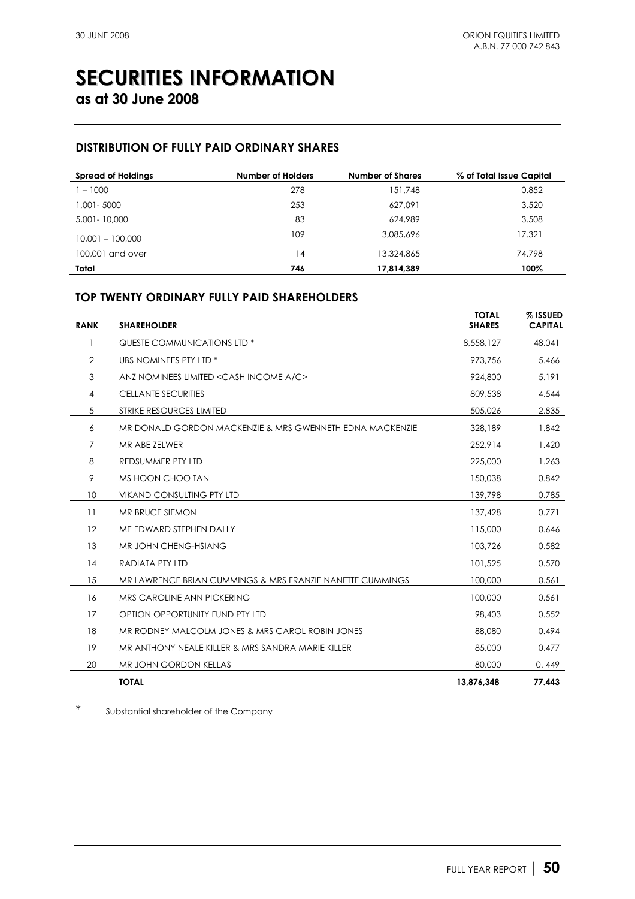# SECURITIES INFORMATION

## as at 30 June 2008

### DISTRIBUTION OF FULLY PAID ORDINARY SHARES

| Spread of Holdings | Number of Holders | Number of Shares | % of Total Issue Capital |
|---|---|---|---|
| 1 – 1000 | 278 | 151,748 | 0.852 |
| 1,001- 5000 | 253 | 627,091 | 3.520 |
| 5,001- 10,000 | 83 | 624,989 | 3.508 |
| 10,001 – 100,000 | 109 | 3,085,696 | 17.321 |
| 100,001 and over | 14 | 13,324,865 | 74.798 |
| **Total** | **746** | **17,814,389** | **100%** |

### TOP TWENTY ORDINARY FULLY PAID SHAREHOLDERS

| RANK | SHAREHOLDER | TOTAL SHARES | % ISSUED CAPITAL |
|---|---|---|---|
| 1 | QUESTE COMMUNICATIONS LTD * | 8,558,127 | 48.041 |
| 2 | UBS NOMINEES PTY LTD * | 973,756 | 5.466 |
| 3 | ANZ NOMINEES LIMITED <CASH INCOME A/C> | 924,800 | 5.191 |
| 4 | CELLANTE SECURITIES | 809,538 | 4.544 |
| 5 | STRIKE RESOURCES LIMITED | 505,026 | 2.835 |
| 6 | MR DONALD GORDON MACKENZIE & MRS GWENNETH EDNA MACKENZIE | 328,189 | 1.842 |
| 7 | MR ABE ZELWER | 252,914 | 1.420 |
| 8 | REDSUMMER PTY LTD | 225,000 | 1.263 |
| 9 | MS HOON CHOO TAN | 150,038 | 0.842 |
| 10 | VIKAND CONSULTING PTY LTD | 139,798 | 0.785 |
| 11 | MR BRUCE SIEMON | 137,428 | 0.771 |
| 12 | ME EDWARD STEPHEN DALLY | 115,000 | 0.646 |
| 13 | MR JOHN CHENG-HSIANG | 103,726 | 0.582 |
| 14 | RADIATA PTY LTD | 101,525 | 0.570 |
| 15 | MR LAWRENCE BRIAN CUMMINGS & MRS FRANZIE NANETTE CUMMINGS | 100,000 | 0.561 |
| 16 | MRS CAROLINE ANN PICKERING | 100,000 | 0.561 |
| 17 | OPTION OPPORTUNITY FUND PTY LTD | 98,403 | 0.552 |
| 18 | MR RODNEY MALCOLM JONES & MRS CAROL ROBIN JONES | 88,080 | 0.494 |
| 19 | MR ANTHONY NEALE KILLER & MRS SANDRA MARIE KILLER | 85,000 | 0.477 |
| 20 | MR JOHN GORDON KELLAS | 80,000 | 0. 449 |
| | **TOTAL** | **13,876,348** | **77.443** |

* Substantial shareholder of the Company